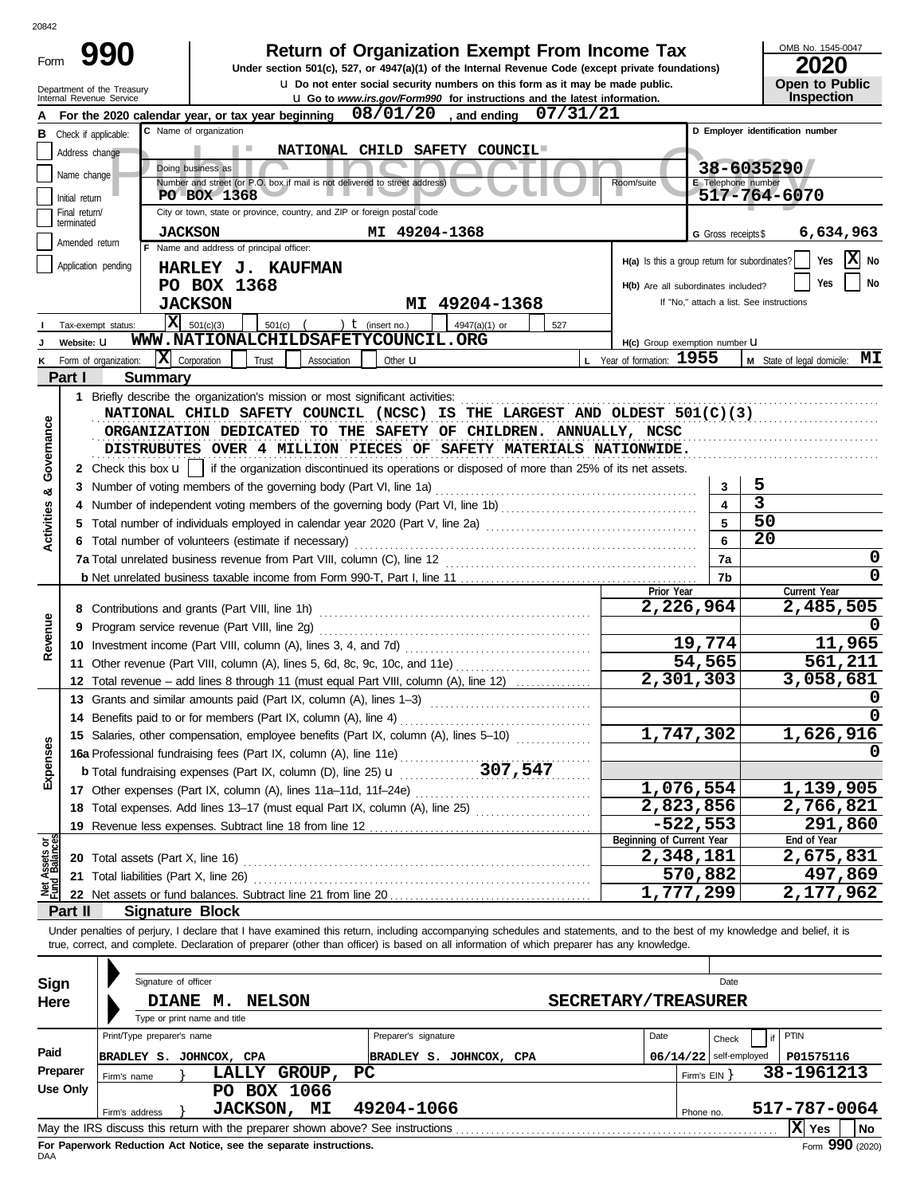20842

# Form 990 — Return of Organization Exempt From Income Tax

**Under section 501(c), 527, or 4947(a)(1) of the Internal Revenue Code (except private foundations)**

u Do not enter social security numbers on this form as it may be made public.

u Go to *www.irs.gov/Form990* for instructions and the latest information.

Department of the Treasury
Internal Revenue Service

OMB No. 1545-0047
**2020**
**Open to Public Inspection**

**A** For the 2020 calendar year, or tax year beginning **08/01/20**, and ending **07/31/21**

**B** Check if applicable: Address change / Name change / Initial return / Final return/terminated / Amended return / Application pending

**C** Name of organization: **NATIONAL CHILD SAFETY COUNCIL**

Doing business as

Number and street (or P.O. box if mail is not delivered to street address): **PO BOX 1368** Room/suite

City or town, state or province, country, and ZIP or foreign postal code: **JACKSON MI 49204-1368**

**D** Employer identification number: **38-6035290**

**E** Telephone number: **517-764-6070**

**G** Gross receipts $ **6,634,963**

**F** Name and address of principal officer: **HARLEY J. KAUFMAN, PO BOX 1368, JACKSON MI 49204-1368**

**H(a)** Is this a group return for subordinates? Yes [ ] No [X]

**H(b)** Are all subordinates included? Yes [ ] No [ ] If "No," attach a list. See instructions

**H(c)** Group exemption number u

**I** Tax-exempt status: [X] 501(c)(3) [ ] 501(c) ( ) t (insert no.) [ ] 4947(a)(1) or [ ] 527

**J** Website: u **WWW.NATIONALCHILDSAFETYCOUNCIL.ORG**

**K** Form of organization: [X] Corporation [ ] Trust [ ] Association [ ] Other u

**L** Year of formation: **1955**

**M** State of legal domicile: **MI**

## Part I Summary

### Activities & Governance

1 Briefly describe the organization's mission or most significant activities:
NATIONAL CHILD SAFETY COUNCIL (NCSC) IS THE LARGEST AND OLDEST 501(C)(3) ORGANIZATION DEDICATED TO THE SAFETY OF CHILDREN. ANNUALLY, NCSC DISTRUBUTES OVER 4 MILLION PIECES OF SAFETY MATERIALS NATIONWIDE.

2 Check this box u [ ] if the organization discontinued its operations or disposed of more than 25% of its net assets.

| | Line | Value |
|---|---|---|
| 3 Number of voting members of the governing body (Part VI, line 1a) | 3 | 5 |
| 4 Number of independent voting members of the governing body (Part VI, line 1b) | 4 | 3 |
| 5 Total number of individuals employed in calendar year 2020 (Part V, line 2a) | 5 | 50 |
| 6 Total number of volunteers (estimate if necessary) | 6 | 20 |
| 7a Total unrelated business revenue from Part VIII, column (C), line 12 | 7a | 0 |
| b Net unrelated business taxable income from Form 990-T, Part I, line 11 | 7b | 0 |

### Revenue / Expenses / Net Assets

| | Prior Year | Current Year |
|---|---|---|
| 8 Contributions and grants (Part VIII, line 1h) | 2,226,964 | 2,485,505 |
| 9 Program service revenue (Part VIII, line 2g) | | 0 |
| 10 Investment income (Part VIII, column (A), lines 3, 4, and 7d) | 19,774 | 11,965 |
| 11 Other revenue (Part VIII, column (A), lines 5, 6d, 8c, 9c, 10c, and 11e) | 54,565 | 561,211 |
| 12 Total revenue – add lines 8 through 11 (must equal Part VIII, column (A), line 12) | 2,301,303 | 3,058,681 |
| 13 Grants and similar amounts paid (Part IX, column (A), lines 1–3) | | 0 |
| 14 Benefits paid to or for members (Part IX, column (A), line 4) | | 0 |
| 15 Salaries, other compensation, employee benefits (Part IX, column (A), lines 5–10) | 1,747,302 | 1,626,916 |
| 16a Professional fundraising fees (Part IX, column (A), line 11e) | | 0 |
| b Total fundraising expenses (Part IX, column (D), line 25) u 307,547 | | |
| 17 Other expenses (Part IX, column (A), lines 11a–11d, 11f–24e) | 1,076,554 | 1,139,905 |
| 18 Total expenses. Add lines 13–17 (must equal Part IX, column (A), line 25) | 2,823,856 | 2,766,821 |
| 19 Revenue less expenses. Subtract line 18 from line 12 | -522,553 | 291,860 |
| | **Beginning of Current Year** | **End of Year** |
| 20 Total assets (Part X, line 16) | 2,348,181 | 2,675,831 |
| 21 Total liabilities (Part X, line 26) | 570,882 | 497,869 |
| 22 Net assets or fund balances. Subtract line 21 from line 20 | 1,777,299 | 2,177,962 |

## Part II Signature Block

Under penalties of perjury, I declare that I have examined this return, including accompanying schedules and statements, and to the best of my knowledge and belief, it is true, correct, and complete. Declaration of preparer (other than officer) is based on all information of which preparer has any knowledge.

**Sign Here**

Signature of officer — Date

DIANE M. NELSON — SECRETARY/TREASURER

Type or print name and title

**Paid Preparer Use Only**

| Print/Type preparer's name | Preparer's signature | Date | Check if self-employed | PTIN |
|---|---|---|---|---|
| BRADLEY S. JOHNCOX, CPA | BRADLEY S. JOHNCOX, CPA | 06/14/22 | | P01575116 |

Firm's name } LALLY GROUP, PC — Firm's EIN } 38-1961213

Firm's address } PO BOX 1066, JACKSON, MI 49204-1066 — Phone no. 517-787-0064

May the IRS discuss this return with the preparer shown above? See instructions [X] Yes [ ] No

**For Paperwork Reduction Act Notice, see the separate instructions.**

DAA Form **990** (2020)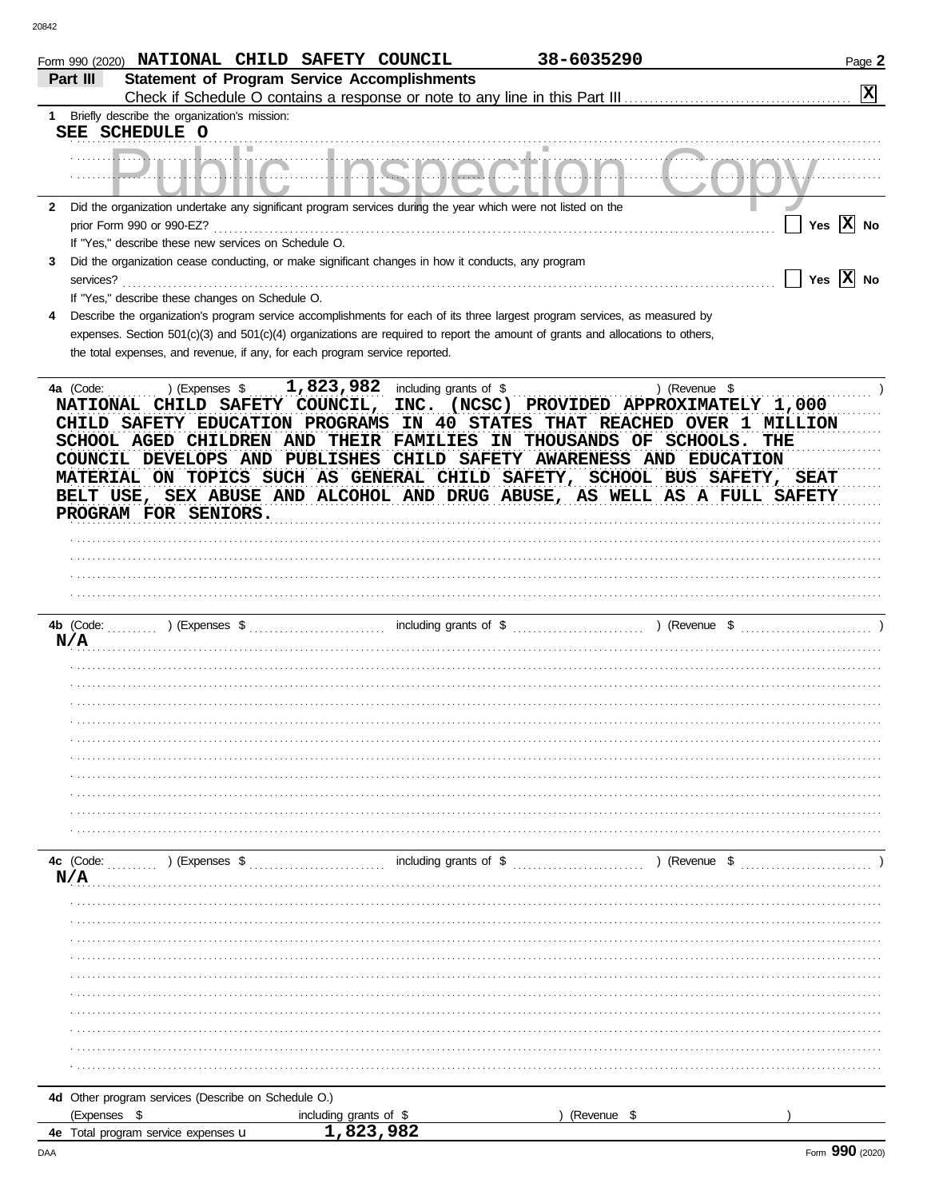Form 990 (2020) NATIONAL CHILD SAFETY COUNCIL 38-6035290

## Part III Statement of Program Service Accomplishments

Check if Schedule O contains a response or note to any line in this Part III [X]

**1** Briefly describe the organization's mission:

SEE SCHEDULE O

**2** Did the organization undertake any significant program services during the year which were not listed on the prior Form 990 or 990-EZ? [ ] Yes [X] No

If "Yes," describe these new services on Schedule O.

**3** Did the organization cease conducting, or make significant changes in how it conducts, any program services? [ ] Yes [X] No

If "Yes," describe these changes on Schedule O.

**4** Describe the organization's program service accomplishments for each of its three largest program services, as measured by expenses. Section 501(c)(3) and 501(c)(4) organizations are required to report the amount of grants and allocations to others, the total expenses, and revenue, if any, for each program service reported.

**4a** (Code: ) (Expenses $ 1,823,982 including grants of $ ) (Revenue $ )

NATIONAL CHILD SAFETY COUNCIL, INC. (NCSC) PROVIDED APPROXIMATELY 1,000 CHILD SAFETY EDUCATION PROGRAMS IN 40 STATES THAT REACHED OVER 1 MILLION SCHOOL AGED CHILDREN AND THEIR FAMILIES IN THOUSANDS OF SCHOOLS. THE COUNCIL DEVELOPS AND PUBLISHES CHILD SAFETY AWARENESS AND EDUCATION MATERIAL ON TOPICS SUCH AS GENERAL CHILD SAFETY, SCHOOL BUS SAFETY, SEAT BELT USE, SEX ABUSE AND ALCOHOL AND DRUG ABUSE, AS WELL AS A FULL SAFETY PROGRAM FOR SENIORS.

**4b** (Code: ) (Expenses $ including grants of $ ) (Revenue $ )

N/A

**4c** (Code: ) (Expenses $ including grants of $ ) (Revenue $ )

N/A

**4d** Other program services (Describe on Schedule O.)

(Expenses $ including grants of $ ) (Revenue $ )

**4e** Total program service expenses 1,823,982

Form **990** (2020)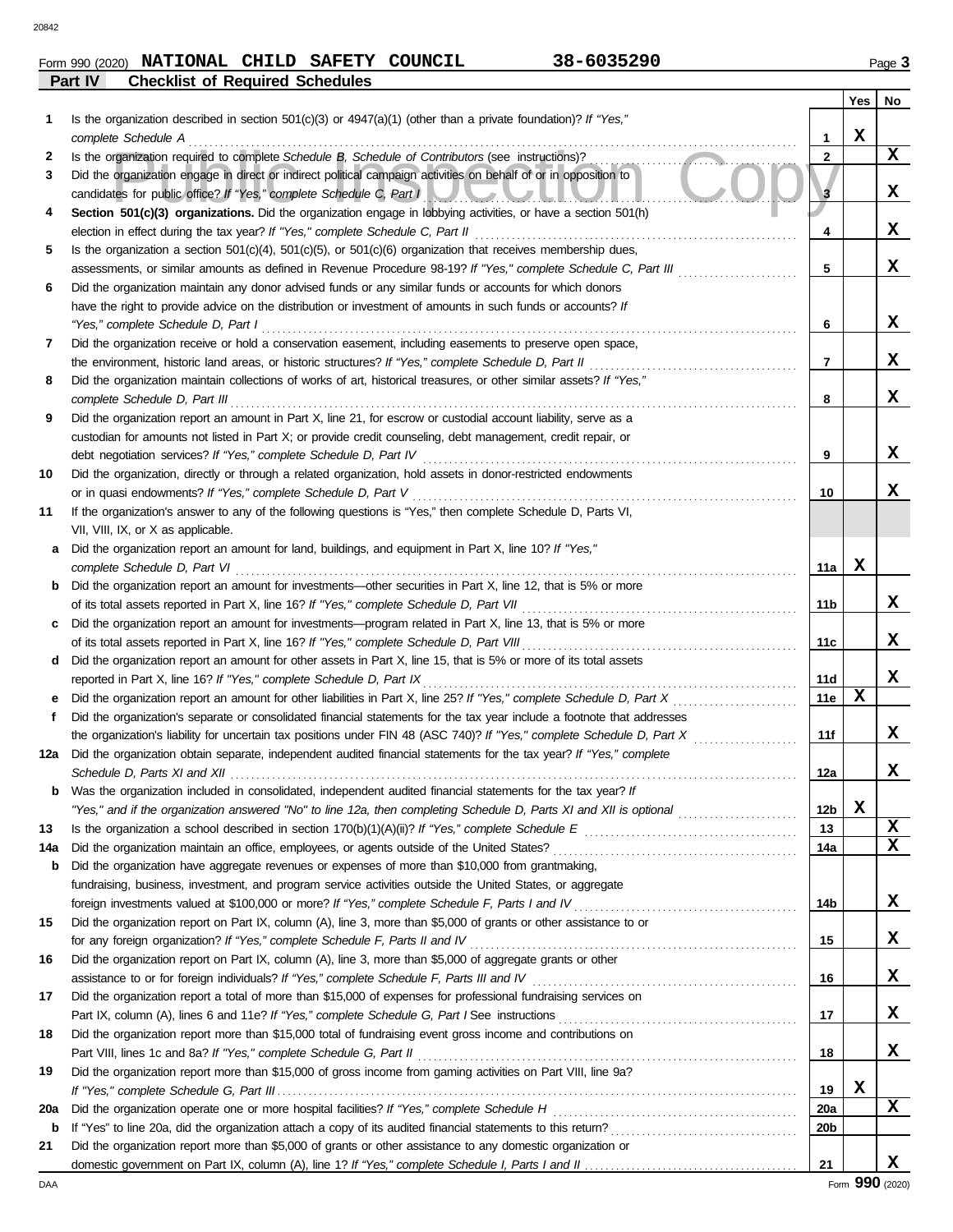Form 990 (2020) **NATIONAL CHILD SAFETY COUNCIL** **38-6035290**

## Part IV Checklist of Required Schedules

| | | | Yes | No |
|---|---|---|---|---|
| 1 | Is the organization described in section 501(c)(3) or 4947(a)(1) (other than a private foundation)? *If "Yes," complete Schedule A* | 1 | X | |
| 2 | Is the organization required to complete *Schedule B, Schedule of Contributors* (see instructions)? | 2 | | X |
| 3 | Did the organization engage in direct or indirect political campaign activities on behalf of or in opposition to candidates for public office? *If "Yes," complete Schedule C, Part I* | 3 | | X |
| 4 | **Section 501(c)(3) organizations.** Did the organization engage in lobbying activities, or have a section 501(h) election in effect during the tax year? *If "Yes," complete Schedule C, Part II* | 4 | | X |
| 5 | Is the organization a section 501(c)(4), 501(c)(5), or 501(c)(6) organization that receives membership dues, assessments, or similar amounts as defined in Revenue Procedure 98-19? *If "Yes," complete Schedule C, Part III* | 5 | | X |
| 6 | Did the organization maintain any donor advised funds or any similar funds or accounts for which donors have the right to provide advice on the distribution or investment of amounts in such funds or accounts? *If "Yes," complete Schedule D, Part I* | 6 | | X |
| 7 | Did the organization receive or hold a conservation easement, including easements to preserve open space, the environment, historic land areas, or historic structures? *If "Yes," complete Schedule D, Part II* | 7 | | X |
| 8 | Did the organization maintain collections of works of art, historical treasures, or other similar assets? *If "Yes," complete Schedule D, Part III* | 8 | | X |
| 9 | Did the organization report an amount in Part X, line 21, for escrow or custodial account liability, serve as a custodian for amounts not listed in Part X; or provide credit counseling, debt management, credit repair, or debt negotiation services? *If "Yes," complete Schedule D, Part IV* | 9 | | X |
| 10 | Did the organization, directly or through a related organization, hold assets in donor-restricted endowments or in quasi endowments? *If "Yes," complete Schedule D, Part V* | 10 | | X |
| 11 | If the organization's answer to any of the following questions is "Yes," then complete Schedule D, Parts VI, VII, VIII, IX, or X as applicable. | | | |
| a | Did the organization report an amount for land, buildings, and equipment in Part X, line 10? *If "Yes," complete Schedule D, Part VI* | 11a | X | |
| b | Did the organization report an amount for investments—other securities in Part X, line 12, that is 5% or more of its total assets reported in Part X, line 16? *If "Yes," complete Schedule D, Part VII* | 11b | | X |
| c | Did the organization report an amount for investments—program related in Part X, line 13, that is 5% or more of its total assets reported in Part X, line 16? *If "Yes," complete Schedule D, Part VIII* | 11c | | X |
| d | Did the organization report an amount for other assets in Part X, line 15, that is 5% or more of its total assets reported in Part X, line 16? *If "Yes," complete Schedule D, Part IX* | 11d | | X |
| e | Did the organization report an amount for other liabilities in Part X, line 25? *If "Yes," complete Schedule D, Part X* | 11e | X | |
| f | Did the organization's separate or consolidated financial statements for the tax year include a footnote that addresses the organization's liability for uncertain tax positions under FIN 48 (ASC 740)? *If "Yes," complete Schedule D, Part X* | 11f | | X |
| 12a | Did the organization obtain separate, independent audited financial statements for the tax year? *If "Yes," complete Schedule D, Parts XI and XII* | 12a | | X |
| b | Was the organization included in consolidated, independent audited financial statements for the tax year? *If "Yes," and if the organization answered "No" to line 12a, then completing Schedule D, Parts XI and XII is optional* | 12b | X | |
| 13 | Is the organization a school described in section 170(b)(1)(A)(ii)? *If "Yes," complete Schedule E* | 13 | | X |
| 14a | Did the organization maintain an office, employees, or agents outside of the United States? | 14a | | X |
| b | Did the organization have aggregate revenues or expenses of more than $10,000 from grantmaking, fundraising, business, investment, and program service activities outside the United States, or aggregate foreign investments valued at $100,000 or more? *If "Yes," complete Schedule F, Parts I and IV* | 14b | | X |
| 15 | Did the organization report on Part IX, column (A), line 3, more than $5,000 of grants or other assistance to or for any foreign organization? *If "Yes," complete Schedule F, Parts II and IV* | 15 | | X |
| 16 | Did the organization report on Part IX, column (A), line 3, more than $5,000 of aggregate grants or other assistance to or for foreign individuals? *If "Yes," complete Schedule F, Parts III and IV* | 16 | | X |
| 17 | Did the organization report a total of more than $15,000 of expenses for professional fundraising services on Part IX, column (A), lines 6 and 11e? *If "Yes," complete Schedule G, Part I* See instructions | 17 | | X |
| 18 | Did the organization report more than $15,000 total of fundraising event gross income and contributions on Part VIII, lines 1c and 8a? *If "Yes," complete Schedule G, Part II* | 18 | | X |
| 19 | Did the organization report more than $15,000 of gross income from gaming activities on Part VIII, line 9a? *If "Yes," complete Schedule G, Part III* | 19 | X | |
| 20a | Did the organization operate one or more hospital facilities? *If "Yes," complete Schedule H* | 20a | | X |
| b | If "Yes" to line 20a, did the organization attach a copy of its audited financial statements to this return? | 20b | | |
| 21 | Did the organization report more than $5,000 of grants or other assistance to any domestic organization or domestic government on Part IX, column (A), line 1? *If "Yes," complete Schedule I, Parts I and II* | 21 | | X |

Form **990** (2020)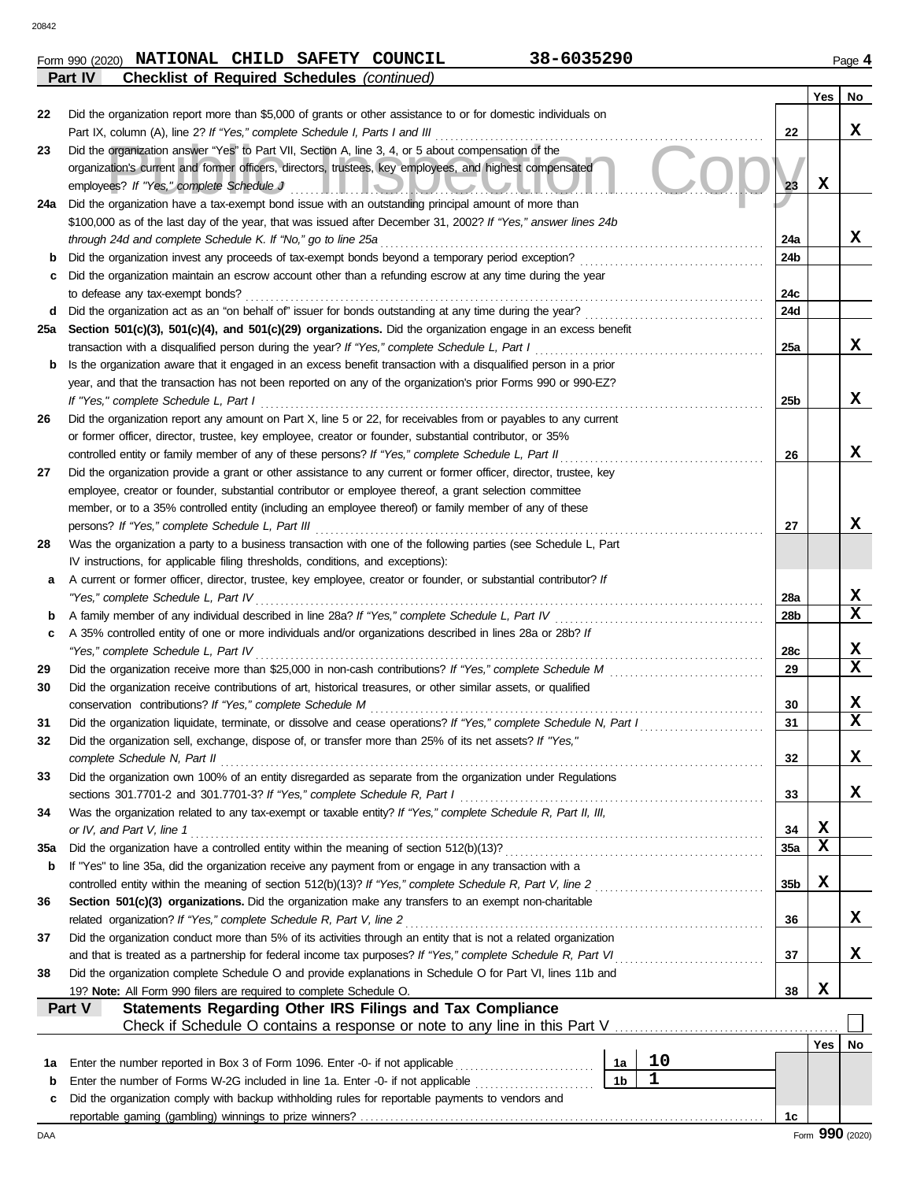Form 990 (2020) **NATIONAL CHILD SAFETY COUNCIL** **38-6035290** Page **4**

**Part IV Checklist of Required Schedules** *(continued)*

| | | | Yes | No |
|---|---|---|---|---|
| 22 | Did the organization report more than $5,000 of grants or other assistance to or for domestic individuals on Part IX, column (A), line 2? *If "Yes," complete Schedule I, Parts I and III* | 22 | | X |
| 23 | Did the organization answer "Yes" to Part VII, Section A, line 3, 4, or 5 about compensation of the organization's current and former officers, directors, trustees, key employees, and highest compensated employees? *If "Yes," complete Schedule J* | 23 | X | |
| 24a | Did the organization have a tax-exempt bond issue with an outstanding principal amount of more than $100,000 as of the last day of the year, that was issued after December 31, 2002? *If "Yes," answer lines 24b through 24d and complete Schedule K. If "No," go to line 25a* | 24a | | X |
| b | Did the organization invest any proceeds of tax-exempt bonds beyond a temporary period exception? | 24b | | |
| c | Did the organization maintain an escrow account other than a refunding escrow at any time during the year to defease any tax-exempt bonds? | 24c | | |
| d | Did the organization act as an "on behalf of" issuer for bonds outstanding at any time during the year? | 24d | | |
| 25a | **Section 501(c)(3), 501(c)(4), and 501(c)(29) organizations.** Did the organization engage in an excess benefit transaction with a disqualified person during the year? *If "Yes," complete Schedule L, Part I* | 25a | | X |
| b | Is the organization aware that it engaged in an excess benefit transaction with a disqualified person in a prior year, and that the transaction has not been reported on any of the organization's prior Forms 990 or 990-EZ? *If "Yes," complete Schedule L, Part I* | 25b | | X |
| 26 | Did the organization report any amount on Part X, line 5 or 22, for receivables from or payables to any current or former officer, director, trustee, key employee, creator or founder, substantial contributor, or 35% controlled entity or family member of any of these persons? *If "Yes," complete Schedule L, Part II* | 26 | | X |
| 27 | Did the organization provide a grant or other assistance to any current or former officer, director, trustee, key employee, creator or founder, substantial contributor or employee thereof, a grant selection committee member, or to a 35% controlled entity (including an employee thereof) or family member of any of these persons? *If "Yes," complete Schedule L, Part III* | 27 | | X |
| 28 | Was the organization a party to a business transaction with one of the following parties (see Schedule L, Part IV instructions, for applicable filing thresholds, conditions, and exceptions): | | | |
| a | A current or former officer, director, trustee, key employee, creator or founder, or substantial contributor? *If "Yes," complete Schedule L, Part IV* | 28a | | X |
| b | A family member of any individual described in line 28a? *If "Yes," complete Schedule L, Part IV* | 28b | | X |
| c | A 35% controlled entity of one or more individuals and/or organizations described in lines 28a or 28b? *If "Yes," complete Schedule L, Part IV* | 28c | | X |
| 29 | Did the organization receive more than $25,000 in non-cash contributions? *If "Yes," complete Schedule M* | 29 | | X |
| 30 | Did the organization receive contributions of art, historical treasures, or other similar assets, or qualified conservation contributions? *If "Yes," complete Schedule M* | 30 | | X |
| 31 | Did the organization liquidate, terminate, or dissolve and cease operations? *If "Yes," complete Schedule N, Part I* | 31 | | X |
| 32 | Did the organization sell, exchange, dispose of, or transfer more than 25% of its net assets? *If "Yes," complete Schedule N, Part II* | 32 | | X |
| 33 | Did the organization own 100% of an entity disregarded as separate from the organization under Regulations sections 301.7701-2 and 301.7701-3? *If "Yes," complete Schedule R, Part I* | 33 | | X |
| 34 | Was the organization related to any tax-exempt or taxable entity? *If "Yes," complete Schedule R, Part II, III, or IV, and Part V, line 1* | 34 | X | |
| 35a | Did the organization have a controlled entity within the meaning of section 512(b)(13)? | 35a | X | |
| b | If "Yes" to line 35a, did the organization receive any payment from or engage in any transaction with a controlled entity within the meaning of section 512(b)(13)? *If "Yes," complete Schedule R, Part V, line 2* | 35b | X | |
| 36 | **Section 501(c)(3) organizations.** Did the organization make any transfers to an exempt non-charitable related organization? *If "Yes," complete Schedule R, Part V, line 2* | 36 | | X |
| 37 | Did the organization conduct more than 5% of its activities through an entity that is not a related organization and that is treated as a partnership for federal income tax purposes? *If "Yes," complete Schedule R, Part VI* | 37 | | X |
| 38 | Did the organization complete Schedule O and provide explanations in Schedule O for Part VI, lines 11b and 19? **Note:** All Form 990 filers are required to complete Schedule O. | 38 | X | |

**Part V Statements Regarding Other IRS Filings and Tax Compliance**

Check if Schedule O contains a response or note to any line in this Part V ☐

| | | | | | Yes | No |
|---|---|---|---|---|---|---|
| 1a | Enter the number reported in Box 3 of Form 1096. Enter -0- if not applicable | 1a | 10 | | | |
| b | Enter the number of Forms W-2G included in line 1a. Enter -0- if not applicable | 1b | 1 | | | |
| c | Did the organization comply with backup withholding rules for reportable payments to vendors and reportable gaming (gambling) winnings to prize winners? | | | 1c | | |

Form **990** (2020)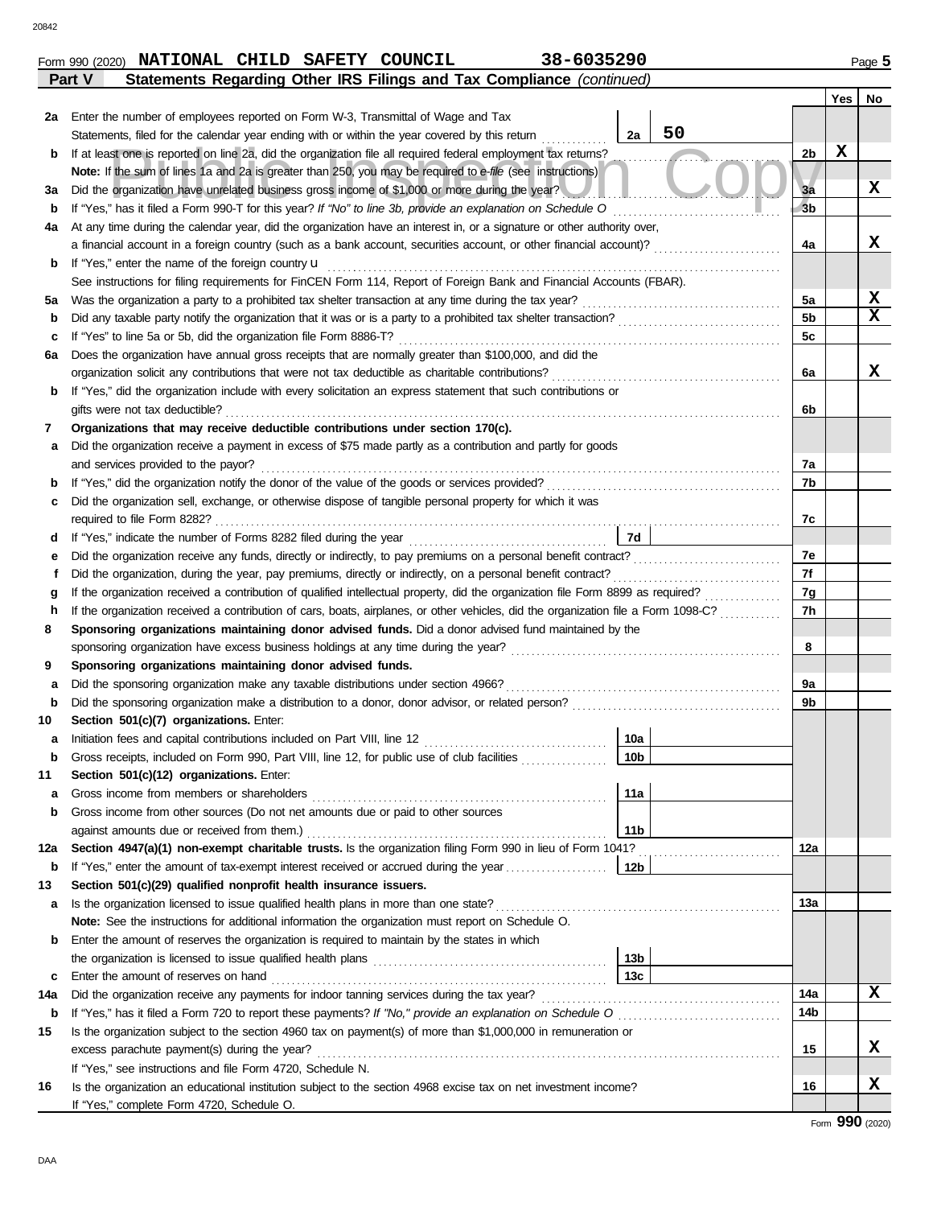Form 990 (2020) **NATIONAL CHILD SAFETY COUNCIL** **38-6035290** Page **5**

**Part V** **Statements Regarding Other IRS Filings and Tax Compliance** *(continued)*

| | | | | Yes | No |
|---|---|---|---|---|---|
| **2a** | Enter the number of employees reported on Form W-3, Transmittal of Wage and Tax Statements, filed for the calendar year ending with or within the year covered by this return | 2a 50 | | | |
| **b** | If at least one is reported on line 2a, did the organization file all required federal employment tax returns? | | 2b | X | |
| | **Note:** If the sum of lines 1a and 2a is greater than 250, you may be required to *e-file* (see instructions) | | | | |
| **3a** | Did the organization have unrelated business gross income of $1,000 or more during the year? | | 3a | | X |
| **b** | If "Yes," has it filed a Form 990-T for this year? *If "No" to line 3b, provide an explanation on Schedule O* | | 3b | | |
| **4a** | At any time during the calendar year, did the organization have an interest in, or a signature or other authority over, a financial account in a foreign country (such as a bank account, securities account, or other financial account)? | | 4a | | X |
| **b** | If "Yes," enter the name of the foreign country u | | | | |
| | See instructions for filing requirements for FinCEN Form 114, Report of Foreign Bank and Financial Accounts (FBAR). | | | | |
| **5a** | Was the organization a party to a prohibited tax shelter transaction at any time during the tax year? | | 5a | | X |
| **b** | Did any taxable party notify the organization that it was or is a party to a prohibited tax shelter transaction? | | 5b | | X |
| **c** | If "Yes" to line 5a or 5b, did the organization file Form 8886-T? | | 5c | | |
| **6a** | Does the organization have annual gross receipts that are normally greater than $100,000, and did the organization solicit any contributions that were not tax deductible as charitable contributions? | | 6a | | X |
| **b** | If "Yes," did the organization include with every solicitation an express statement that such contributions or gifts were not tax deductible? | | 6b | | |
| **7** | **Organizations that may receive deductible contributions under section 170(c).** | | | | |
| **a** | Did the organization receive a payment in excess of $75 made partly as a contribution and partly for goods and services provided to the payor? | | 7a | | |
| **b** | If "Yes," did the organization notify the donor of the value of the goods or services provided? | | 7b | | |
| **c** | Did the organization sell, exchange, or otherwise dispose of tangible personal property for which it was required to file Form 8282? | | 7c | | |
| **d** | If "Yes," indicate the number of Forms 8282 filed during the year | 7d | | | |
| **e** | Did the organization receive any funds, directly or indirectly, to pay premiums on a personal benefit contract? | | 7e | | |
| **f** | Did the organization, during the year, pay premiums, directly or indirectly, on a personal benefit contract? | | 7f | | |
| **g** | If the organization received a contribution of qualified intellectual property, did the organization file Form 8899 as required? | | 7g | | |
| **h** | If the organization received a contribution of cars, boats, airplanes, or other vehicles, did the organization file a Form 1098-C? | | 7h | | |
| **8** | **Sponsoring organizations maintaining donor advised funds.** Did a donor advised fund maintained by the sponsoring organization have excess business holdings at any time during the year? | | 8 | | |
| **9** | **Sponsoring organizations maintaining donor advised funds.** | | | | |
| **a** | Did the sponsoring organization make any taxable distributions under section 4966? | | 9a | | |
| **b** | Did the sponsoring organization make a distribution to a donor, donor advisor, or related person? | | 9b | | |
| **10** | **Section 501(c)(7) organizations.** Enter: | | | | |
| **a** | Initiation fees and capital contributions included on Part VIII, line 12 | 10a | | | |
| **b** | Gross receipts, included on Form 990, Part VIII, line 12, for public use of club facilities | 10b | | | |
| **11** | **Section 501(c)(12) organizations.** Enter: | | | | |
| **a** | Gross income from members or shareholders | 11a | | | |
| **b** | Gross income from other sources (Do not net amounts due or paid to other sources against amounts due or received from them.) | 11b | | | |
| **12a** | **Section 4947(a)(1) non-exempt charitable trusts.** Is the organization filing Form 990 in lieu of Form 1041? | | 12a | | |
| **b** | If "Yes," enter the amount of tax-exempt interest received or accrued during the year | 12b | | | |
| **13** | **Section 501(c)(29) qualified nonprofit health insurance issuers.** | | | | |
| **a** | Is the organization licensed to issue qualified health plans in more than one state? | | 13a | | |
| | **Note:** See the instructions for additional information the organization must report on Schedule O. | | | | |
| **b** | Enter the amount of reserves the organization is required to maintain by the states in which the organization is licensed to issue qualified health plans | 13b | | | |
| **c** | Enter the amount of reserves on hand | 13c | | | |
| **14a** | Did the organization receive any payments for indoor tanning services during the tax year? | | 14a | | X |
| **b** | If "Yes," has it filed a Form 720 to report these payments? *If "No," provide an explanation on Schedule O* | | 14b | | |
| **15** | Is the organization subject to the section 4960 tax on payment(s) of more than $1,000,000 in remuneration or excess parachute payment(s) during the year? | | 15 | | X |
| | If "Yes," see instructions and file Form 4720, Schedule N. | | | | |
| **16** | Is the organization an educational institution subject to the section 4968 excise tax on net investment income? | | 16 | | X |
| | If "Yes," complete Form 4720, Schedule O. | | | | |

Form **990** (2020)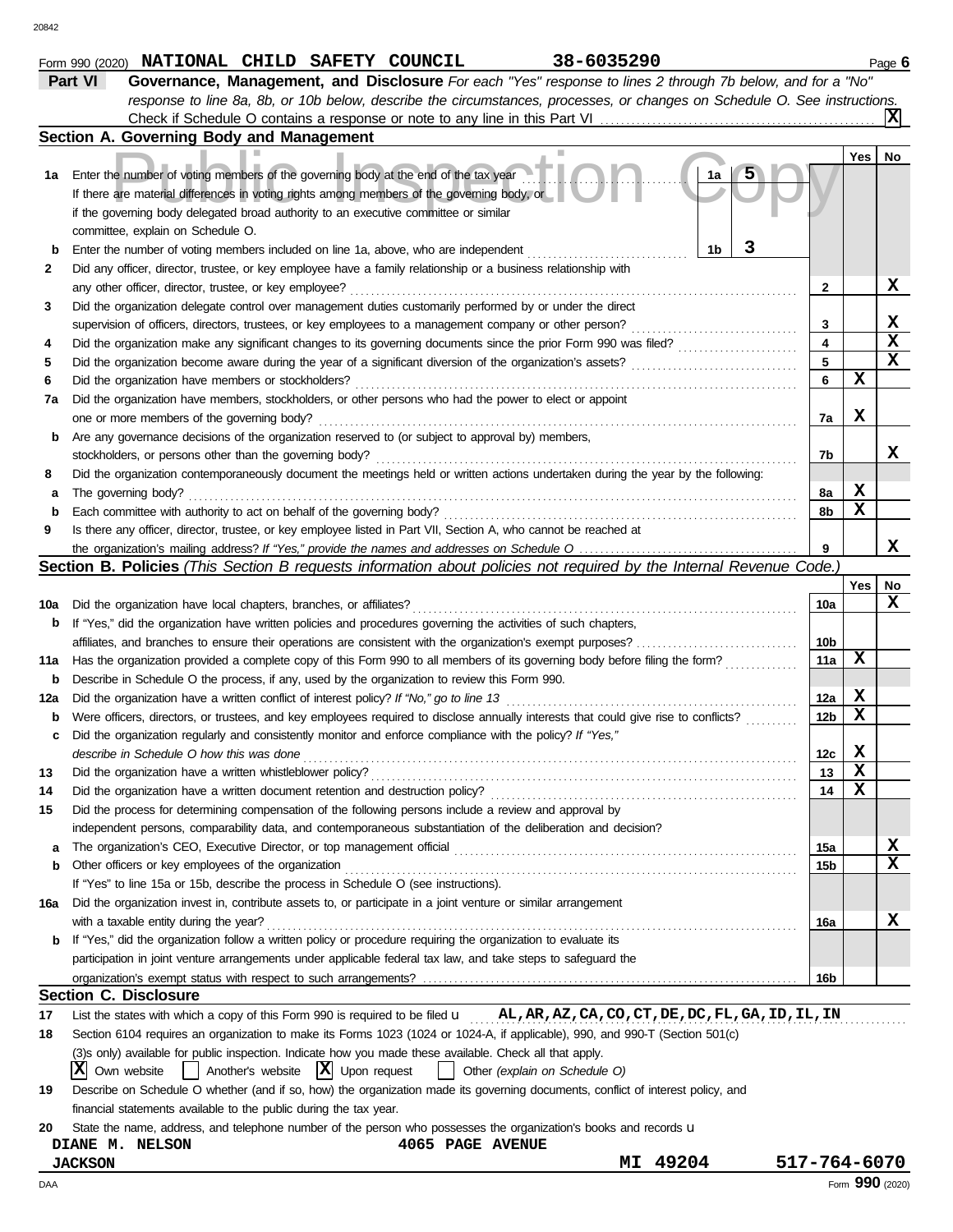Form 990 (2020) **NATIONAL CHILD SAFETY COUNCIL** **38-6035290** Page **6**

## Part VI Governance, Management, and Disclosure

*For each "Yes" response to lines 2 through 7b below, and for a "No" response to line 8a, 8b, or 10b below, describe the circumstances, processes, or changes on Schedule O. See instructions.*

Check if Schedule O contains a response or note to any line in this Part VI .......... **X**

### Section A. Governing Body and Management

| | | | | Yes | No |
|---|---|---|---|---|---|
| **1a** | Enter the number of voting members of the governing body at the end of the tax year. If there are material differences in voting rights among members of the governing body, or if the governing body delegated broad authority to an executive committee or similar committee, explain on Schedule O. | 1a | 5 | | |
| **b** | Enter the number of voting members included on line 1a, above, who are independent | 1b | 3 | | |
| **2** | Did any officer, director, trustee, or key employee have a family relationship or a business relationship with any other officer, director, trustee, or key employee? | 2 | | | X |
| **3** | Did the organization delegate control over management duties customarily performed by or under the direct supervision of officers, directors, trustees, or key employees to a management company or other person? | 3 | | | X |
| **4** | Did the organization make any significant changes to its governing documents since the prior Form 990 was filed? | 4 | | | X |
| **5** | Did the organization become aware during the year of a significant diversion of the organization's assets? | 5 | | | X |
| **6** | Did the organization have members or stockholders? | 6 | | X | |
| **7a** | Did the organization have members, stockholders, or other persons who had the power to elect or appoint one or more members of the governing body? | 7a | | X | |
| **b** | Are any governance decisions of the organization reserved to (or subject to approval by) members, stockholders, or persons other than the governing body? | 7b | | | X |
| **8** | Did the organization contemporaneously document the meetings held or written actions undertaken during the year by the following: | | | | |
| **a** | The governing body? | 8a | | X | |
| **b** | Each committee with authority to act on behalf of the governing body? | 8b | | X | |
| **9** | Is there any officer, director, trustee, or key employee listed in Part VII, Section A, who cannot be reached at the organization's mailing address? *If "Yes," provide the names and addresses on Schedule O* | 9 | | | X |

### Section B. Policies *(This Section B requests information about policies not required by the Internal Revenue Code.)*

| | | | Yes | No |
|---|---|---|---|---|
| **10a** | Did the organization have local chapters, branches, or affiliates? | 10a | | X |
| **b** | If "Yes," did the organization have written policies and procedures governing the activities of such chapters, affiliates, and branches to ensure their operations are consistent with the organization's exempt purposes? | 10b | | |
| **11a** | Has the organization provided a complete copy of this Form 990 to all members of its governing body before filing the form? | 11a | X | |
| **b** | Describe in Schedule O the process, if any, used by the organization to review this Form 990. | | | |
| **12a** | Did the organization have a written conflict of interest policy? *If "No," go to line 13* | 12a | X | |
| **b** | Were officers, directors, or trustees, and key employees required to disclose annually interests that could give rise to conflicts? | 12b | X | |
| **c** | Did the organization regularly and consistently monitor and enforce compliance with the policy? *If "Yes," describe in Schedule O how this was done* | 12c | X | |
| **13** | Did the organization have a written whistleblower policy? | 13 | X | |
| **14** | Did the organization have a written document retention and destruction policy? | 14 | X | |
| **15** | Did the process for determining compensation of the following persons include a review and approval by independent persons, comparability data, and contemporaneous substantiation of the deliberation and decision? | | | |
| **a** | The organization's CEO, Executive Director, or top management official | 15a | | X |
| **b** | Other officers or key employees of the organization | 15b | | X |
| | If "Yes" to line 15a or 15b, describe the process in Schedule O (see instructions). | | | |
| **16a** | Did the organization invest in, contribute assets to, or participate in a joint venture or similar arrangement with a taxable entity during the year? | 16a | | X |
| **b** | If "Yes," did the organization follow a written policy or procedure requiring the organization to evaluate its participation in joint venture arrangements under applicable federal tax law, and take steps to safeguard the organization's exempt status with respect to such arrangements? | 16b | | |

### Section C. Disclosure

**17** List the states with which a copy of this Form 990 is required to be filed u **AL,AR,AZ,CA,CO,CT,DE,DC,FL,GA,ID,IL,IN**

**18** Section 6104 requires an organization to make its Forms 1023 (1024 or 1024-A, if applicable), 990, and 990-T (Section 501(c)(3)s only) available for public inspection. Indicate how you made these available. Check all that apply.

**X** Own website ☐ Another's website **X** Upon request ☐ Other *(explain on Schedule O)*

**19** Describe on Schedule O whether (and if so, how) the organization made its governing documents, conflict of interest policy, and financial statements available to the public during the tax year.

**20** State the name, address, and telephone number of the person who possesses the organization's books and records u

**DIANE M. NELSON** **4065 PAGE AVENUE**
**JACKSON** **MI 49204** **517-764-6070**

Form **990** (2020)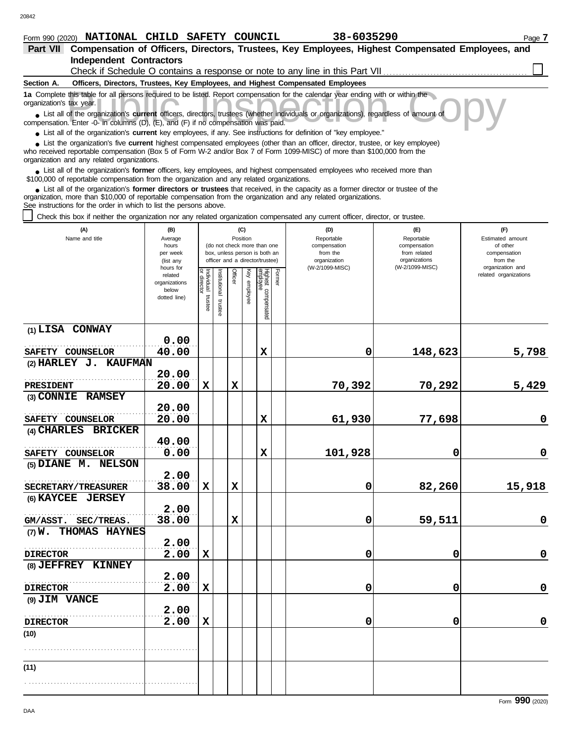Form 990 (2020) **NATIONAL CHILD SAFETY COUNCIL** **38-6035290** Page **7**

**Part VII Compensation of Officers, Directors, Trustees, Key Employees, Highest Compensated Employees, and Independent Contractors**

Check if Schedule O contains a response or note to any line in this Part VII ☐

**Section A. Officers, Directors, Trustees, Key Employees, and Highest Compensated Employees**

**1a** Complete this table for all persons required to be listed. Report compensation for the calendar year ending with or within the organization's tax year.

- List all of the organization's **current** officers, directors, trustees (whether individuals or organizations), regardless of amount of compensation. Enter -0- in columns (D), (E), and (F) if no compensation was paid.
- List all of the organization's **current** key employees, if any. See instructions for definition of "key employee."
- List the organization's five **current** highest compensated employees (other than an officer, director, trustee, or key employee) who received reportable compensation (Box 5 of Form W-2 and/or Box 7 of Form 1099-MISC) of more than $100,000 from the organization and any related organizations.
- List all of the organization's **former** officers, key employees, and highest compensated employees who received more than $100,000 of reportable compensation from the organization and any related organizations.
- List all of the organization's **former directors or trustees** that received, in the capacity as a former director or trustee of the organization, more than $10,000 of reportable compensation from the organization and any related organizations.

See instructions for the order in which to list the persons above.

☐ Check this box if neither the organization nor any related organization compensated any current officer, director, or trustee.

| (A) Name and title | (B) Average hours per week (list any hours for related organizations below dotted line) | (C) Position: Individual trustee or director | Institutional trustee | Officer | Key employee | Highest compensated employee | Former | (D) Reportable compensation from the organization (W-2/1099-MISC) | (E) Reportable compensation from related organizations (W-2/1099-MISC) | (F) Estimated amount of other compensation from the organization and related organizations |
|---|---|---|---|---|---|---|---|---|---|---|
| (1) LISA CONWAY<br>SAFETY COUNSELOR | 0.00<br>40.00 | | | | | X | | 0 | 148,623 | 5,798 |
| (2) HARLEY J. KAUFMAN<br>PRESIDENT | 20.00<br>20.00 | X | | X | | | | 70,392 | 70,292 | 5,429 |
| (3) CONNIE RAMSEY<br>SAFETY COUNSELOR | 20.00<br>20.00 | | | | | X | | 61,930 | 77,698 | 0 |
| (4) CHARLES BRICKER<br>SAFETY COUNSELOR | 40.00<br>0.00 | | | | | X | | 101,928 | 0 | 0 |
| (5) DIANE M. NELSON<br>SECRETARY/TREASURER | 2.00<br>38.00 | X | | X | | | | 0 | 82,260 | 15,918 |
| (6) KAYCEE JERSEY<br>GM/ASST. SEC/TREAS. | 2.00<br>38.00 | | | X | | | | 0 | 59,511 | 0 |
| (7) W. THOMAS HAYNES<br>DIRECTOR | 2.00<br>2.00 | X | | | | | | 0 | 0 | 0 |
| (8) JEFFREY KINNEY<br>DIRECTOR | 2.00<br>2.00 | X | | | | | | 0 | 0 | 0 |
| (9) JIM VANCE<br>DIRECTOR | 2.00<br>2.00 | X | | | | | | 0 | 0 | 0 |
| (10) | | | | | | | | | | |
| (11) | | | | | | | | | | |

Form **990** (2020)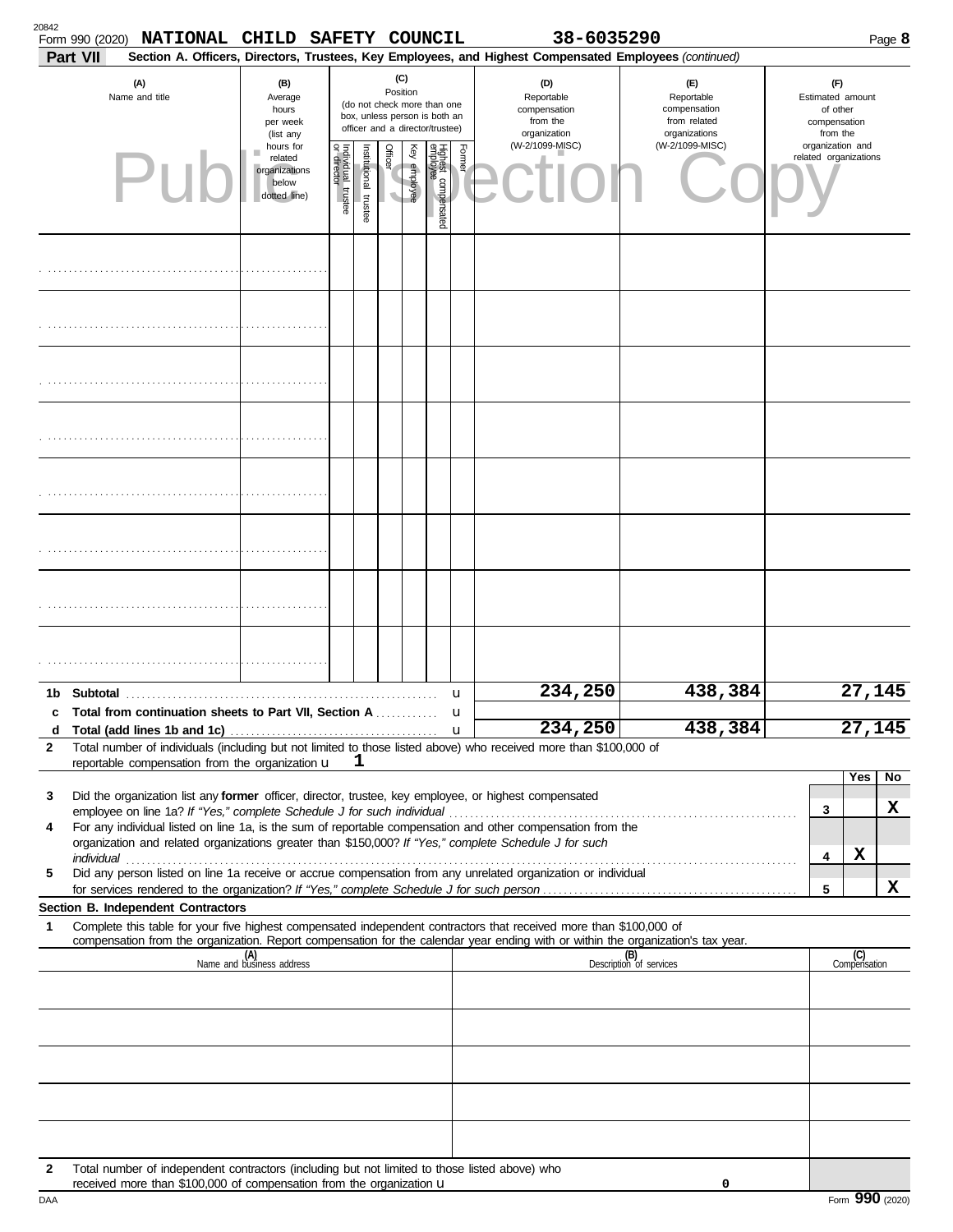Form 990 (2020) **NATIONAL CHILD SAFETY COUNCIL** **38-6035290** Page **8**

**Part VII** **Section A. Officers, Directors, Trustees, Key Employees, and Highest Compensated Employees** *(continued)*

| (A) Name and title | (B) Average hours per week (list any hours for related organizations below dotted line) | (C) Position (do not check more than one box, unless person is both an officer and a director/trustee): Individual trustee or director | Institutional trustee | Officer | Key employee | Highest compensated employee | Former | (D) Reportable compensation from the organization (W-2/1099-MISC) | (E) Reportable compensation from related organizations (W-2/1099-MISC) | (F) Estimated amount of other compensation from the organization and related organizations |
|---|---|---|---|---|---|---|---|---|---|---|
| | | | | | | | | | | |
| | | | | | | | | | | |
| | | | | | | | | | | |
| | | | | | | | | | | |
| | | | | | | | | | | |
| | | | | | | | | | | |
| | | | | | | | | | | |
| | | | | | | | | | | |

| | | (D) | (E) | (F) |
|---|---|---|---|---|
| 1b | Subtotal | 234,250 | 438,384 | 27,145 |
| c | Total from continuation sheets to Part VII, Section A | | | |
| d | Total (add lines 1b and 1c) | 234,250 | 438,384 | 27,145 |

**2** Total number of individuals (including but not limited to those listed above) who received more than $100,000 of reportable compensation from the organization u **1**

| | | | Yes | No |
|---|---|---|---|---|
| **3** | Did the organization list any **former** officer, director, trustee, key employee, or highest compensated employee on line 1a? *If "Yes," complete Schedule J for such individual* | 3 | | X |
| **4** | For any individual listed on line 1a, is the sum of reportable compensation and other compensation from the organization and related organizations greater than $150,000? *If "Yes," complete Schedule J for such individual* | 4 | X | |
| **5** | Did any person listed on line 1a receive or accrue compensation from any unrelated organization or individual for services rendered to the organization? *If "Yes," complete Schedule J for such person* | 5 | | X |

**Section B. Independent Contractors**

**1** Complete this table for your five highest compensated independent contractors that received more than $100,000 of compensation from the organization. Report compensation for the calendar year ending with or within the organization's tax year.

| (A) Name and business address | (B) Description of services | (C) Compensation |
|---|---|---|
| | | |
| | | |
| | | |
| | | |
| | | |

**2** Total number of independent contractors (including but not limited to those listed above) who received more than $100,000 of compensation from the organization u **0**

Form **990** (2020)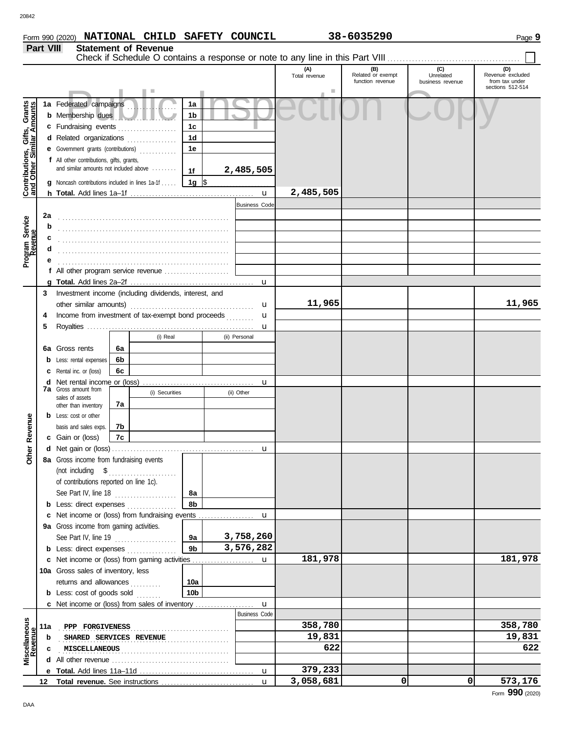Form 990 (2020) **NATIONAL CHILD SAFETY COUNCIL** **38-6035290** Page **9**

**Part VIII** **Statement of Revenue**

Check if Schedule O contains a response or note to any line in this Part VIII ☐

| | | | | (A) Total revenue | (B) Related or exempt function revenue | (C) Unrelated business revenue | (D) Revenue excluded from tax under sections 512-514 |
|---|---|---|---|---|---|---|---|
| **Contributions, Gifts, Grants and Other Similar Amounts** | **1a** Federated campaigns | 1a | | | | | |
| | **b** Membership dues | 1b | | | | | |
| | **c** Fundraising events | 1c | | | | | |
| | **d** Related organizations | 1d | | | | | |
| | **e** Government grants (contributions) | 1e | | | | | |
| | **f** All other contributions, gifts, grants, and similar amounts not included above | 1f | 2,485,505 | | | | |
| | **g** Noncash contributions included in lines 1a-1f | 1g | $ | | | | |
| | **h Total.** Add lines 1a–1f | | | 2,485,505 | | | |
| **Program Service Revenue** | | | Business Code | | | | |
| | **2a** | | | | | | |
| | **b** | | | | | | |
| | **c** | | | | | | |
| | **d** | | | | | | |
| | **e** | | | | | | |
| | **f** All other program service revenue | | | | | | |
| | **g Total.** Add lines 2a–2f | | | | | | |
| **Other Revenue** | **3** Investment income (including dividends, interest, and other similar amounts) | | | 11,965 | | | 11,965 |
| | **4** Income from investment of tax-exempt bond proceeds | | | | | | |
| | **5** Royalties | | | | | | |
| | | (i) Real | (ii) Personal | | | | |
| | **6a** Gross rents | 6a | | | | | |
| | **b** Less: rental expenses | 6b | | | | | |
| | **c** Rental inc. or (loss) | 6c | | | | | |
| | **d** Net rental income or (loss) | | | | | | |
| | **7a** Gross amount from sales of assets other than inventory | (i) Securities 7a | (ii) Other | | | | |
| | **b** Less: cost or other basis and sales exps. | 7b | | | | | |
| | **c** Gain or (loss) | 7c | | | | | |
| | **d** Net gain or (loss) | | | | | | |
| | **8a** Gross income from fundraising events (not including $ of contributions reported on line 1c). See Part IV, line 18 | 8a | | | | | |
| | **b** Less: direct expenses | 8b | | | | | |
| | **c** Net income or (loss) from fundraising events | | | | | | |
| | **9a** Gross income from gaming activities. See Part IV, line 19 | 9a | 3,758,260 | | | | |
| | **b** Less: direct expenses | 9b | 3,576,282 | | | | |
| | **c** Net income or (loss) from gaming activities | | | 181,978 | | | 181,978 |
| | **10a** Gross sales of inventory, less returns and allowances | 10a | | | | | |
| | **b** Less: cost of goods sold | 10b | | | | | |
| | **c** Net income or (loss) from sales of inventory | | | | | | |
| **Miscellaneous Revenue** | | | Business Code | | | | |
| | **11a** PPP FORGIVENESS | | | 358,780 | | | 358,780 |
| | **b** SHARED SERVICES REVENUE | | | 19,831 | | | 19,831 |
| | **c** MISCELLANEOUS | | | 622 | | | 622 |
| | **d** All other revenue | | | | | | |
| | **e Total.** Add lines 11a–11d | | | 379,233 | | | |
| | **12 Total revenue.** See instructions | | | 3,058,681 | 0 | 0 | 573,176 |

Form **990** (2020)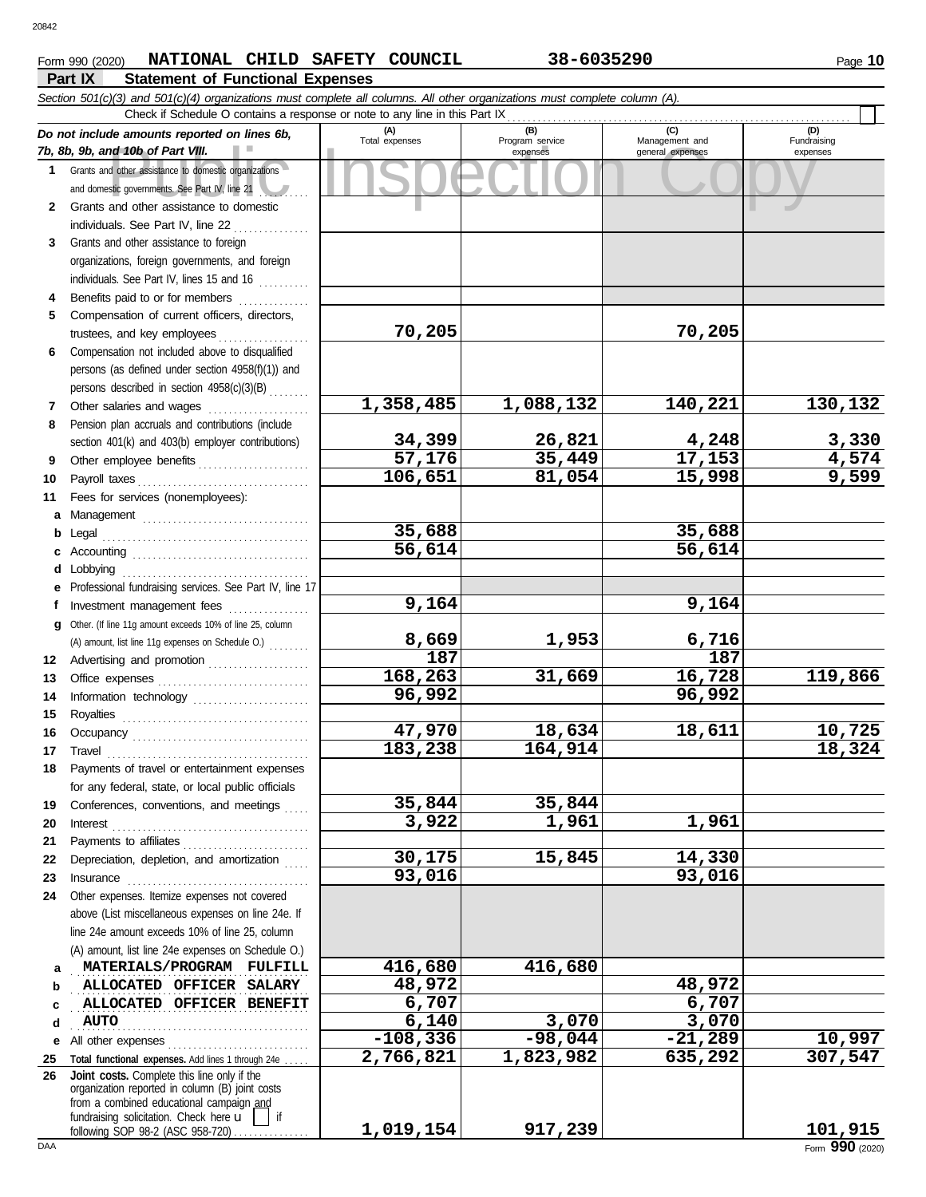Form 990 (2020) **NATIONAL CHILD SAFETY COUNCIL** **38-6035290**

**Part IX Statement of Functional Expenses**

*Section 501(c)(3) and 501(c)(4) organizations must complete all columns. All other organizations must complete column (A).*

Check if Schedule O contains a response or note to any line in this Part IX ☐

| *Do not include amounts reported on lines 6b, 7b, 8b, 9b, and 10b of Part VIII.* | (A) Total expenses | (B) Program service expenses | (C) Management and general expenses | (D) Fundraising expenses |
|---|---|---|---|---|
| 1 Grants and other assistance to domestic organizations and domestic governments. See Part IV, line 21 | | | | |
| 2 Grants and other assistance to domestic individuals. See Part IV, line 22 | | | | |
| 3 Grants and other assistance to foreign organizations, foreign governments, and foreign individuals. See Part IV, lines 15 and 16 | | | | |
| 4 Benefits paid to or for members | | | | |
| 5 Compensation of current officers, directors, trustees, and key employees | 70,205 | | 70,205 | |
| 6 Compensation not included above to disqualified persons (as defined under section 4958(f)(1)) and persons described in section 4958(c)(3)(B) | | | | |
| 7 Other salaries and wages | 1,358,485 | 1,088,132 | 140,221 | 130,132 |
| 8 Pension plan accruals and contributions (include section 401(k) and 403(b) employer contributions) | 34,399 | 26,821 | 4,248 | 3,330 |
| 9 Other employee benefits | 57,176 | 35,449 | 17,153 | 4,574 |
| 10 Payroll taxes | 106,651 | 81,054 | 15,998 | 9,599 |
| 11 Fees for services (nonemployees): | | | | |
| a Management | | | | |
| b Legal | 35,688 | | 35,688 | |
| c Accounting | 56,614 | | 56,614 | |
| d Lobbying | | | | |
| e Professional fundraising services. See Part IV, line 17 | | | | |
| f Investment management fees | 9,164 | | 9,164 | |
| g Other. (If line 11g amount exceeds 10% of line 25, column (A) amount, list line 11g expenses on Schedule O.) | 8,669 | 1,953 | 6,716 | |
| 12 Advertising and promotion | 187 | | 187 | |
| 13 Office expenses | 168,263 | 31,669 | 16,728 | 119,866 |
| 14 Information technology | 96,992 | | 96,992 | |
| 15 Royalties | | | | |
| 16 Occupancy | 47,970 | 18,634 | 18,611 | 10,725 |
| 17 Travel | 183,238 | 164,914 | | 18,324 |
| 18 Payments of travel or entertainment expenses for any federal, state, or local public officials | | | | |
| 19 Conferences, conventions, and meetings | 35,844 | 35,844 | | |
| 20 Interest | 3,922 | 1,961 | 1,961 | |
| 21 Payments to affiliates | | | | |
| 22 Depreciation, depletion, and amortization | 30,175 | 15,845 | 14,330 | |
| 23 Insurance | 93,016 | | 93,016 | |
| 24 Other expenses. Itemize expenses not covered above (List miscellaneous expenses on line 24e. If line 24e amount exceeds 10% of line 25, column (A) amount, list line 24e expenses on Schedule O.) | | | | |
| a MATERIALS/PROGRAM FULFILL | 416,680 | 416,680 | | |
| b ALLOCATED OFFICER SALARY | 48,972 | | 48,972 | |
| c ALLOCATED OFFICER BENEFIT | 6,707 | | 6,707 | |
| d AUTO | 6,140 | 3,070 | 3,070 | |
| e All other expenses | -108,336 | -98,044 | -21,289 | 10,997 |
| 25 **Total functional expenses.** Add lines 1 through 24e | 2,766,821 | 1,823,982 | 635,292 | 307,547 |
| 26 **Joint costs.** Complete this line only if the organization reported in column (B) joint costs from a combined educational campaign and fundraising solicitation. Check here ☐ if following SOP 98-2 (ASC 958-720) | 1,019,154 | 917,239 | | 101,915 |

Form **990** (2020)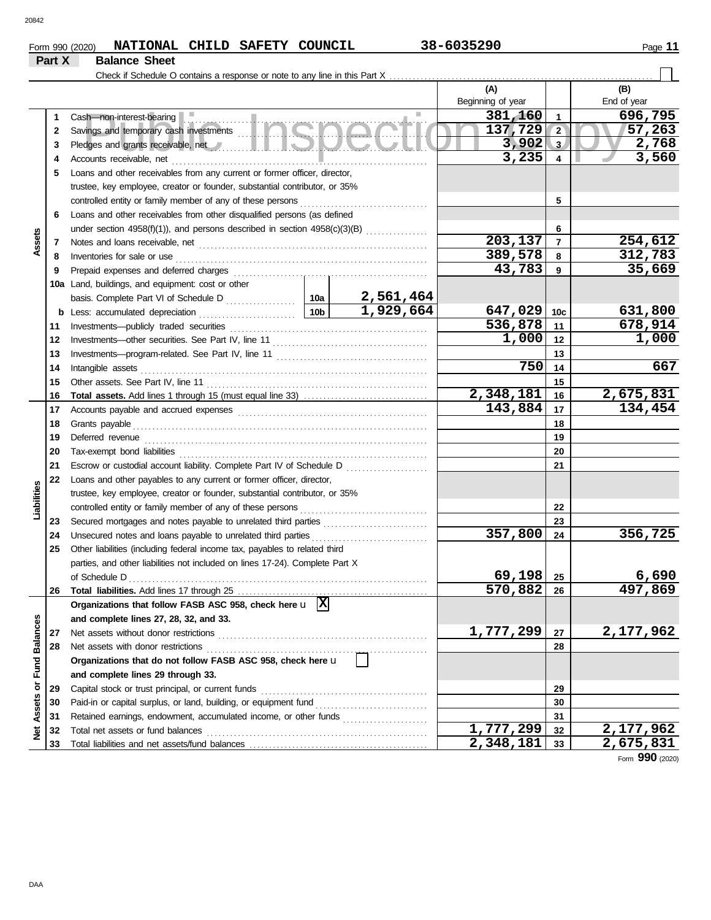Form 990 (2020) **NATIONAL CHILD SAFETY COUNCIL** 38-6035290

## Part X Balance Sheet

Check if Schedule O contains a response or note to any line in this Part X ☐

| Section | Line | Description | | | (A) Beginning of year | | (B) End of year |
|---|---|---|---|---|---|---|---|
| Assets | 1 | Cash—non-interest-bearing | | | 381,160 | 1 | 696,795 |
| | 2 | Savings and temporary cash investments | | | 137,729 | 2 | 57,263 |
| | 3 | Pledges and grants receivable, net | | | 3,902 | 3 | 2,768 |
| | 4 | Accounts receivable, net | | | 3,235 | 4 | 3,560 |
| | 5 | Loans and other receivables from any current or former officer, director, trustee, key employee, creator or founder, substantial contributor, or 35% controlled entity or family member of any of these persons | | | | 5 | |
| | 6 | Loans and other receivables from other disqualified persons (as defined under section 4958(f)(1)), and persons described in section 4958(c)(3)(B) | | | | 6 | |
| | 7 | Notes and loans receivable, net | | | 203,137 | 7 | 254,612 |
| | 8 | Inventories for sale or use | | | 389,578 | 8 | 312,783 |
| | 9 | Prepaid expenses and deferred charges | | | 43,783 | 9 | 35,669 |
| | 10a | Land, buildings, and equipment: cost or other basis. Complete Part VI of Schedule D | 10a | 2,561,464 | | | |
| | b | Less: accumulated depreciation | 10b | 1,929,664 | 647,029 | 10c | 631,800 |
| | 11 | Investments—publicly traded securities | | | 536,878 | 11 | 678,914 |
| | 12 | Investments—other securities. See Part IV, line 11 | | | 1,000 | 12 | 1,000 |
| | 13 | Investments—program-related. See Part IV, line 11 | | | | 13 | |
| | 14 | Intangible assets | | | 750 | 14 | 667 |
| | 15 | Other assets. See Part IV, line 11 | | | | 15 | |
| | 16 | **Total assets.** Add lines 1 through 15 (must equal line 33) | | | 2,348,181 | 16 | 2,675,831 |
| Liabilities | 17 | Accounts payable and accrued expenses | | | 143,884 | 17 | 134,454 |
| | 18 | Grants payable | | | | 18 | |
| | 19 | Deferred revenue | | | | 19 | |
| | 20 | Tax-exempt bond liabilities | | | | 20 | |
| | 21 | Escrow or custodial account liability. Complete Part IV of Schedule D | | | | 21 | |
| | 22 | Loans and other payables to any current or former officer, director, trustee, key employee, creator or founder, substantial contributor, or 35% controlled entity or family member of any of these persons | | | | 22 | |
| | 23 | Secured mortgages and notes payable to unrelated third parties | | | | 23 | |
| | 24 | Unsecured notes and loans payable to unrelated third parties | | | 357,800 | 24 | 356,725 |
| | 25 | Other liabilities (including federal income tax, payables to related third parties, and other liabilities not included on lines 17-24). Complete Part X of Schedule D | | | 69,198 | 25 | 6,690 |
| | 26 | **Total liabilities.** Add lines 17 through 25 | | | 570,882 | 26 | 497,869 |
| Net Assets or Fund Balances | | **Organizations that follow FASB ASC 958, check here** ☒ **and complete lines 27, 28, 32, and 33.** | | | | | |
| | 27 | Net assets without donor restrictions | | | 1,777,299 | 27 | 2,177,962 |
| | 28 | Net assets with donor restrictions | | | | 28 | |
| | | **Organizations that do not follow FASB ASC 958, check here** ☐ **and complete lines 29 through 33.** | | | | | |
| | 29 | Capital stock or trust principal, or current funds | | | | 29 | |
| | 30 | Paid-in or capital surplus, or land, building, or equipment fund | | | | 30 | |
| | 31 | Retained earnings, endowment, accumulated income, or other funds | | | | 31 | |
| | 32 | Total net assets or fund balances | | | 1,777,299 | 32 | 2,177,962 |
| | 33 | Total liabilities and net assets/fund balances | | | 2,348,181 | 33 | 2,675,831 |

Form **990** (2020)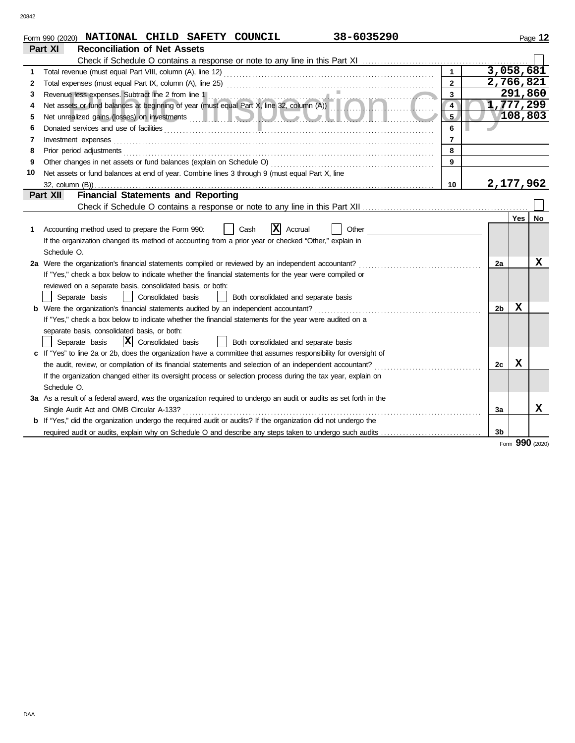Form 990 (2020) **NATIONAL CHILD SAFETY COUNCIL** **38-6035290** Page **12**

## Part XI — Reconciliation of Net Assets

Check if Schedule O contains a response or note to any line in this Part XI ☐

| | | | |
|---|---|---|---|
| 1 | Total revenue (must equal Part VIII, column (A), line 12) | 1 | 3,058,681 |
| 2 | Total expenses (must equal Part IX, column (A), line 25) | 2 | 2,766,821 |
| 3 | Revenue less expenses. Subtract line 2 from line 1 | 3 | 291,860 |
| 4 | Net assets or fund balances at beginning of year (must equal Part X, line 32, column (A)) | 4 | 1,777,299 |
| 5 | Net unrealized gains (losses) on investments | 5 | 108,803 |
| 6 | Donated services and use of facilities | 6 | |
| 7 | Investment expenses | 7 | |
| 8 | Prior period adjustments | 8 | |
| 9 | Other changes in net assets or fund balances (explain on Schedule O) | 9 | |
| 10 | Net assets or fund balances at end of year. Combine lines 3 through 9 (must equal Part X, line 32, column (B)) | 10 | 2,177,962 |

## Part XII — Financial Statements and Reporting

Check if Schedule O contains a response or note to any line in this Part XII ☐

| | | | Yes | No |
|---|---|---|---|---|
| 1 | Accounting method used to prepare the Form 990: ☐ Cash ☒ Accrual ☐ Other ______<br>If the organization changed its method of accounting from a prior year or checked "Other," explain in Schedule O. | | | |
| 2a | Were the organization's financial statements compiled or reviewed by an independent accountant?<br>If "Yes," check a box below to indicate whether the financial statements for the year were compiled or reviewed on a separate basis, consolidated basis, or both:<br>☐ Separate basis ☐ Consolidated basis ☐ Both consolidated and separate basis | 2a | | X |
| b | Were the organization's financial statements audited by an independent accountant?<br>If "Yes," check a box below to indicate whether the financial statements for the year were audited on a separate basis, consolidated basis, or both:<br>☐ Separate basis ☒ Consolidated basis ☐ Both consolidated and separate basis | 2b | X | |
| c | If "Yes" to line 2a or 2b, does the organization have a committee that assumes responsibility for oversight of the audit, review, or compilation of its financial statements and selection of an independent accountant?<br>If the organization changed either its oversight process or selection process during the tax year, explain on Schedule O. | 2c | X | |
| 3a | As a result of a federal award, was the organization required to undergo an audit or audits as set forth in the Single Audit Act and OMB Circular A-133? | 3a | | X |
| b | If "Yes," did the organization undergo the required audit or audits? If the organization did not undergo the required audit or audits, explain why on Schedule O and describe any steps taken to undergo such audits | 3b | | |

Form **990** (2020)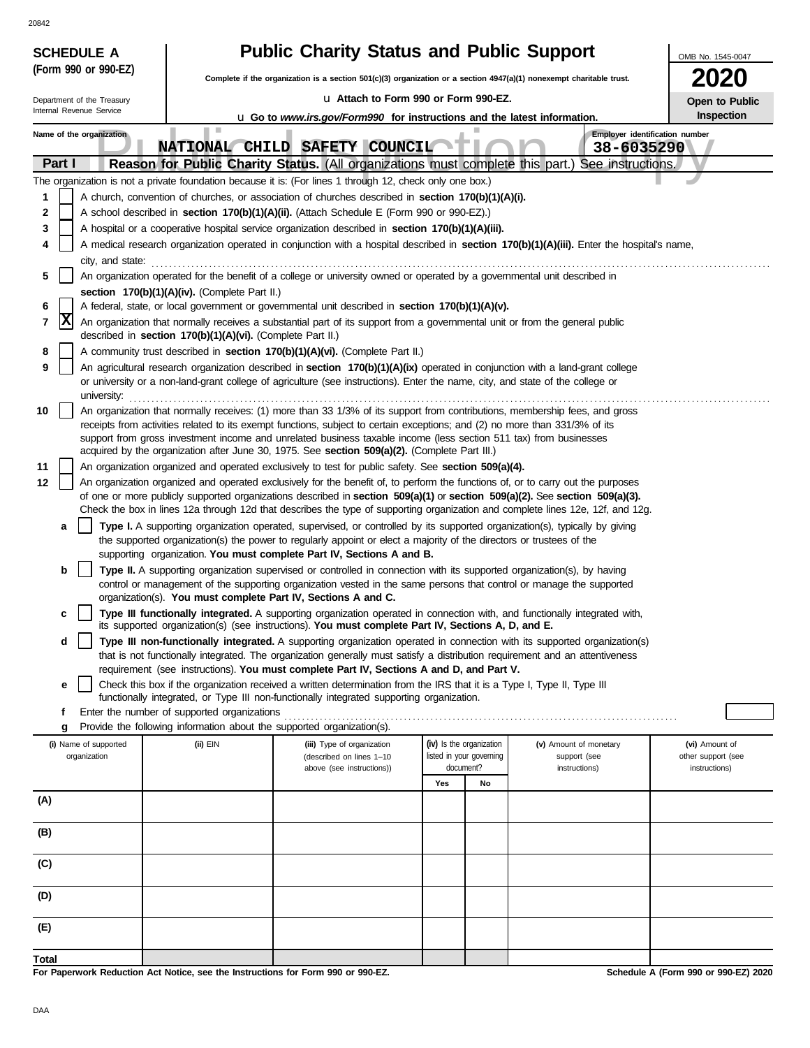**SCHEDULE A (Form 990 or 990-EZ)**

Department of the Treasury
Internal Revenue Service

# Public Charity Status and Public Support

**Complete if the organization is a section 501(c)(3) organization or a section 4947(a)(1) nonexempt charitable trust.**

u **Attach to Form 990 or Form 990-EZ.**

u **Go to *www.irs.gov/Form990* for instructions and the latest information.**

OMB No. 1545-0047

**2020**

**Open to Public Inspection**

**Name of the organization:** NATIONAL CHILD SAFETY COUNCIL

**Employer identification number:** 38-6035290

## Part I Reason for Public Charity Status. (All organizations must complete this part.) See instructions.

The organization is not a private foundation because it is: (For lines 1 through 12, check only one box.)

1. [ ] A church, convention of churches, or association of churches described in **section 170(b)(1)(A)(i).**
2. [ ] A school described in **section 170(b)(1)(A)(ii).** (Attach Schedule E (Form 990 or 990-EZ).)
3. [ ] A hospital or a cooperative hospital service organization described in **section 170(b)(1)(A)(iii).**
4. [ ] A medical research organization operated in conjunction with a hospital described in **section 170(b)(1)(A)(iii).** Enter the hospital's name, city, and state:
5. [ ] An organization operated for the benefit of a college or university owned or operated by a governmental unit described in **section 170(b)(1)(A)(iv).** (Complete Part II.)
6. [ ] A federal, state, or local government or governmental unit described in **section 170(b)(1)(A)(v).**
7. [X] An organization that normally receives a substantial part of its support from a governmental unit or from the general public described in **section 170(b)(1)(A)(vi).** (Complete Part II.)
8. [ ] A community trust described in **section 170(b)(1)(A)(vi).** (Complete Part II.)
9. [ ] An agricultural research organization described in **section 170(b)(1)(A)(ix)** operated in conjunction with a land-grant college or university or a non-land-grant college of agriculture (see instructions). Enter the name, city, and state of the college or university:
10. [ ] An organization that normally receives: (1) more than 33 1/3% of its support from contributions, membership fees, and gross receipts from activities related to its exempt functions, subject to certain exceptions; and (2) no more than 331/3% of its support from gross investment income and unrelated business taxable income (less section 511 tax) from businesses acquired by the organization after June 30, 1975. See **section 509(a)(2).** (Complete Part III.)
11. [ ] An organization organized and operated exclusively to test for public safety. See **section 509(a)(4).**
12. [ ] An organization organized and operated exclusively for the benefit of, to perform the functions of, or to carry out the purposes of one or more publicly supported organizations described in **section 509(a)(1)** or **section 509(a)(2).** See **section 509(a)(3).** Check the box in lines 12a through 12d that describes the type of supporting organization and complete lines 12e, 12f, and 12g.
    - **a** [ ] **Type I.** A supporting organization operated, supervised, or controlled by its supported organization(s), typically by giving the supported organization(s) the power to regularly appoint or elect a majority of the directors or trustees of the supporting organization. **You must complete Part IV, Sections A and B.**
    - **b** [ ] **Type II.** A supporting organization supervised or controlled in connection with its supported organization(s), by having control or management of the supporting organization vested in the same persons that control or manage the supported organization(s). **You must complete Part IV, Sections A and C.**
    - **c** [ ] **Type III functionally integrated.** A supporting organization operated in connection with, and functionally integrated with, its supported organization(s) (see instructions). **You must complete Part IV, Sections A, D, and E.**
    - **d** [ ] **Type III non-functionally integrated.** A supporting organization operated in connection with its supported organization(s) that is not functionally integrated. The organization generally must satisfy a distribution requirement and an attentiveness requirement (see instructions). **You must complete Part IV, Sections A and D, and Part V.**
    - **e** [ ] Check this box if the organization received a written determination from the IRS that it is a Type I, Type II, Type III functionally integrated, or Type III non-functionally integrated supporting organization.
    - **f** Enter the number of supported organizations
    - **g** Provide the following information about the supported organization(s).

| (i) Name of supported organization | (ii) EIN | (iii) Type of organization (described on lines 1–10 above (see instructions)) | (iv) Is the organization listed in your governing document? | | (v) Amount of monetary support (see instructions) | (vi) Amount of other support (see instructions) |
|---|---|---|---|---|---|---|
| | | | Yes | No | | |
| (A) | | | | | | |
| (B) | | | | | | |
| (C) | | | | | | |
| (D) | | | | | | |
| (E) | | | | | | |
| Total | | | | | | |

**For Paperwork Reduction Act Notice, see the Instructions for Form 990 or 990-EZ.**

**Schedule A (Form 990 or 990-EZ) 2020**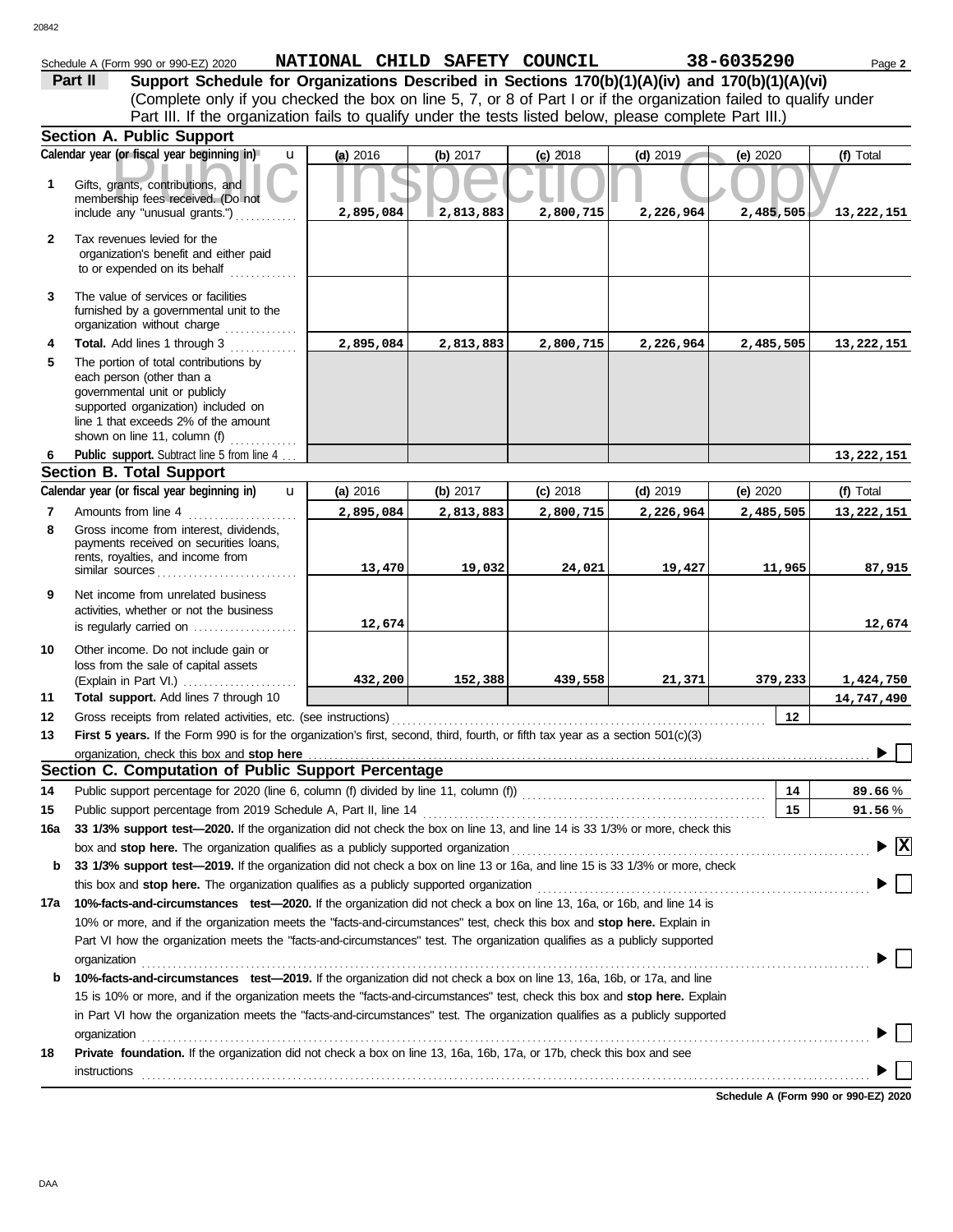Schedule A (Form 990 or 990-EZ) 2020 **NATIONAL CHILD SAFETY COUNCIL** **38-6035290** Page **2**

**Part II** **Support Schedule for Organizations Described in Sections 170(b)(1)(A)(iv) and 170(b)(1)(A)(vi)**
(Complete only if you checked the box on line 5, 7, or 8 of Part I or if the organization failed to qualify under Part III. If the organization fails to qualify under the tests listed below, please complete Part III.)

## Section A. Public Support

| Calendar year (or fiscal year beginning in) u | (a) 2016 | (b) 2017 | (c) 2018 | (d) 2019 | (e) 2020 | (f) Total |
|---|---|---|---|---|---|---|
| **1** Gifts, grants, contributions, and membership fees received. (Do not include any "unusual grants.") | 2,895,084 | 2,813,883 | 2,800,715 | 2,226,964 | 2,485,505 | 13,222,151 |
| **2** Tax revenues levied for the organization's benefit and either paid to or expended on its behalf | | | | | | |
| **3** The value of services or facilities furnished by a governmental unit to the organization without charge | | | | | | |
| **4** **Total.** Add lines 1 through 3 | 2,895,084 | 2,813,883 | 2,800,715 | 2,226,964 | 2,485,505 | 13,222,151 |
| **5** The portion of total contributions by each person (other than a governmental unit or publicly supported organization) included on line 1 that exceeds 2% of the amount shown on line 11, column (f) | | | | | | |
| **6** **Public support.** Subtract line 5 from line 4 | | | | | | 13,222,151 |

## Section B. Total Support

| Calendar year (or fiscal year beginning in) u | (a) 2016 | (b) 2017 | (c) 2018 | (d) 2019 | (e) 2020 | (f) Total |
|---|---|---|---|---|---|---|
| **7** Amounts from line 4 | 2,895,084 | 2,813,883 | 2,800,715 | 2,226,964 | 2,485,505 | 13,222,151 |
| **8** Gross income from interest, dividends, payments received on securities loans, rents, royalties, and income from similar sources | 13,470 | 19,032 | 24,021 | 19,427 | 11,965 | 87,915 |
| **9** Net income from unrelated business activities, whether or not the business is regularly carried on | 12,674 | | | | | 12,674 |
| **10** Other income. Do not include gain or loss from the sale of capital assets (Explain in Part VI.) | 432,200 | 152,388 | 439,558 | 21,371 | 379,233 | 1,424,750 |
| **11** **Total support.** Add lines 7 through 10 | | | | | | 14,747,490 |

**12** Gross receipts from related activities, etc. (see instructions) **12**

**13** **First 5 years.** If the Form 990 is for the organization's first, second, third, fourth, or fifth tax year as a section 501(c)(3) organization, check this box and **stop here** ▶ ☐

## Section C. Computation of Public Support Percentage

**14** Public support percentage for 2020 (line 6, column (f) divided by line 11, column (f)) **14** **89.66** %

**15** Public support percentage from 2019 Schedule A, Part II, line 14 **15** **91.56** %

**16a** **33 1/3% support test—2020.** If the organization did not check the box on line 13, and line 14 is 33 1/3% or more, check this box and **stop here.** The organization qualifies as a publicly supported organization ▶ ☒

**b** **33 1/3% support test—2019.** If the organization did not check a box on line 13 or 16a, and line 15 is 33 1/3% or more, check this box and **stop here.** The organization qualifies as a publicly supported organization ▶ ☐

**17a** **10%-facts-and-circumstances test—2020.** If the organization did not check a box on line 13, 16a, or 16b, and line 14 is 10% or more, and if the organization meets the "facts-and-circumstances" test, check this box and **stop here.** Explain in Part VI how the organization meets the "facts-and-circumstances" test. The organization qualifies as a publicly supported organization ▶ ☐

**b** **10%-facts-and-circumstances test—2019.** If the organization did not check a box on line 13, 16a, 16b, or 17a, and line 15 is 10% or more, and if the organization meets the "facts-and-circumstances" test, check this box and **stop here.** Explain in Part VI how the organization meets the "facts-and-circumstances" test. The organization qualifies as a publicly supported organization ▶ ☐

**18** **Private foundation.** If the organization did not check a box on line 13, 16a, 16b, 17a, or 17b, check this box and see instructions ▶ ☐

**Schedule A (Form 990 or 990-EZ) 2020**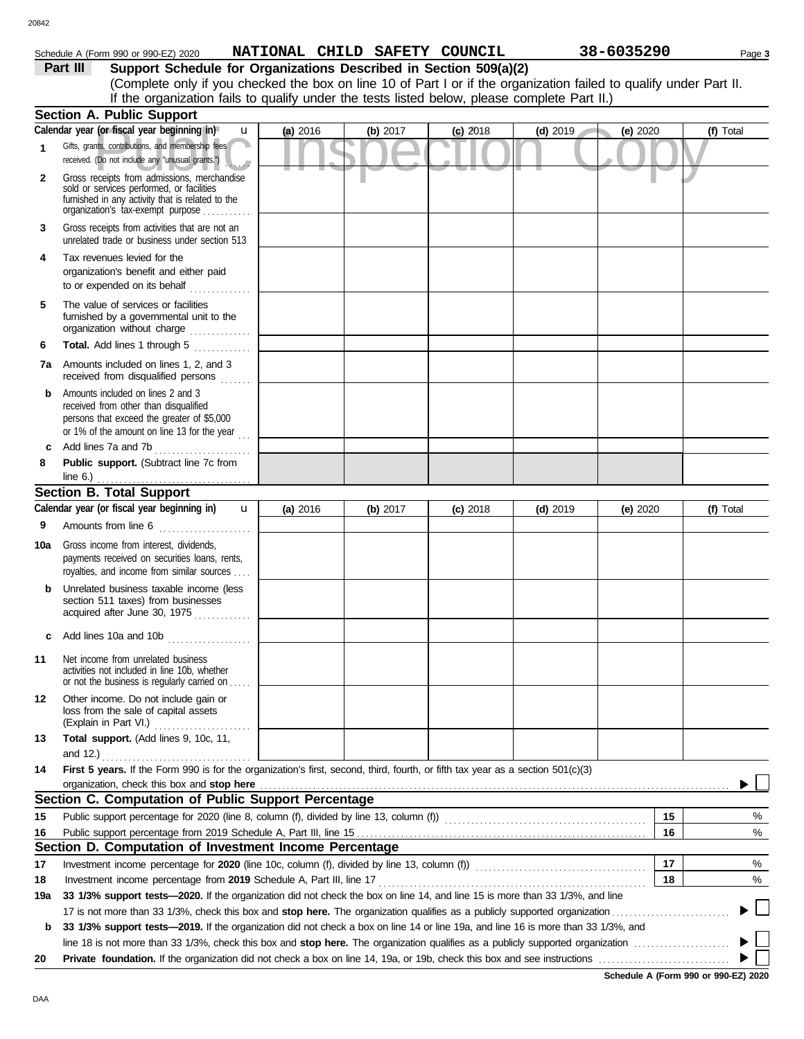Schedule A (Form 990 or 990-EZ) 2020 **NATIONAL CHILD SAFETY COUNCIL** **38-6035290** Page **3**

**Part III** **Support Schedule for Organizations Described in Section 509(a)(2)**

(Complete only if you checked the box on line 10 of Part I or if the organization failed to qualify under Part II. If the organization fails to qualify under the tests listed below, please complete Part II.)

## Section A. Public Support

| Calendar year (or fiscal year beginning in) | (a) 2016 | (b) 2017 | (c) 2018 | (d) 2019 | (e) 2020 | (f) Total |
|---|---|---|---|---|---|---|
| **1** Gifts, grants, contributions, and membership fees received. (Do not include any "unusual grants.") | | | | | | |
| **2** Gross receipts from admissions, merchandise sold or services performed, or facilities furnished in any activity that is related to the organization's tax-exempt purpose | | | | | | |
| **3** Gross receipts from activities that are not an unrelated trade or business under section 513 | | | | | | |
| **4** Tax revenues levied for the organization's benefit and either paid to or expended on its behalf | | | | | | |
| **5** The value of services or facilities furnished by a governmental unit to the organization without charge | | | | | | |
| **6** **Total.** Add lines 1 through 5 | | | | | | |
| **7a** Amounts included on lines 1, 2, and 3 received from disqualified persons | | | | | | |
| **b** Amounts included on lines 2 and 3 received from other than disqualified persons that exceed the greater of $5,000 or 1% of the amount on line 13 for the year | | | | | | |
| **c** Add lines 7a and 7b | | | | | | |
| **8** **Public support.** (Subtract line 7c from line 6.) | | | | | | |

## Section B. Total Support

| Calendar year (or fiscal year beginning in) | (a) 2016 | (b) 2017 | (c) 2018 | (d) 2019 | (e) 2020 | (f) Total |
|---|---|---|---|---|---|---|
| **9** Amounts from line 6 | | | | | | |
| **10a** Gross income from interest, dividends, payments received on securities loans, rents, royalties, and income from similar sources | | | | | | |
| **b** Unrelated business taxable income (less section 511 taxes) from businesses acquired after June 30, 1975 | | | | | | |
| **c** Add lines 10a and 10b | | | | | | |
| **11** Net income from unrelated business activities not included in line 10b, whether or not the business is regularly carried on | | | | | | |
| **12** Other income. Do not include gain or loss from the sale of capital assets (Explain in Part VI.) | | | | | | |
| **13** **Total support.** (Add lines 9, 10c, 11, and 12.) | | | | | | |

**14** **First 5 years.** If the Form 990 is for the organization's first, second, third, fourth, or fifth tax year as a section 501(c)(3) organization, check this box and **stop here** ☐

## Section C. Computation of Public Support Percentage

| | | | |
|---|---|---|---|
| **15** | Public support percentage for 2020 (line 8, column (f), divided by line 13, column (f)) | **15** | % |
| **16** | Public support percentage from 2019 Schedule A, Part III, line 15 | **16** | % |

## Section D. Computation of Investment Income Percentage

| | | | |
|---|---|---|---|
| **17** | Investment income percentage for **2020** (line 10c, column (f), divided by line 13, column (f)) | **17** | % |
| **18** | Investment income percentage from **2019** Schedule A, Part III, line 17 | **18** | % |

**19a** **33 1/3% support tests—2020.** If the organization did not check the box on line 14, and line 15 is more than 33 1/3%, and line 17 is not more than 33 1/3%, check this box and **stop here.** The organization qualifies as a publicly supported organization ☐

**b** **33 1/3% support tests—2019.** If the organization did not check a box on line 14 or line 19a, and line 16 is more than 33 1/3%, and line 18 is not more than 33 1/3%, check this box and **stop here.** The organization qualifies as a publicly supported organization ☐

**20** **Private foundation.** If the organization did not check a box on line 14, 19a, or 19b, check this box and see instructions ☐

**Schedule A (Form 990 or 990-EZ) 2020**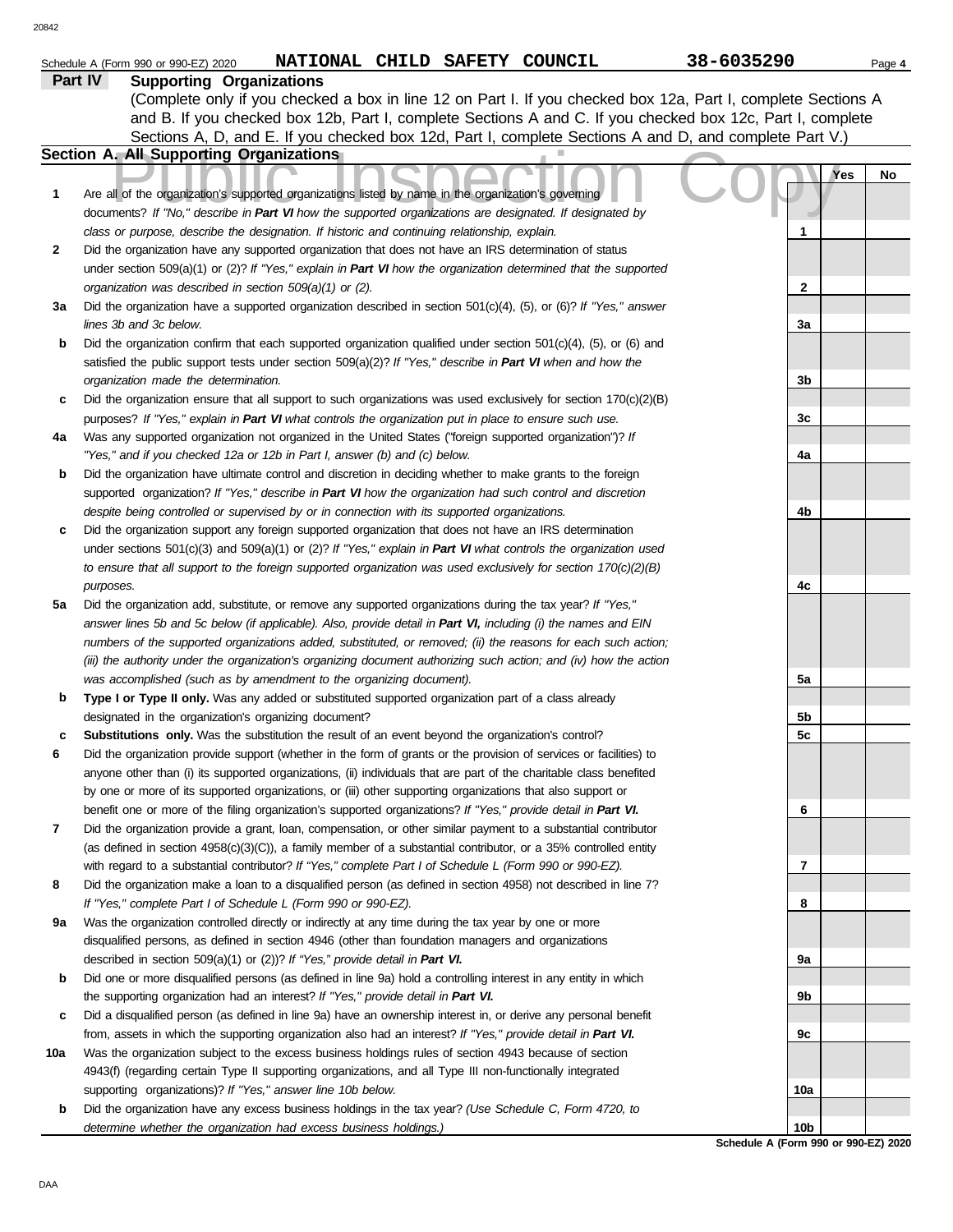Schedule A (Form 990 or 990-EZ) 2020 **NATIONAL CHILD SAFETY COUNCIL** **38-6035290**

## Part IV Supporting Organizations

(Complete only if you checked a box in line 12 on Part I. If you checked box 12a, Part I, complete Sections A and B. If you checked box 12b, Part I, complete Sections A and C. If you checked box 12c, Part I, complete Sections A, D, and E. If you checked box 12d, Part I, complete Sections A and D, and complete Part V.)

### Section A. All Supporting Organizations

| | | | Yes | No |
|---|---|---|---|---|
| **1** | Are all of the organization's supported organizations listed by name in the organization's governing documents? *If "No," describe in **Part VI** how the supported organizations are designated. If designated by class or purpose, describe the designation. If historic and continuing relationship, explain.* | 1 | | |
| **2** | Did the organization have any supported organization that does not have an IRS determination of status under section 509(a)(1) or (2)? *If "Yes," explain in **Part VI** how the organization determined that the supported organization was described in section 509(a)(1) or (2).* | 2 | | |
| **3a** | Did the organization have a supported organization described in section 501(c)(4), (5), or (6)? *If "Yes," answer lines 3b and 3c below.* | 3a | | |
| **b** | Did the organization confirm that each supported organization qualified under section 501(c)(4), (5), or (6) and satisfied the public support tests under section 509(a)(2)? *If "Yes," describe in **Part VI** when and how the organization made the determination.* | 3b | | |
| **c** | Did the organization ensure that all support to such organizations was used exclusively for section 170(c)(2)(B) purposes? *If "Yes," explain in **Part VI** what controls the organization put in place to ensure such use.* | 3c | | |
| **4a** | Was any supported organization not organized in the United States ("foreign supported organization")? *If "Yes," and if you checked 12a or 12b in Part I, answer (b) and (c) below.* | 4a | | |
| **b** | Did the organization have ultimate control and discretion in deciding whether to make grants to the foreign supported organization? *If "Yes," describe in **Part VI** how the organization had such control and discretion despite being controlled or supervised by or in connection with its supported organizations.* | 4b | | |
| **c** | Did the organization support any foreign supported organization that does not have an IRS determination under sections 501(c)(3) and 509(a)(1) or (2)? *If "Yes," explain in **Part VI** what controls the organization used to ensure that all support to the foreign supported organization was used exclusively for section 170(c)(2)(B) purposes.* | 4c | | |
| **5a** | Did the organization add, substitute, or remove any supported organizations during the tax year? *If "Yes," answer lines 5b and 5c below (if applicable). Also, provide detail in **Part VI,** including (i) the names and EIN numbers of the supported organizations added, substituted, or removed; (ii) the reasons for each such action; (iii) the authority under the organization's organizing document authorizing such action; and (iv) how the action was accomplished (such as by amendment to the organizing document).* | 5a | | |
| **b** | **Type I or Type II only.** Was any added or substituted supported organization part of a class already designated in the organization's organizing document? | 5b | | |
| **c** | **Substitutions only.** Was the substitution the result of an event beyond the organization's control? | 5c | | |
| **6** | Did the organization provide support (whether in the form of grants or the provision of services or facilities) to anyone other than (i) its supported organizations, (ii) individuals that are part of the charitable class benefited by one or more of its supported organizations, or (iii) other supporting organizations that also support or benefit one or more of the filing organization's supported organizations? *If "Yes," provide detail in **Part VI.*** | 6 | | |
| **7** | Did the organization provide a grant, loan, compensation, or other similar payment to a substantial contributor (as defined in section 4958(c)(3)(C)), a family member of a substantial contributor, or a 35% controlled entity with regard to a substantial contributor? *If "Yes," complete Part I of Schedule L (Form 990 or 990-EZ).* | 7 | | |
| **8** | Did the organization make a loan to a disqualified person (as defined in section 4958) not described in line 7? *If "Yes," complete Part I of Schedule L (Form 990 or 990-EZ).* | 8 | | |
| **9a** | Was the organization controlled directly or indirectly at any time during the tax year by one or more disqualified persons, as defined in section 4946 (other than foundation managers and organizations described in section 509(a)(1) or (2))? *If "Yes," provide detail in **Part VI.*** | 9a | | |
| **b** | Did one or more disqualified persons (as defined in line 9a) hold a controlling interest in any entity in which the supporting organization had an interest? *If "Yes," provide detail in **Part VI.*** | 9b | | |
| **c** | Did a disqualified person (as defined in line 9a) have an ownership interest in, or derive any personal benefit from, assets in which the supporting organization also had an interest? *If "Yes," provide detail in **Part VI.*** | 9c | | |
| **10a** | Was the organization subject to the excess business holdings rules of section 4943 because of section 4943(f) (regarding certain Type II supporting organizations, and all Type III non-functionally integrated supporting organizations)? *If "Yes," answer line 10b below.* | 10a | | |
| **b** | Did the organization have any excess business holdings in the tax year? *(Use Schedule C, Form 4720, to determine whether the organization had excess business holdings.)* | 10b | | |

**Schedule A (Form 990 or 990-EZ) 2020**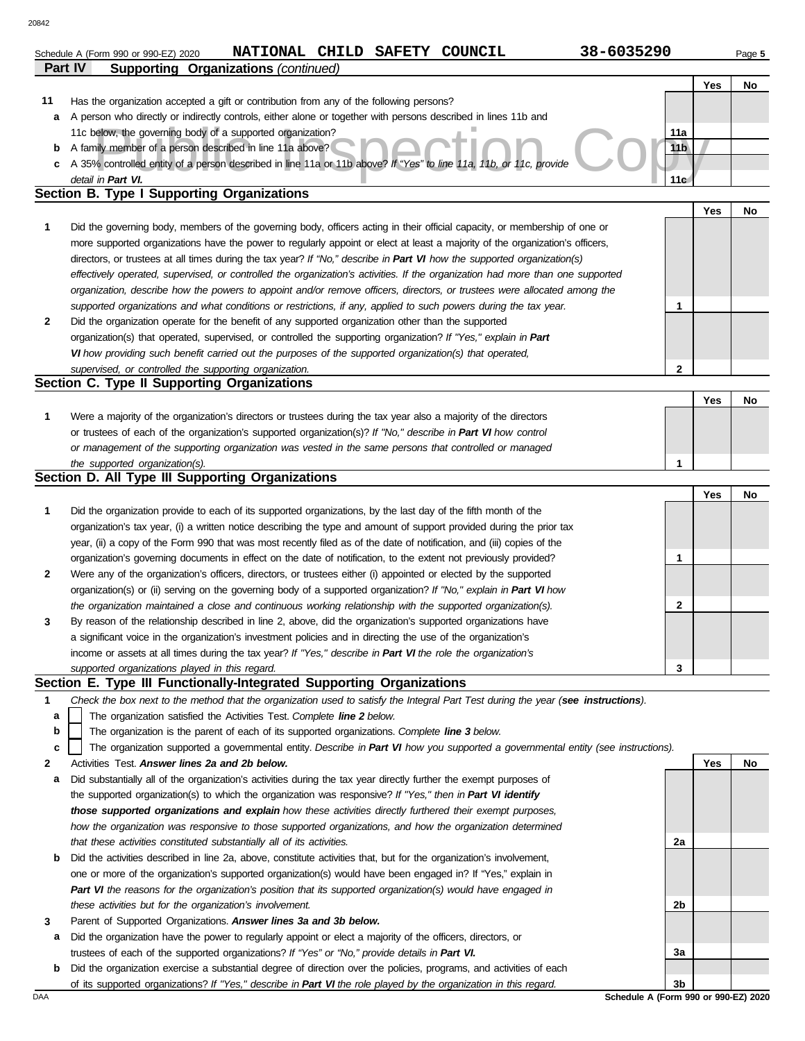Schedule A (Form 990 or 990-EZ) 2020 **NATIONAL CHILD SAFETY COUNCIL** **38-6035290**

## Part IV Supporting Organizations *(continued)*

| | | | Yes | No |
|---|---|---|---|---|
| **11** | Has the organization accepted a gift or contribution from any of the following persons? | | | |
| **a** | A person who directly or indirectly controls, either alone or together with persons described in lines 11b and 11c below, the governing body of a supported organization? | **11a** | | |
| **b** | A family member of a person described in line 11a above? | **11b** | | |
| **c** | A 35% controlled entity of a person described in line 11a or 11b above? *If "Yes" to line 11a, 11b, or 11c, provide detail in **Part VI.*** | **11c** | | |

### Section B. Type I Supporting Organizations

| | | | Yes | No |
|---|---|---|---|---|
| **1** | Did the governing body, members of the governing body, officers acting in their official capacity, or membership of one or more supported organizations have the power to regularly appoint or elect at least a majority of the organization's officers, directors, or trustees at all times during the tax year? *If "No," describe in **Part VI** how the supported organization(s) effectively operated, supervised, or controlled the organization's activities. If the organization had more than one supported organization, describe how the powers to appoint and/or remove officers, directors, or trustees were allocated among the supported organizations and what conditions or restrictions, if any, applied to such powers during the tax year.* | **1** | | |
| **2** | Did the organization operate for the benefit of any supported organization other than the supported organization(s) that operated, supervised, or controlled the supporting organization? *If "Yes," explain in **Part VI** how providing such benefit carried out the purposes of the supported organization(s) that operated, supervised, or controlled the supporting organization.* | **2** | | |

### Section C. Type II Supporting Organizations

| | | | Yes | No |
|---|---|---|---|---|
| **1** | Were a majority of the organization's directors or trustees during the tax year also a majority of the directors or trustees of each of the organization's supported organization(s)? *If "No," describe in **Part VI** how control or management of the supporting organization was vested in the same persons that controlled or managed the supported organization(s).* | **1** | | |

### Section D. All Type III Supporting Organizations

| | | | Yes | No |
|---|---|---|---|---|
| **1** | Did the organization provide to each of its supported organizations, by the last day of the fifth month of the organization's tax year, (i) a written notice describing the type and amount of support provided during the prior tax year, (ii) a copy of the Form 990 that was most recently filed as of the date of notification, and (iii) copies of the organization's governing documents in effect on the date of notification, to the extent not previously provided? | **1** | | |
| **2** | Were any of the organization's officers, directors, or trustees either (i) appointed or elected by the supported organization(s) or (ii) serving on the governing body of a supported organization? *If "No," explain in **Part VI** how the organization maintained a close and continuous working relationship with the supported organization(s).* | **2** | | |
| **3** | By reason of the relationship described in line 2, above, did the organization's supported organizations have a significant voice in the organization's investment policies and in directing the use of the organization's income or assets at all times during the tax year? *If "Yes," describe in **Part VI** the role the organization's supported organizations played in this regard.* | **3** | | |

### Section E. Type III Functionally-Integrated Supporting Organizations

**1** *Check the box next to the method that the organization used to satisfy the Integral Part Test during the year (**see instructions**).*

- **a** ☐ The organization satisfied the Activities Test. *Complete **line 2** below.*
- **b** ☐ The organization is the parent of each of its supported organizations. *Complete **line 3** below.*
- **c** ☐ The organization supported a governmental entity. *Describe in **Part VI** how you supported a governmental entity (see instructions).*

| | | | Yes | No |
|---|---|---|---|---|
| **2** | Activities Test. ***Answer lines 2a and 2b below.*** | | | |
| **a** | Did substantially all of the organization's activities during the tax year directly further the exempt purposes of the supported organization(s) to which the organization was responsive? *If "Yes," then in **Part VI identify those supported organizations and explain** how these activities directly furthered their exempt purposes, how the organization was responsive to those supported organizations, and how the organization determined that these activities constituted substantially all of its activities.* | **2a** | | |
| **b** | Did the activities described in line 2a, above, constitute activities that, but for the organization's involvement, one or more of the organization's supported organization(s) would have been engaged in? If "Yes," explain in ***Part VI*** *the reasons for the organization's position that its supported organization(s) would have engaged in these activities but for the organization's involvement.* | **2b** | | |
| **3** | Parent of Supported Organizations. ***Answer lines 3a and 3b below.*** | | | |
| **a** | Did the organization have the power to regularly appoint or elect a majority of the officers, directors, or trustees of each of the supported organizations? *If "Yes" or "No," provide details in **Part VI.*** | **3a** | | |
| **b** | Did the organization exercise a substantial degree of direction over the policies, programs, and activities of each of its supported organizations? *If "Yes," describe in **Part VI** the role played by the organization in this regard.* | **3b** | | |

Schedule A (Form 990 or 990-EZ) 2020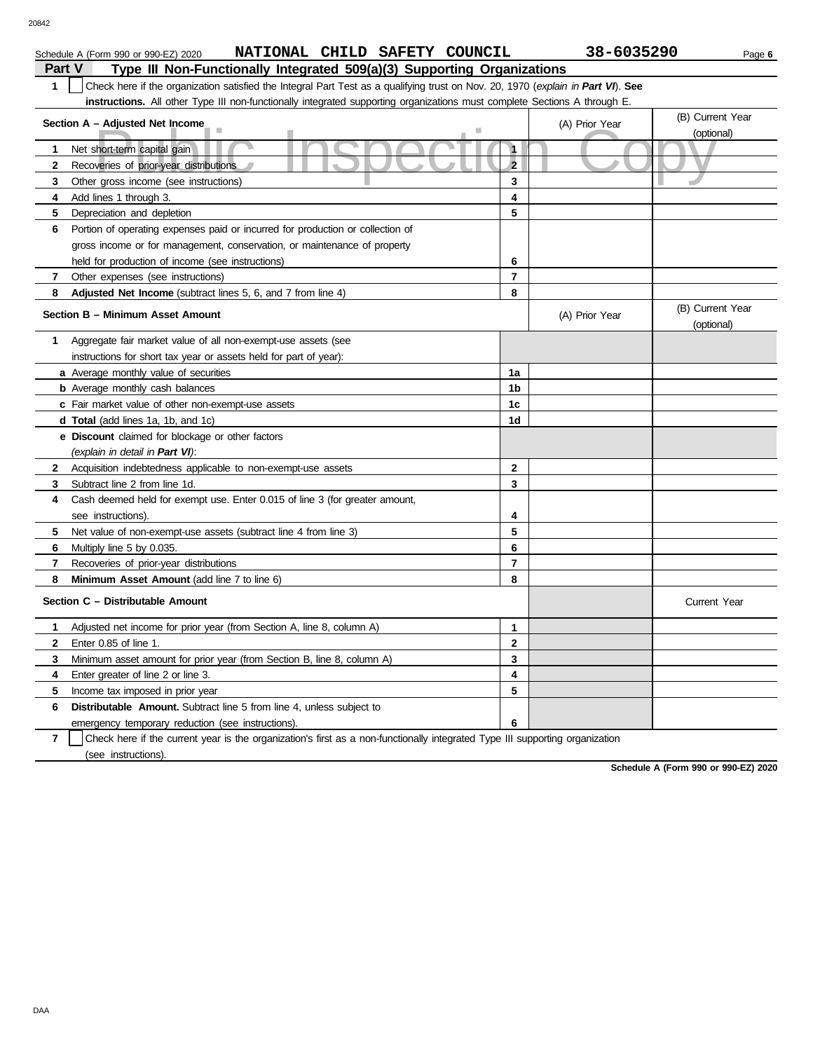Schedule A (Form 990 or 990-EZ) 2020 **NATIONAL CHILD SAFETY COUNCIL** **38-6035290**

## Part V Type III Non-Functionally Integrated 509(a)(3) Supporting Organizations

**1** ☐ Check here if the organization satisfied the Integral Part Test as a qualifying trust on Nov. 20, 1970 (*explain in **Part VI***). **See instructions.** All other Type III non-functionally integrated supporting organizations must complete Sections A through E.

| **Section A – Adjusted Net Income** | | (A) Prior Year | (B) Current Year (optional) |
|---|---|---|---|
| **1** Net short-term capital gain | 1 | | |
| **2** Recoveries of prior-year distributions | 2 | | |
| **3** Other gross income (see instructions) | 3 | | |
| **4** Add lines 1 through 3. | 4 | | |
| **5** Depreciation and depletion | 5 | | |
| **6** Portion of operating expenses paid or incurred for production or collection of gross income or for management, conservation, or maintenance of property held for production of income (see instructions) | 6 | | |
| **7** Other expenses (see instructions) | 7 | | |
| **8** **Adjusted Net Income** (subtract lines 5, 6, and 7 from line 4) | 8 | | |

| **Section B – Minimum Asset Amount** | | (A) Prior Year | (B) Current Year (optional) |
|---|---|---|---|
| **1** Aggregate fair market value of all non-exempt-use assets (see instructions for short tax year or assets held for part of year): | | | |
| **a** Average monthly value of securities | 1a | | |
| **b** Average monthly cash balances | 1b | | |
| **c** Fair market value of other non-exempt-use assets | 1c | | |
| **d** **Total** (add lines 1a, 1b, and 1c) | 1d | | |
| **e** **Discount** claimed for blockage or other factors (*explain in detail in **Part VI***): | | | |
| **2** Acquisition indebtedness applicable to non-exempt-use assets | 2 | | |
| **3** Subtract line 2 from line 1d. | 3 | | |
| **4** Cash deemed held for exempt use. Enter 0.015 of line 3 (for greater amount, see instructions). | 4 | | |
| **5** Net value of non-exempt-use assets (subtract line 4 from line 3) | 5 | | |
| **6** Multiply line 5 by 0.035. | 6 | | |
| **7** Recoveries of prior-year distributions | 7 | | |
| **8** **Minimum Asset Amount** (add line 7 to line 6) | 8 | | |

| **Section C – Distributable Amount** | | | Current Year |
|---|---|---|---|
| **1** Adjusted net income for prior year (from Section A, line 8, column A) | 1 | | |
| **2** Enter 0.85 of line 1. | 2 | | |
| **3** Minimum asset amount for prior year (from Section B, line 8, column A) | 3 | | |
| **4** Enter greater of line 2 or line 3. | 4 | | |
| **5** Income tax imposed in prior year | 5 | | |
| **6** **Distributable Amount.** Subtract line 5 from line 4, unless subject to emergency temporary reduction (see instructions). | 6 | | |

**7** ☐ Check here if the current year is the organization's first as a non-functionally integrated Type III supporting organization (see instructions).

**Schedule A (Form 990 or 990-EZ) 2020**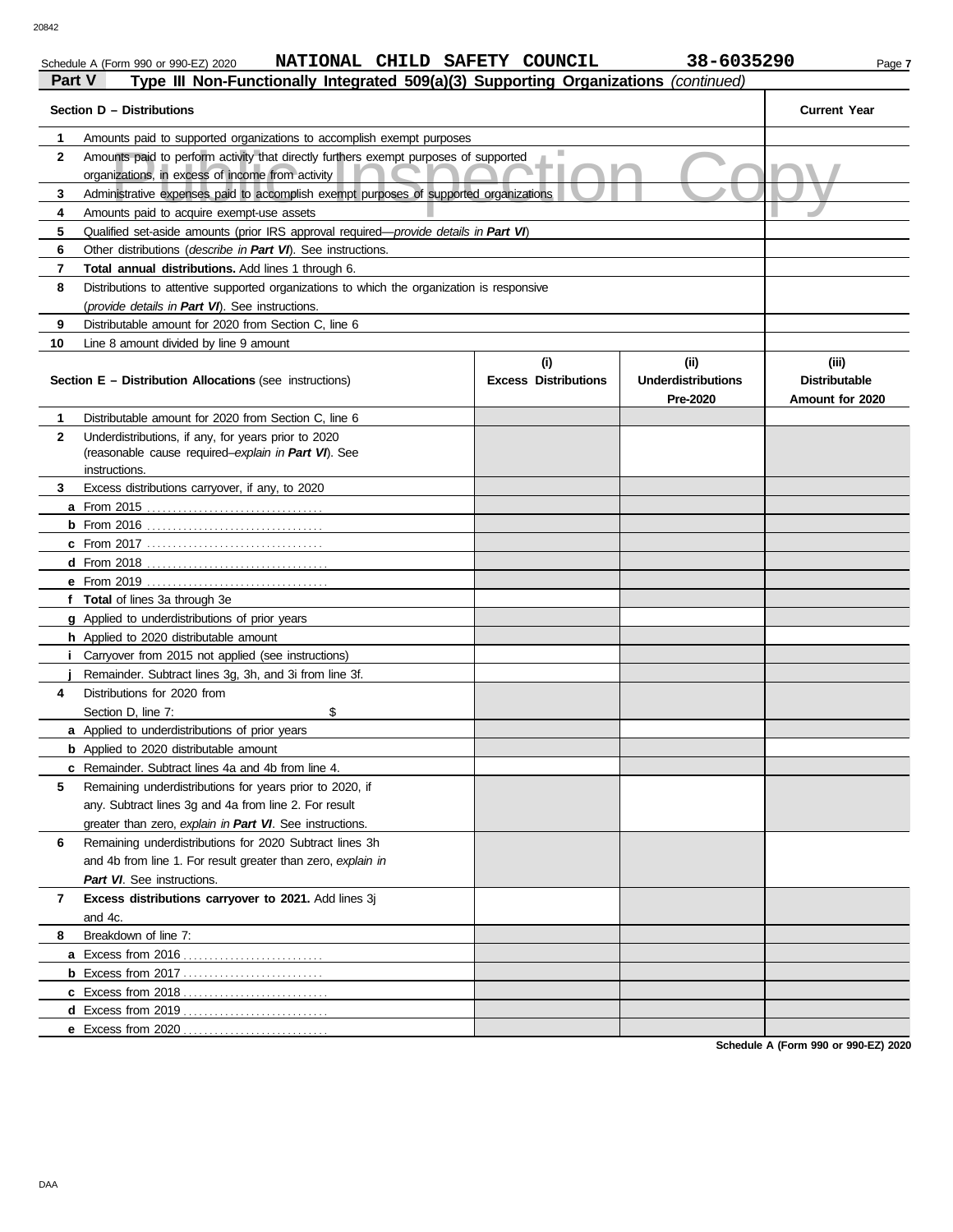Schedule A (Form 990 or 990-EZ) 2020 **NATIONAL CHILD SAFETY COUNCIL** **38-6035290**

## Part V Type III Non-Functionally Integrated 509(a)(3) Supporting Organizations *(continued)*

| **Section D – Distributions** | | **Current Year** |
|---|---|---|
| 1 | Amounts paid to supported organizations to accomplish exempt purposes | |
| 2 | Amounts paid to perform activity that directly furthers exempt purposes of supported organizations, in excess of income from activity | |
| 3 | Administrative expenses paid to accomplish exempt purposes of supported organizations | |
| 4 | Amounts paid to acquire exempt-use assets | |
| 5 | Qualified set-aside amounts (prior IRS approval required—*provide details in **Part VI***) | |
| 6 | Other distributions (*describe in **Part VI***). See instructions. | |
| 7 | **Total annual distributions.** Add lines 1 through 6. | |
| 8 | Distributions to attentive supported organizations to which the organization is responsive (*provide details in **Part VI***). See instructions. | |
| 9 | Distributable amount for 2020 from Section C, line 6 | |
| 10 | Line 8 amount divided by line 9 amount | |

| **Section E – Distribution Allocations** (see instructions) | | **(i) Excess Distributions** | **(ii) Underdistributions Pre-2020** | **(iii) Distributable Amount for 2020** |
|---|---|---|---|---|
| 1 | Distributable amount for 2020 from Section C, line 6 | | | |
| 2 | Underdistributions, if any, for years prior to 2020 (reasonable cause required–*explain in **Part VI***). See instructions. | | | |
| 3 | Excess distributions carryover, if any, to 2020 | | | |
| a | From 2015 | | | |
| b | From 2016 | | | |
| c | From 2017 | | | |
| d | From 2018 | | | |
| e | From 2019 | | | |
| f | **Total** of lines 3a through 3e | | | |
| g | Applied to underdistributions of prior years | | | |
| h | Applied to 2020 distributable amount | | | |
| i | Carryover from 2015 not applied (see instructions) | | | |
| j | Remainder. Subtract lines 3g, 3h, and 3i from line 3f. | | | |
| 4 | Distributions for 2020 from Section D, line 7: $ | | | |
| a | Applied to underdistributions of prior years | | | |
| b | Applied to 2020 distributable amount | | | |
| c | Remainder. Subtract lines 4a and 4b from line 4. | | | |
| 5 | Remaining underdistributions for years prior to 2020, if any. Subtract lines 3g and 4a from line 2. For result greater than zero, *explain in **Part VI***. See instructions. | | | |
| 6 | Remaining underdistributions for 2020 Subtract lines 3h and 4b from line 1. For result greater than zero, *explain in **Part VI***. See instructions. | | | |
| 7 | **Excess distributions carryover to 2021.** Add lines 3j and 4c. | | | |
| 8 | Breakdown of line 7: | | | |
| a | Excess from 2016 | | | |
| b | Excess from 2017 | | | |
| c | Excess from 2018 | | | |
| d | Excess from 2019 | | | |
| e | Excess from 2020 | | | |

**Schedule A (Form 990 or 990-EZ) 2020**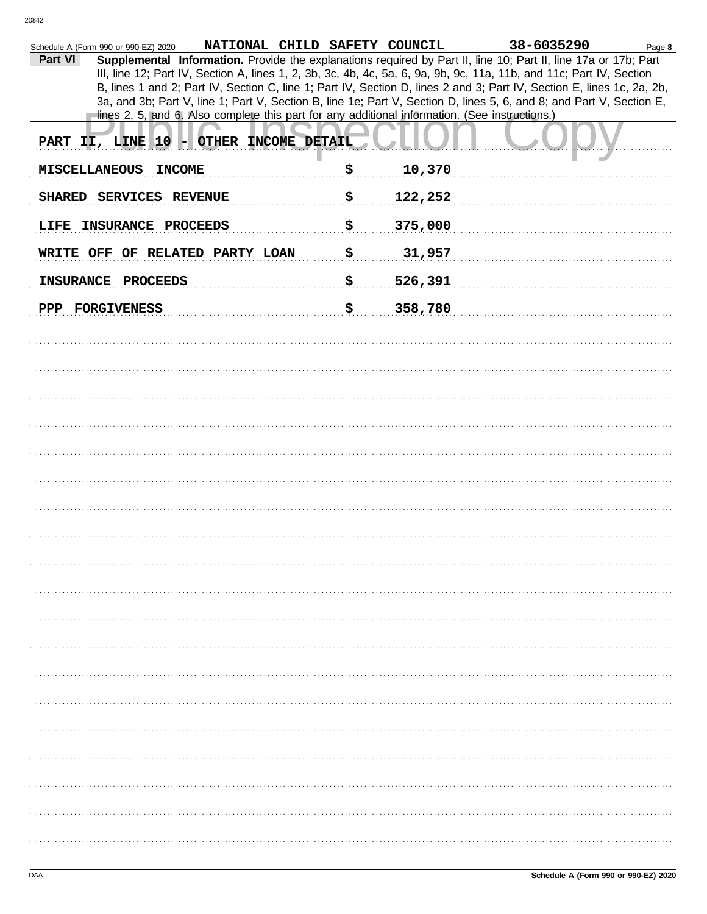Schedule A (Form 990 or 990-EZ) 2020 NATIONAL CHILD SAFETY COUNCIL 38-6035290

**Part VI** **Supplemental Information.** Provide the explanations required by Part II, line 10; Part II, line 17a or 17b; Part III, line 12; Part IV, Section A, lines 1, 2, 3b, 3c, 4b, 4c, 5a, 6, 9a, 9b, 9c, 11a, 11b, and 11c; Part IV, Section B, lines 1 and 2; Part IV, Section C, line 1; Part IV, Section D, lines 2 and 3; Part IV, Section E, lines 1c, 2a, 2b, 3a, and 3b; Part V, line 1; Part V, Section B, line 1e; Part V, Section D, lines 5, 6, and 8; and Part V, Section E, lines 2, 5, and 6. Also complete this part for any additional information. (See instructions.)

PART II, LINE 10 - OTHER INCOME DETAIL

| | | |
|---|---|---|
| MISCELLANEOUS INCOME | $ | 10,370 |
| SHARED SERVICES REVENUE | $ | 122,252 |
| LIFE INSURANCE PROCEEDS | $ | 375,000 |
| WRITE OFF OF RELATED PARTY LOAN | $ | 31,957 |
| INSURANCE PROCEEDS | $ | 526,391 |
| PPP FORGIVENESS | $ | 358,780 |

Schedule A (Form 990 or 990-EZ) 2020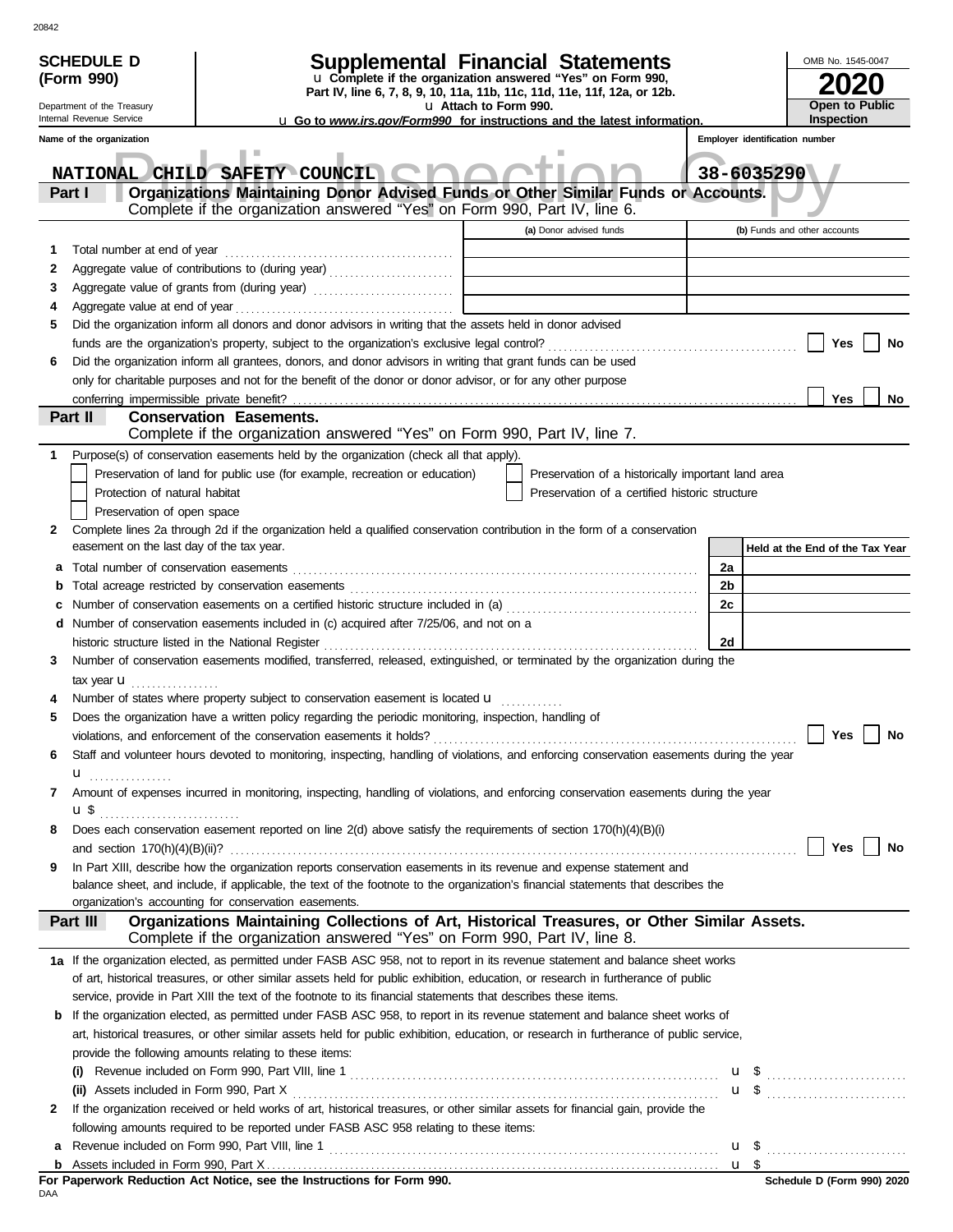**SCHEDULE D (Form 990)**

Department of the Treasury
Internal Revenue Service

# Supplemental Financial Statements

u Complete if the organization answered "Yes" on Form 990, Part IV, line 6, 7, 8, 9, 10, 11a, 11b, 11c, 11d, 11e, 11f, 12a, or 12b.
u Attach to Form 990.
u Go to *www.irs.gov/Form990* for instructions and the latest information.

OMB No. 1545-0047

**2020**

**Open to Public Inspection**

| Name of the organization | Employer identification number |
|---|---|
| NATIONAL CHILD SAFETY COUNCIL | 38-6035290 |

**Part I Organizations Maintaining Donor Advised Funds or Other Similar Funds or Accounts.** Complete if the organization answered "Yes" on Form 990, Part IV, line 6.

| | | (a) Donor advised funds | (b) Funds and other accounts |
|---|---|---|---|
| 1 | Total number at end of year | | |
| 2 | Aggregate value of contributions to (during year) | | |
| 3 | Aggregate value of grants from (during year) | | |
| 4 | Aggregate value at end of year | | |

5 Did the organization inform all donors and donor advisors in writing that the assets held in donor advised funds are the organization's property, subject to the organization's exclusive legal control? ☐ Yes ☐ No

6 Did the organization inform all grantees, donors, and donor advisors in writing that grant funds can be used only for charitable purposes and not for the benefit of the donor or donor advisor, or for any other purpose conferring impermissible private benefit? ☐ Yes ☐ No

**Part II Conservation Easements.** Complete if the organization answered "Yes" on Form 990, Part IV, line 7.

1 Purpose(s) of conservation easements held by the organization (check all that apply).

☐ Preservation of land for public use (for example, recreation or education)
☐ Protection of natural habitat
☐ Preservation of open space
☐ Preservation of a historically important land area
☐ Preservation of a certified historic structure

2 Complete lines 2a through 2d if the organization held a qualified conservation contribution in the form of a conservation easement on the last day of the tax year.

| | | | Held at the End of the Tax Year |
|---|---|---|---|
| a | Total number of conservation easements | 2a | |
| b | Total acreage restricted by conservation easements | 2b | |
| c | Number of conservation easements on a certified historic structure included in (a) | 2c | |
| d | Number of conservation easements included in (c) acquired after 7/25/06, and not on a historic structure listed in the National Register | 2d | |

3 Number of conservation easements modified, transferred, released, extinguished, or terminated by the organization during the tax year u

4 Number of states where property subject to conservation easement is located u

5 Does the organization have a written policy regarding the periodic monitoring, inspection, handling of violations, and enforcement of the conservation easements it holds? ☐ Yes ☐ No

6 Staff and volunteer hours devoted to monitoring, inspecting, handling of violations, and enforcing conservation easements during the year u

7 Amount of expenses incurred in monitoring, inspecting, handling of violations, and enforcing conservation easements during the year u $

8 Does each conservation easement reported on line 2(d) above satisfy the requirements of section 170(h)(4)(B)(i) and section 170(h)(4)(B)(ii)? ☐ Yes ☐ No

9 In Part XIII, describe how the organization reports conservation easements in its revenue and expense statement and balance sheet, and include, if applicable, the text of the footnote to the organization's financial statements that describes the organization's accounting for conservation easements.

**Part III Organizations Maintaining Collections of Art, Historical Treasures, or Other Similar Assets.** Complete if the organization answered "Yes" on Form 990, Part IV, line 8.

1a If the organization elected, as permitted under FASB ASC 958, not to report in its revenue statement and balance sheet works of art, historical treasures, or other similar assets held for public exhibition, education, or research in furtherance of public service, provide in Part XIII the text of the footnote to its financial statements that describes these items.

b If the organization elected, as permitted under FASB ASC 958, to report in its revenue statement and balance sheet works of art, historical treasures, or other similar assets held for public exhibition, education, or research in furtherance of public service, provide the following amounts relating to these items:

(i) Revenue included on Form 990, Part VIII, line 1 u $

(ii) Assets included in Form 990, Part X u $

2 If the organization received or held works of art, historical treasures, or other similar assets for financial gain, provide the following amounts required to be reported under FASB ASC 958 relating to these items:

a Revenue included on Form 990, Part VIII, line 1 u $

b Assets included in Form 990, Part X u $

**For Paperwork Reduction Act Notice, see the Instructions for Form 990.**

Schedule D (Form 990) 2020

DAA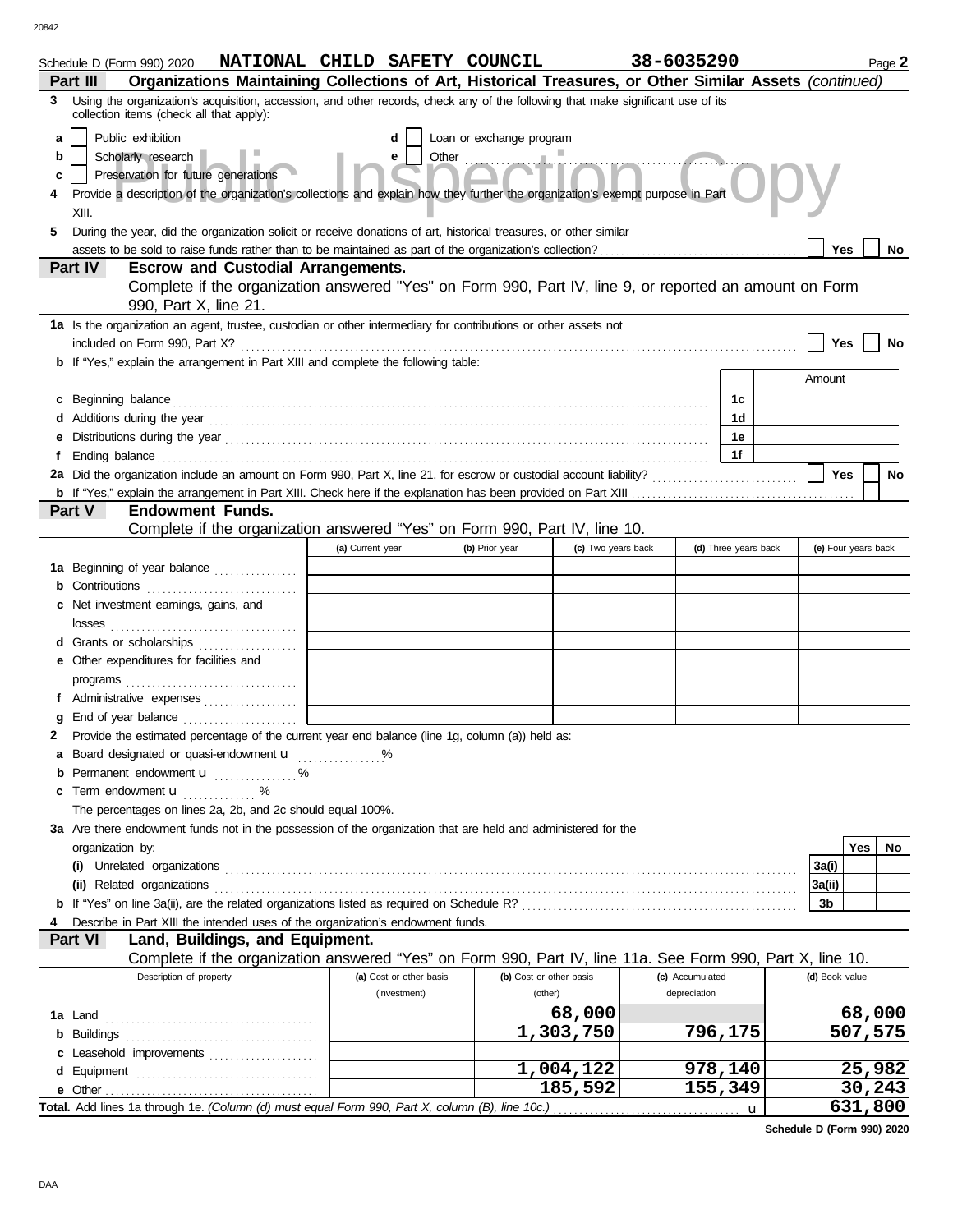Schedule D (Form 990) 2020 **NATIONAL CHILD SAFETY COUNCIL** **38-6035290** Page **2**

**Part III** **Organizations Maintaining Collections of Art, Historical Treasures, or Other Similar Assets** *(continued)*

**3** Using the organization's acquisition, accession, and other records, check any of the following that make significant use of its collection items (check all that apply):

- **a** ☐ Public exhibition
- **b** ☐ Scholarly research
- **c** ☐ Preservation for future generations
- **d** ☐ Loan or exchange program
- **e** ☐ Other

**4** Provide a description of the organization's collections and explain how they further the organization's exempt purpose in Part XIII.

**5** During the year, did the organization solicit or receive donations of art, historical treasures, or other similar assets to be sold to raise funds rather than to be maintained as part of the organization's collection? ☐ **Yes** ☐ **No**

**Part IV** **Escrow and Custodial Arrangements.**
Complete if the organization answered "Yes" on Form 990, Part IV, line 9, or reported an amount on Form 990, Part X, line 21.

**1a** Is the organization an agent, trustee, custodian or other intermediary for contributions or other assets not included on Form 990, Part X? ☐ **Yes** ☐ **No**

**b** If "Yes," explain the arrangement in Part XIII and complete the following table:

| | | Amount |
|---|---|---|
| **c** Beginning balance | **1c** | |
| **d** Additions during the year | **1d** | |
| **e** Distributions during the year | **1e** | |
| **f** Ending balance | **1f** | |

**2a** Did the organization include an amount on Form 990, Part X, line 21, for escrow or custodial account liability? ☐ **Yes** ☐ **No**

**b** If "Yes," explain the arrangement in Part XIII. Check here if the explanation has been provided on Part XIII ☐

**Part V** **Endowment Funds.**
Complete if the organization answered "Yes" on Form 990, Part IV, line 10.

| | (a) Current year | (b) Prior year | (c) Two years back | (d) Three years back | (e) Four years back |
|---|---|---|---|---|---|
| **1a** Beginning of year balance | | | | | |
| **b** Contributions | | | | | |
| **c** Net investment earnings, gains, and losses | | | | | |
| **d** Grants or scholarships | | | | | |
| **e** Other expenditures for facilities and programs | | | | | |
| **f** Administrative expenses | | | | | |
| **g** End of year balance | | | | | |

**2** Provide the estimated percentage of the current year end balance (line 1g, column (a)) held as:

- **a** Board designated or quasi-endowment u ........ %
- **b** Permanent endowment u ........ %
- **c** Term endowment u ........ %

The percentages on lines 2a, 2b, and 2c should equal 100%.

**3a** Are there endowment funds not in the possession of the organization that are held and administered for the organization by:

| | | Yes | No |
|---|---|---|---|
| **(i)** Unrelated organizations | **3a(i)** | | |
| **(ii)** Related organizations | **3a(ii)** | | |
| **b** If "Yes" on line 3a(ii), are the related organizations listed as required on Schedule R? | **3b** | | |

**4** Describe in Part XIII the intended uses of the organization's endowment funds.

**Part VI** **Land, Buildings, and Equipment.**
Complete if the organization answered "Yes" on Form 990, Part IV, line 11a. See Form 990, Part X, line 10.

| Description of property | (a) Cost or other basis (investment) | (b) Cost or other basis (other) | (c) Accumulated depreciation | (d) Book value |
|---|---|---|---|---|
| **1a** Land | | 68,000 | | 68,000 |
| **b** Buildings | | 1,303,750 | 796,175 | 507,575 |
| **c** Leasehold improvements | | | | |
| **d** Equipment | | 1,004,122 | 978,140 | 25,982 |
| **e** Other | | 185,592 | 155,349 | 30,243 |
| **Total.** Add lines 1a through 1e. *(Column (d) must equal Form 990, Part X, column (B), line 10c.)* u | | | | 631,800 |

**Schedule D (Form 990) 2020**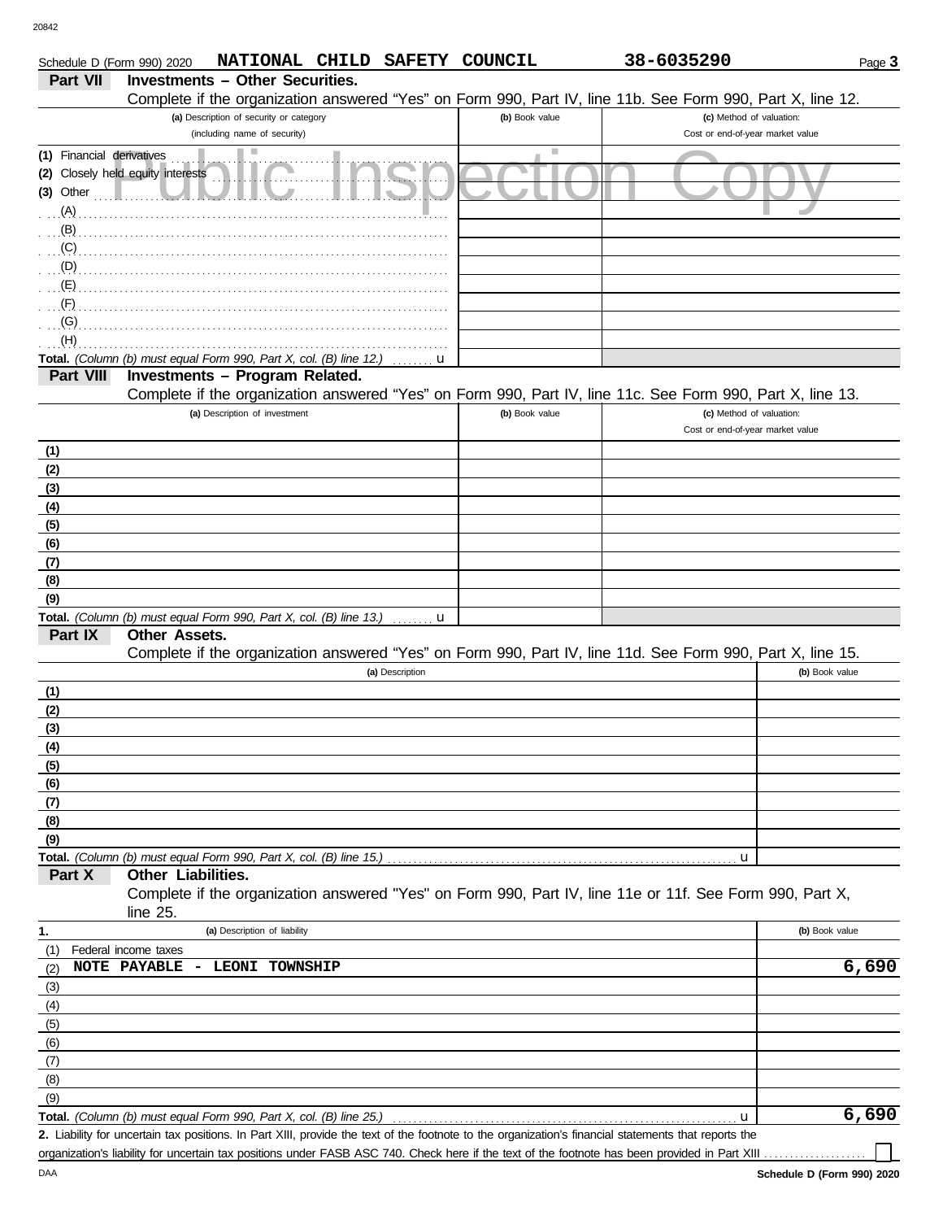Schedule D (Form 990) 2020 NATIONAL CHILD SAFETY COUNCIL 38-6035290 Page **3**

## Part VII Investments – Other Securities.

Complete if the organization answered "Yes" on Form 990, Part IV, line 11b. See Form 990, Part X, line 12.

| (a) Description of security or category (including name of security) | (b) Book value | (c) Method of valuation: Cost or end-of-year market value |
|---|---|---|
| (1) Financial derivatives | | |
| (2) Closely held equity interests | | |
| (3) Other | | |
| (A) | | |
| (B) | | |
| (C) | | |
| (D) | | |
| (E) | | |
| (F) | | |
| (G) | | |
| (H) | | |
| **Total.** *(Column (b) must equal Form 990, Part X, col. (B) line 12.)* u | | |

## Part VIII Investments – Program Related.

Complete if the organization answered "Yes" on Form 990, Part IV, line 11c. See Form 990, Part X, line 13.

| (a) Description of investment | (b) Book value | (c) Method of valuation: Cost or end-of-year market value |
|---|---|---|
| (1) | | |
| (2) | | |
| (3) | | |
| (4) | | |
| (5) | | |
| (6) | | |
| (7) | | |
| (8) | | |
| (9) | | |
| **Total.** *(Column (b) must equal Form 990, Part X, col. (B) line 13.)* u | | |

## Part IX Other Assets.

Complete if the organization answered "Yes" on Form 990, Part IV, line 11d. See Form 990, Part X, line 15.

| (a) Description | (b) Book value |
|---|---|
| (1) | |
| (2) | |
| (3) | |
| (4) | |
| (5) | |
| (6) | |
| (7) | |
| (8) | |
| (9) | |
| **Total.** *(Column (b) must equal Form 990, Part X, col. (B) line 15.)* u | |

## Part X Other Liabilities.

Complete if the organization answered "Yes" on Form 990, Part IV, line 11e or 11f. See Form 990, Part X, line 25.

| 1. (a) Description of liability | (b) Book value |
|---|---|
| (1) Federal income taxes | |
| (2) NOTE PAYABLE - LEONI TOWNSHIP | 6,690 |
| (3) | |
| (4) | |
| (5) | |
| (6) | |
| (7) | |
| (8) | |
| (9) | |
| **Total.** *(Column (b) must equal Form 990, Part X, col. (B) line 25.)* u | 6,690 |

**2.** Liability for uncertain tax positions. In Part XIII, provide the text of the footnote to the organization's financial statements that reports the organization's liability for uncertain tax positions under FASB ASC 740. Check here if the text of the footnote has been provided in Part XIII ☐

DAA **Schedule D (Form 990) 2020**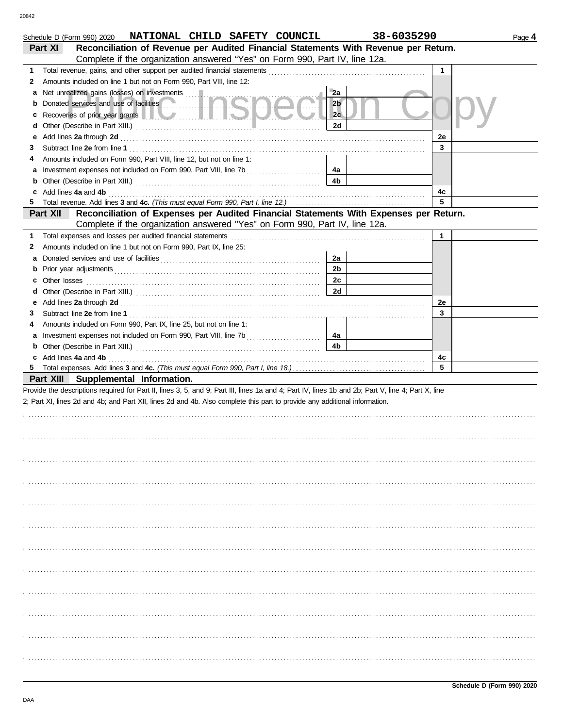Schedule D (Form 990) 2020 **NATIONAL CHILD SAFETY COUNCIL** **38-6035290** Page **4**

## Part XI Reconciliation of Revenue per Audited Financial Statements With Revenue per Return.

Complete if the organization answered "Yes" on Form 990, Part IV, line 12a.

| | | | | | |
|---|---|---|---|---|---|
| **1** | Total revenue, gains, and other support per audited financial statements | | | 1 | |
| **2** | Amounts included on line 1 but not on Form 990, Part VIII, line 12: | | | | |
| **a** | Net unrealized gains (losses) on investments | 2a | | | |
| **b** | Donated services and use of facilities | 2b | | | |
| **c** | Recoveries of prior year grants | 2c | | | |
| **d** | Other (Describe in Part XIII.) | 2d | | | |
| **e** | Add lines **2a** through **2d** | | | 2e | |
| **3** | Subtract line **2e** from line **1** | | | 3 | |
| **4** | Amounts included on Form 990, Part VIII, line 12, but not on line 1: | | | | |
| **a** | Investment expenses not included on Form 990, Part VIII, line 7b | 4a | | | |
| **b** | Other (Describe in Part XIII.) | 4b | | | |
| **c** | Add lines **4a** and **4b** | | | 4c | |
| **5** | Total revenue. Add lines **3** and **4c.** *(This must equal Form 990, Part I, line 12.)* | | | 5 | |

## Part XII Reconciliation of Expenses per Audited Financial Statements With Expenses per Return.

Complete if the organization answered "Yes" on Form 990, Part IV, line 12a.

| | | | | | |
|---|---|---|---|---|---|
| **1** | Total expenses and losses per audited financial statements | | | 1 | |
| **2** | Amounts included on line 1 but not on Form 990, Part IX, line 25: | | | | |
| **a** | Donated services and use of facilities | 2a | | | |
| **b** | Prior year adjustments | 2b | | | |
| **c** | Other losses | 2c | | | |
| **d** | Other (Describe in Part XIII.) | 2d | | | |
| **e** | Add lines **2a** through **2d** | | | 2e | |
| **3** | Subtract line **2e** from line **1** | | | 3 | |
| **4** | Amounts included on Form 990, Part IX, line 25, but not on line 1: | | | | |
| **a** | Investment expenses not included on Form 990, Part VIII, line 7b | 4a | | | |
| **b** | Other (Describe in Part XIII.) | 4b | | | |
| **c** | Add lines **4a** and **4b** | | | 4c | |
| **5** | Total expenses. Add lines **3** and **4c.** *(This must equal Form 990, Part I, line 18.)* | | | 5 | |

## Part XIII Supplemental Information.

Provide the descriptions required for Part II, lines 3, 5, and 9; Part III, lines 1a and 4; Part IV, lines 1b and 2b; Part V, line 4; Part X, line 2; Part XI, lines 2d and 4b; and Part XII, lines 2d and 4b. Also complete this part to provide any additional information.

**Schedule D (Form 990) 2020**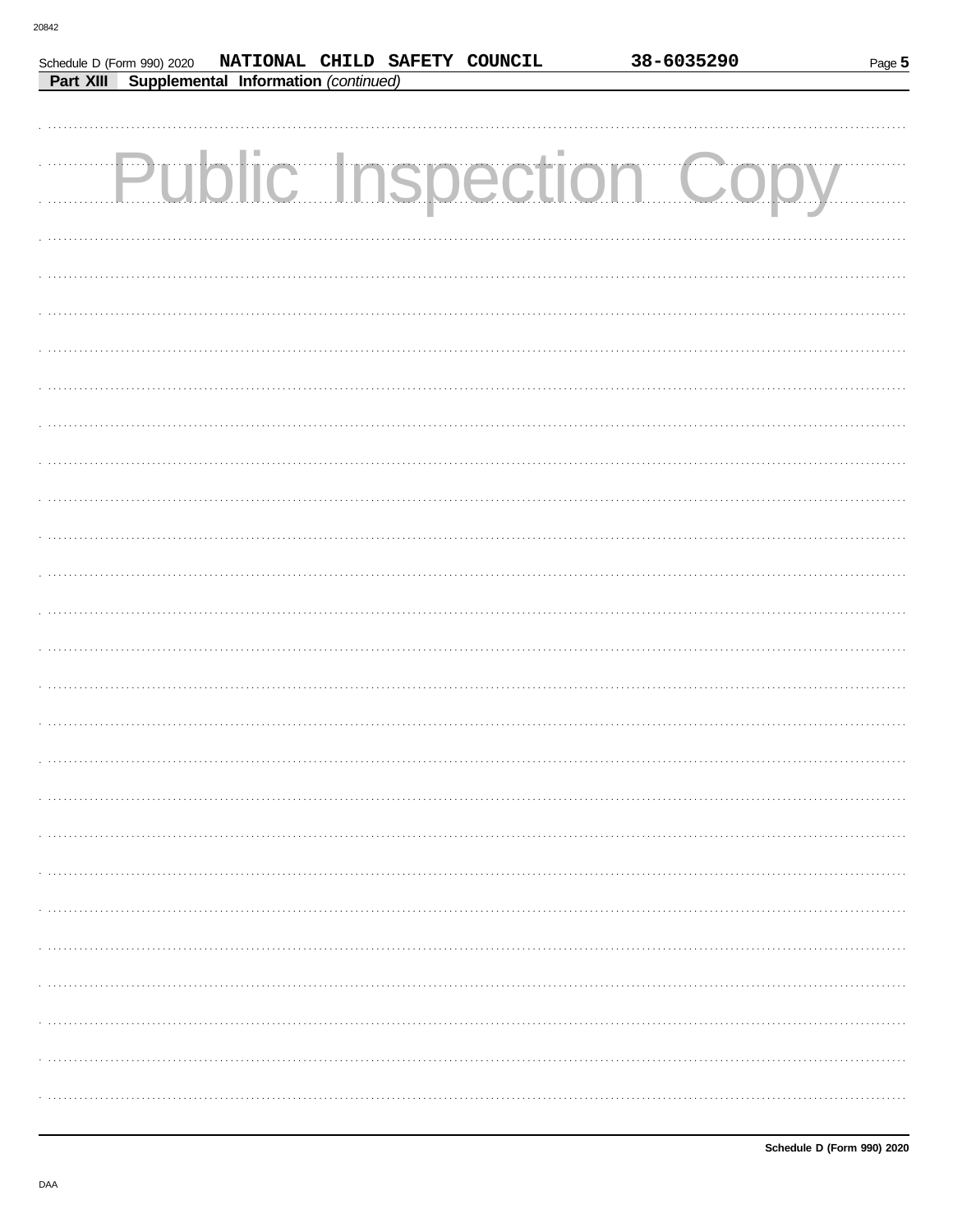Schedule D (Form 990) 2020 NATIONAL CHILD SAFETY COUNCIL 38-6035290

**Part XIII Supplemental Information** *(continued)*

Public Inspection Copy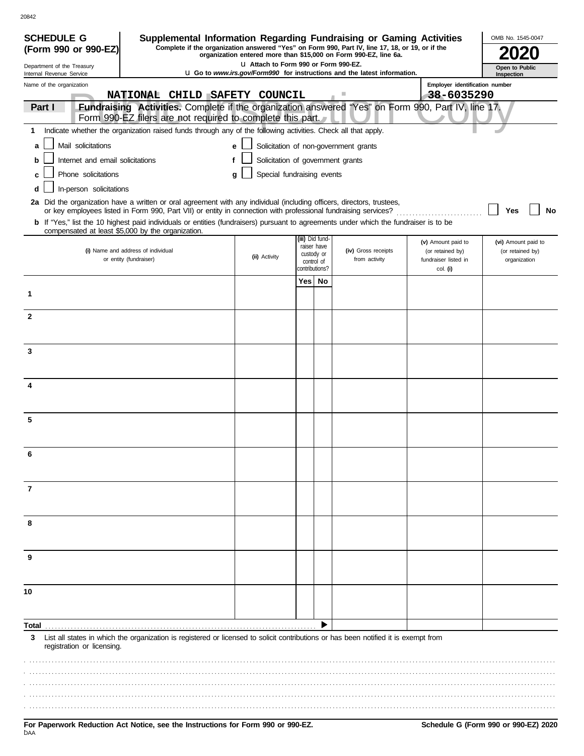20842

**SCHEDULE G (Form 990 or 990-EZ)**

Department of the Treasury
Internal Revenue Service

# Supplemental Information Regarding Fundraising or Gaming Activities

**Complete if the organization answered "Yes" on Form 990, Part IV, line 17, 18, or 19, or if the organization entered more than $15,000 on Form 990-EZ, line 6a.**

u **Attach to Form 990 or Form 990-EZ.**

u **Go to *www.irs.gov/Form990* for instructions and the latest information.**

OMB No. 1545-0047

**2020**

**Open to Public Inspection**

Name of the organization: NATIONAL CHILD SAFETY COUNCIL

Employer identification number: 38-6035290

Public Inspection Copy

**Part I** **Fundraising Activities.** Complete if the organization answered "Yes" on Form 990, Part IV, line 17. Form 990-EZ filers are not required to complete this part.

**1** Indicate whether the organization raised funds through any of the following activities. Check all that apply.

- **a** ☐ Mail solicitations
- **b** ☐ Internet and email solicitations
- **c** ☐ Phone solicitations
- **d** ☐ In-person solicitations
- **e** ☐ Solicitation of non-government grants
- **f** ☐ Solicitation of government grants
- **g** ☐ Special fundraising events

**2a** Did the organization have a written or oral agreement with any individual (including officers, directors, trustees, or key employees listed in Form 990, Part VII) or entity in connection with professional fundraising services? ☐ **Yes** ☐ **No**

**b** If "Yes," list the 10 highest paid individuals or entities (fundraisers) pursuant to agreements under which the fundraiser is to be compensated at least $5,000 by the organization.

| | **(i)** Name and address of individual or entity (fundraiser) | **(ii)** Activity | **(iii)** Did fund-raiser have custody or control of contributions? Yes | No | **(iv)** Gross receipts from activity | **(v)** Amount paid to (or retained by) fundraiser listed in col. **(i)** | **(vi)** Amount paid to (or retained by) organization |
|---|---|---|---|---|---|---|---|
| **1** | | | | | | | |
| **2** | | | | | | | |
| **3** | | | | | | | |
| **4** | | | | | | | |
| **5** | | | | | | | |
| **6** | | | | | | | |
| **7** | | | | | | | |
| **8** | | | | | | | |
| **9** | | | | | | | |
| **10** | | | | | | | |
| **Total** | | | | ▶ | | | |

**3** List all states in which the organization is registered or licensed to solicit contributions or has been notified it is exempt from registration or licensing.

**For Paperwork Reduction Act Notice, see the Instructions for Form 990 or 990-EZ.**

DAA

**Schedule G (Form 990 or 990-EZ) 2020**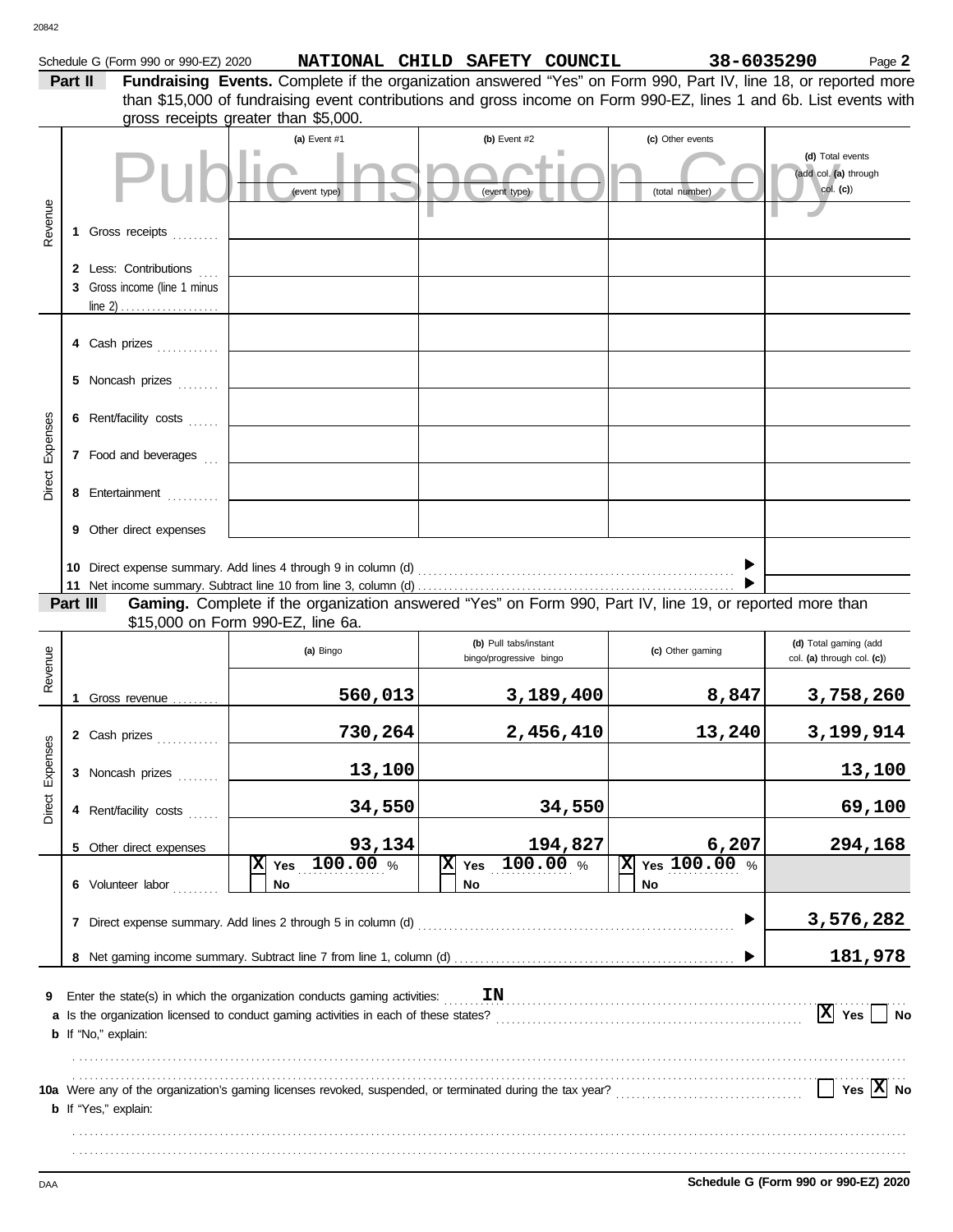Schedule G (Form 990 or 990-EZ) 2020 **NATIONAL CHILD SAFETY COUNCIL** **38-6035290** Page **2**

**Part II** **Fundraising Events.** Complete if the organization answered "Yes" on Form 990, Part IV, line 18, or reported more than $15,000 of fundraising event contributions and gross income on Form 990-EZ, lines 1 and 6b. List events with gross receipts greater than $5,000.

Public Inspection Copy

| | | (a) Event #1 (event type) | (b) Event #2 (event type) | (c) Other events (total number) | (d) Total events (add col. (a) through col. (c)) |
|---|---|---|---|---|---|
| Revenue | 1 Gross receipts | | | | |
| | 2 Less: Contributions | | | | |
| | 3 Gross income (line 1 minus line 2) | | | | |
| Direct Expenses | 4 Cash prizes | | | | |
| | 5 Noncash prizes | | | | |
| | 6 Rent/facility costs | | | | |
| | 7 Food and beverages | | | | |
| | 8 Entertainment | | | | |
| | 9 Other direct expenses | | | | |
| | 10 Direct expense summary. Add lines 4 through 9 in column (d) | | | | |
| | 11 Net income summary. Subtract line 10 from line 3, column (d) | | | | |

**Part III** **Gaming.** Complete if the organization answered "Yes" on Form 990, Part IV, line 19, or reported more than $15,000 on Form 990-EZ, line 6a.

| | | (a) Bingo | (b) Pull tabs/instant bingo/progressive bingo | (c) Other gaming | (d) Total gaming (add col. (a) through col. (c)) |
|---|---|---|---|---|---|
| Revenue | 1 Gross revenue | **560,013** | **3,189,400** | **8,847** | **3,758,260** |
| Direct Expenses | 2 Cash prizes | **730,264** | **2,456,410** | **13,240** | **3,199,914** |
| | 3 Noncash prizes | **13,100** | | | **13,100** |
| | 4 Rent/facility costs | **34,550** | **34,550** | | **69,100** |
| | 5 Other direct expenses | **93,134** | **194,827** | **6,207** | **294,168** |
| | 6 Volunteer labor | [X] Yes **100.00** % [ ] No | [X] Yes **100.00** % [ ] No | [X] Yes **100.00** % [ ] No | |
| | 7 Direct expense summary. Add lines 2 through 5 in column (d) | | | | **3,576,282** |
| | 8 Net gaming income summary. Subtract line 7 from line 1, column (d) | | | | **181,978** |

**9** Enter the state(s) in which the organization conducts gaming activities: **IN**

**a** Is the organization licensed to conduct gaming activities in each of these states? [X] Yes [ ] No

**b** If "No," explain:

**10a** Were any of the organization's gaming licenses revoked, suspended, or terminated during the tax year? [ ] Yes [X] No

**b** If "Yes," explain:

DAA **Schedule G (Form 990 or 990-EZ) 2020**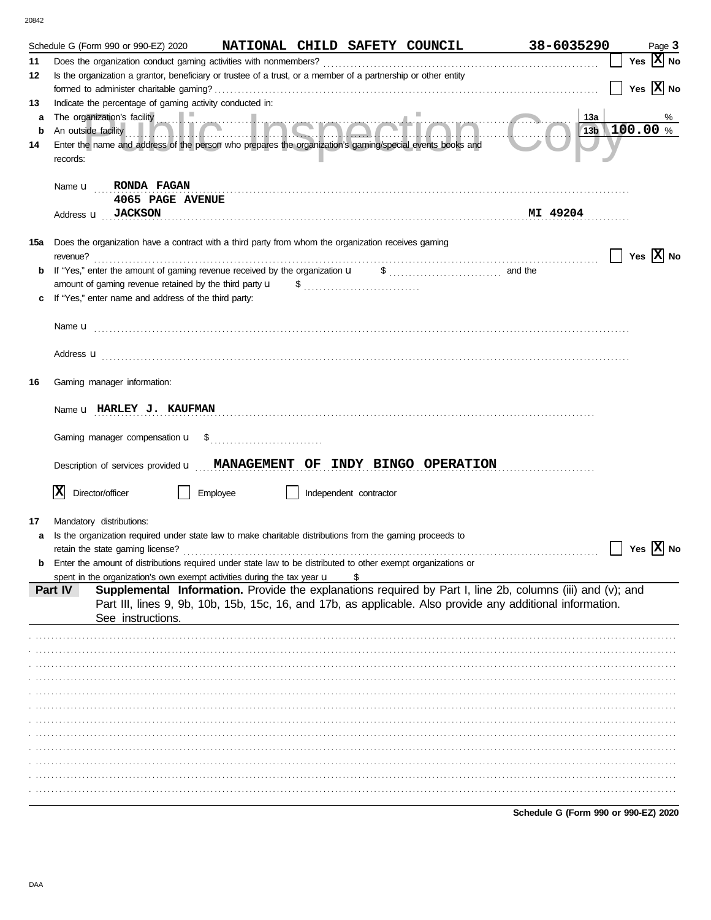Schedule G (Form 990 or 990-EZ) 2020 **NATIONAL CHILD SAFETY COUNCIL** **38-6035290** Page **3**

**11** Does the organization conduct gaming activities with nonmembers? ☐ Yes ☒ No

**12** Is the organization a grantor, beneficiary or trustee of a trust, or a member of a partnership or other entity formed to administer charitable gaming? ☐ Yes ☒ No

**13** Indicate the percentage of gaming activity conducted in:

**a** The organization's facility **13a** %

**b** An outside facility **13b** **100.00** %

**14** Enter the name and address of the person who prepares the organization's gaming/special events books and records:

Name u **RONDA FAGAN**

Address u **4065 PAGE AVENUE JACKSON MI 49204**

**15a** Does the organization have a contract with a third party from whom the organization receives gaming revenue? ☐ Yes ☒ No

**b** If "Yes," enter the amount of gaming revenue received by the organization u $ ............ and the amount of gaming revenue retained by the third party u $ ............

**c** If "Yes," enter name and address of the third party:

Name u

Address u

**16** Gaming manager information:

Name u **HARLEY J. KAUFMAN**

Gaming manager compensation u $

Description of services provided u **MANAGEMENT OF INDY BINGO OPERATION**

☒ Director/officer ☐ Employee ☐ Independent contractor

**17** Mandatory distributions:

**a** Is the organization required under state law to make charitable distributions from the gaming proceeds to retain the state gaming license? ☐ Yes ☒ No

**b** Enter the amount of distributions required under state law to be distributed to other exempt organizations or spent in the organization's own exempt activities during the tax year u $

**Part IV** **Supplemental Information.** Provide the explanations required by Part I, line 2b, columns (iii) and (v); and Part III, lines 9, 9b, 10b, 15b, 15c, 16, and 17b, as applicable. Also provide any additional information. See instructions.

**Schedule G (Form 990 or 990-EZ) 2020**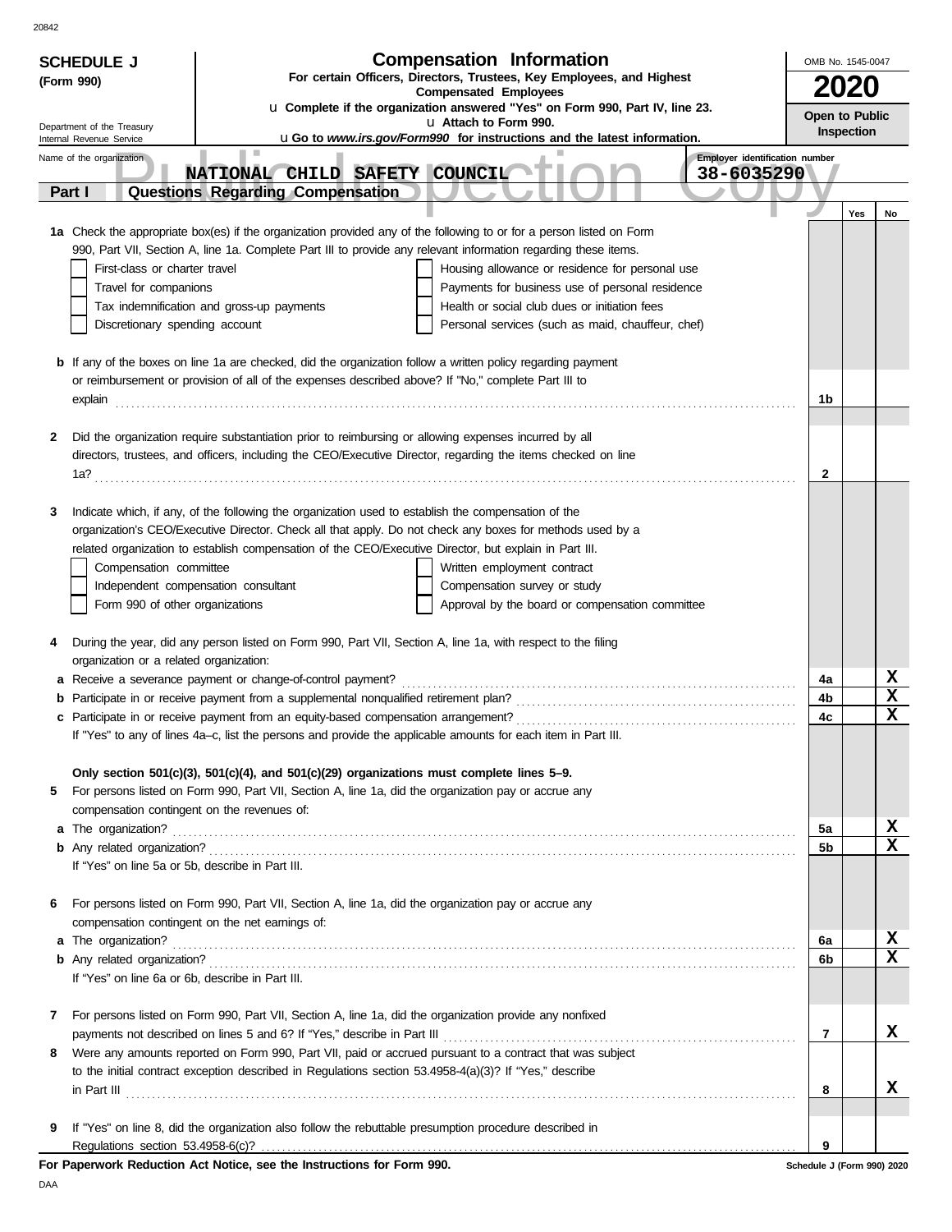**SCHEDULE J (Form 990)**

Department of the Treasury
Internal Revenue Service

# Compensation Information

**For certain Officers, Directors, Trustees, Key Employees, and Highest Compensated Employees**

u **Complete if the organization answered "Yes" on Form 990, Part IV, line 23.**

u **Attach to Form 990.**

u **Go to *www.irs.gov/Form990* for instructions and the latest information.**

OMB No. 1545-0047

**2020**

**Open to Public Inspection**

Name of the organization: **NATIONAL CHILD SAFETY COUNCIL**

Employer identification number: **38-6035290**

## Part I Questions Regarding Compensation

| | | | Yes | No |
|---|---|---|---|---|
| **1a** | Check the appropriate box(es) if the organization provided any of the following to or for a person listed on Form 990, Part VII, Section A, line 1a. Complete Part III to provide any relevant information regarding these items.<br>☐ First-class or charter travel ☐ Housing allowance or residence for personal use<br>☐ Travel for companions ☐ Payments for business use of personal residence<br>☐ Tax indemnification and gross-up payments ☐ Health or social club dues or initiation fees<br>☐ Discretionary spending account ☐ Personal services (such as maid, chauffeur, chef) | | | |
| **b** | If any of the boxes on line 1a are checked, did the organization follow a written policy regarding payment or reimbursement or provision of all of the expenses described above? If "No," complete Part III to explain | 1b | | |
| **2** | Did the organization require substantiation prior to reimbursing or allowing expenses incurred by all directors, trustees, and officers, including the CEO/Executive Director, regarding the items checked on line 1a? | 2 | | |
| **3** | Indicate which, if any, of the following the organization used to establish the compensation of the organization's CEO/Executive Director. Check all that apply. Do not check any boxes for methods used by a related organization to establish compensation of the CEO/Executive Director, but explain in Part III.<br>☐ Compensation committee ☐ Written employment contract<br>☐ Independent compensation consultant ☐ Compensation survey or study<br>☐ Form 990 of other organizations ☐ Approval by the board or compensation committee | | | |
| **4** | During the year, did any person listed on Form 990, Part VII, Section A, line 1a, with respect to the filing organization or a related organization: | | | |
| **a** | Receive a severance payment or change-of-control payment? | 4a | | X |
| **b** | Participate in or receive payment from a supplemental nonqualified retirement plan? | 4b | | X |
| **c** | Participate in or receive payment from an equity-based compensation arrangement? | 4c | | X |
| | If "Yes" to any of lines 4a–c, list the persons and provide the applicable amounts for each item in Part III. | | | |
| | **Only section 501(c)(3), 501(c)(4), and 501(c)(29) organizations must complete lines 5–9.** | | | |
| **5** | For persons listed on Form 990, Part VII, Section A, line 1a, did the organization pay or accrue any compensation contingent on the revenues of: | | | |
| **a** | The organization? | 5a | | X |
| **b** | Any related organization? | 5b | | X |
| | If "Yes" on line 5a or 5b, describe in Part III. | | | |
| **6** | For persons listed on Form 990, Part VII, Section A, line 1a, did the organization pay or accrue any compensation contingent on the net earnings of: | | | |
| **a** | The organization? | 6a | | X |
| **b** | Any related organization? | 6b | | X |
| | If "Yes" on line 6a or 6b, describe in Part III. | | | |
| **7** | For persons listed on Form 990, Part VII, Section A, line 1a, did the organization provide any nonfixed payments not described on lines 5 and 6? If "Yes," describe in Part III | 7 | | X |
| **8** | Were any amounts reported on Form 990, Part VII, paid or accrued pursuant to a contract that was subject to the initial contract exception described in Regulations section 53.4958-4(a)(3)? If "Yes," describe in Part III | 8 | | X |
| **9** | If "Yes" on line 8, did the organization also follow the rebuttable presumption procedure described in Regulations section 53.4958-6(c)? | 9 | | |

**For Paperwork Reduction Act Notice, see the Instructions for Form 990.**

Schedule J (Form 990) 2020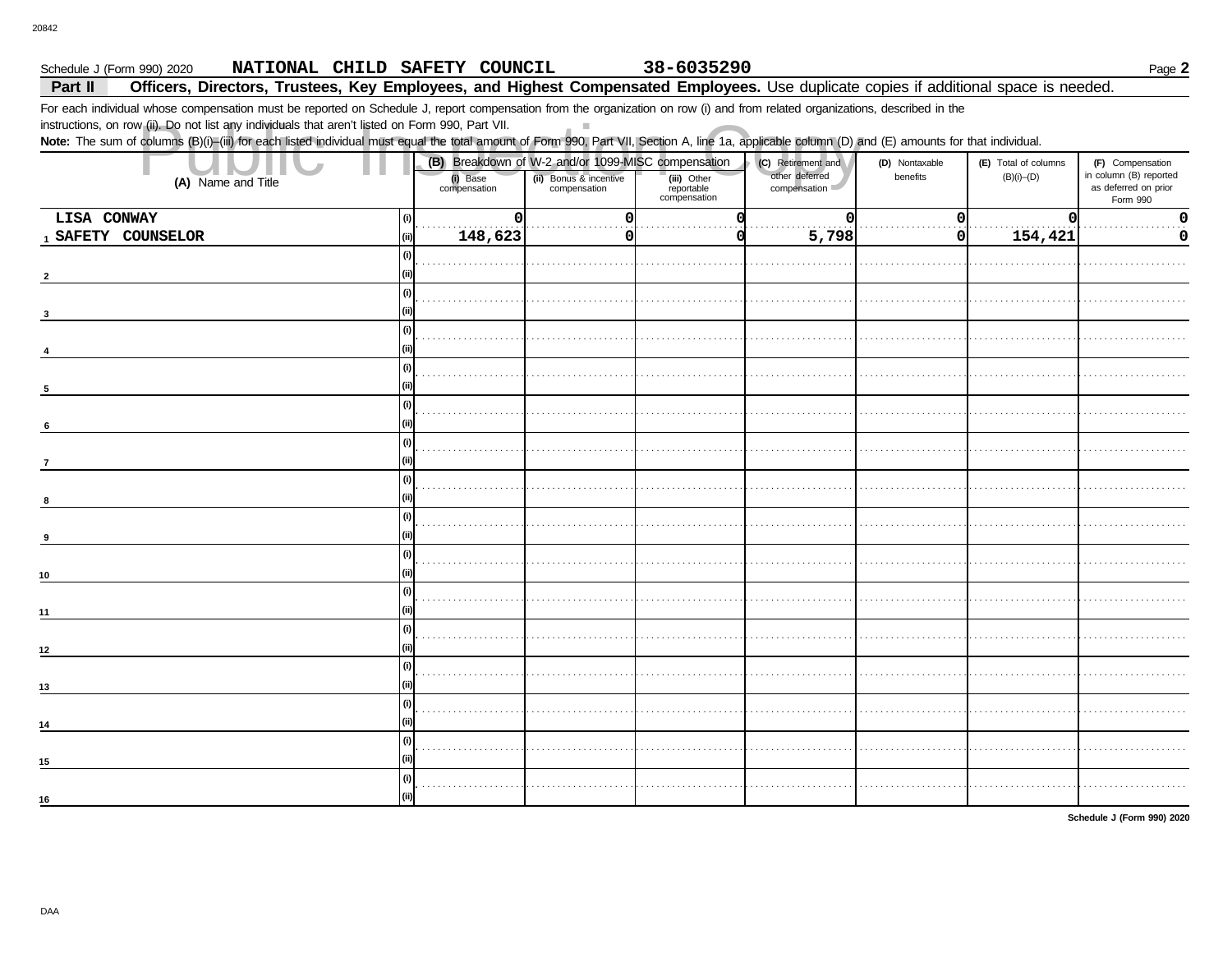Schedule J (Form 990) 2020 **NATIONAL CHILD SAFETY COUNCIL** **38-6035290** Page **2**

## Part II Officers, Directors, Trustees, Key Employees, and Highest Compensated Employees. 

Use duplicate copies if additional space is needed.

For each individual whose compensation must be reported on Schedule J, report compensation from the organization on row (i) and from related organizations, described in the instructions, on row (ii). Do not list any individuals that aren't listed on Form 990, Part VII.

**Note:** The sum of columns (B)(i)–(iii) for each listed individual must equal the total amount of Form 990, Part VII, Section A, line 1a, applicable column (D) and (E) amounts for that individual.

| (A) Name and Title | | (B) Breakdown of W-2 and/or 1099-MISC compensation | | | (C) Retirement and other deferred compensation | (D) Nontaxable benefits | (E) Total of columns (B)(i)–(D) | (F) Compensation in column (B) reported as deferred on prior Form 990 |
|---|---|---|---|---|---|---|---|---|
| | | (i) Base compensation | (ii) Bonus & incentive compensation | (iii) Other reportable compensation | | | | |
| LISA CONWAY | (i) | 0 | 0 | 0 | 0 | 0 | 0 | 0 |
| 1 SAFETY COUNSELOR | (ii) | 148,623 | 0 | 0 | 5,798 | 0 | 154,421 | 0 |
| | (i) | | | | | | | |
| 2 | (ii) | | | | | | | |
| | (i) | | | | | | | |
| 3 | (ii) | | | | | | | |
| | (i) | | | | | | | |
| 4 | (ii) | | | | | | | |
| | (i) | | | | | | | |
| 5 | (ii) | | | | | | | |
| | (i) | | | | | | | |
| 6 | (ii) | | | | | | | |
| | (i) | | | | | | | |
| 7 | (ii) | | | | | | | |
| | (i) | | | | | | | |
| 8 | (ii) | | | | | | | |
| | (i) | | | | | | | |
| 9 | (ii) | | | | | | | |
| | (i) | | | | | | | |
| 10 | (ii) | | | | | | | |
| | (i) | | | | | | | |
| 11 | (ii) | | | | | | | |
| | (i) | | | | | | | |
| 12 | (ii) | | | | | | | |
| | (i) | | | | | | | |
| 13 | (ii) | | | | | | | |
| | (i) | | | | | | | |
| 14 | (ii) | | | | | | | |
| | (i) | | | | | | | |
| 15 | (ii) | | | | | | | |
| | (i) | | | | | | | |
| 16 | (ii) | | | | | | | |

**Schedule J (Form 990) 2020**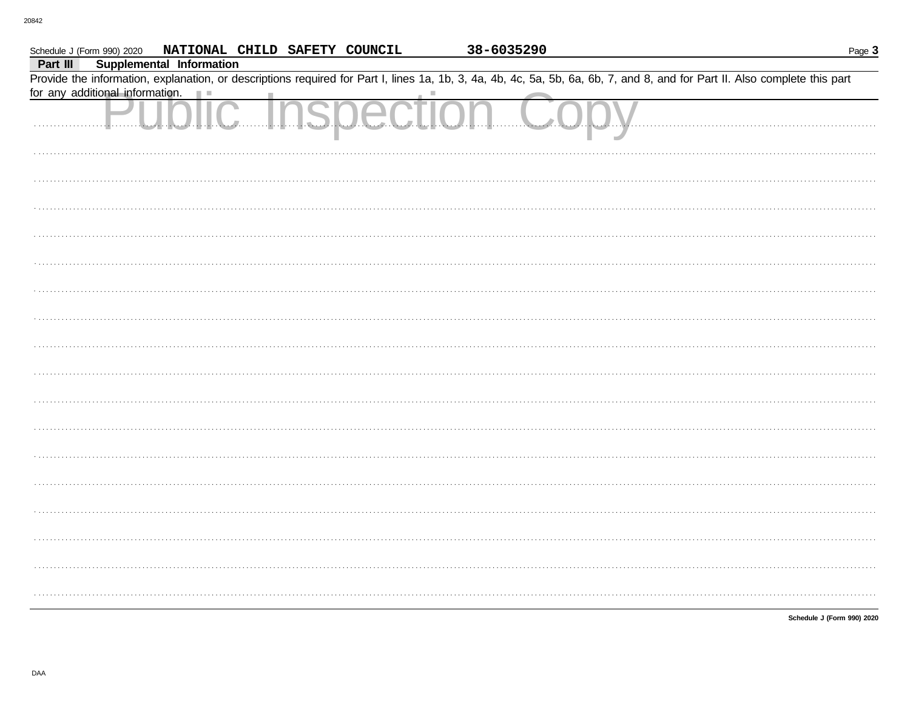Schedule J (Form 990) 2020 **NATIONAL CHILD SAFETY COUNCIL** **38-6035290** Page **3**

## Part III Supplemental Information

Provide the information, explanation, or descriptions required for Part I, lines 1a, 1b, 3, 4a, 4b, 4c, 5a, 5b, 6a, 6b, 7, and 8, and for Part II. Also complete this part for any additional information.

Public Inspection Copy

Schedule J (Form 990) 2020

DAA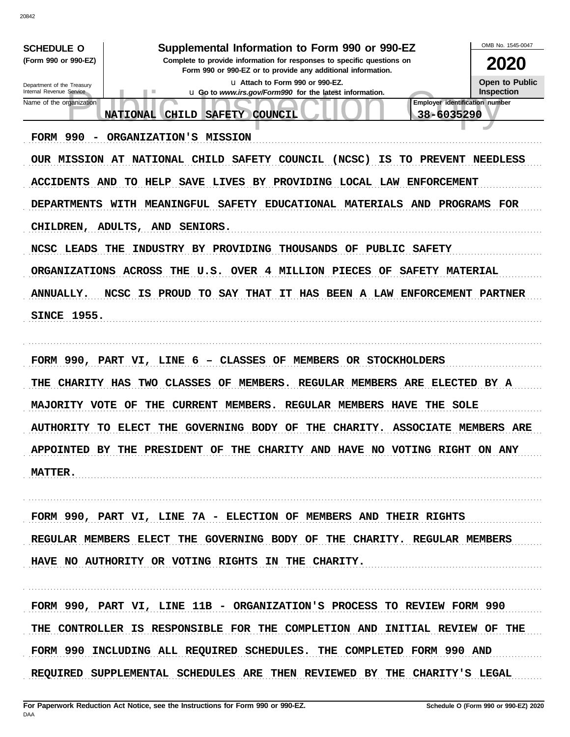**SCHEDULE O**
**(Form 990 or 990-EZ)**

Department of the Treasury
Internal Revenue Service

# Supplemental Information to Form 990 or 990-EZ

**Complete to provide information for responses to specific questions on Form 990 or 990-EZ or to provide any additional information.**

u Attach to Form 990 or 990-EZ.
u Go to *www.irs.gov/Form990* for the latest information.

OMB No. 1545-0047

**2020**

**Open to Public Inspection**

| Name of the organization | Employer identification number |
|---|---|
| NATIONAL CHILD SAFETY COUNCIL | 38-6035290 |

FORM 990 - ORGANIZATION'S MISSION

OUR MISSION AT NATIONAL CHILD SAFETY COUNCIL (NCSC) IS TO PREVENT NEEDLESS ACCIDENTS AND TO HELP SAVE LIVES BY PROVIDING LOCAL LAW ENFORCEMENT DEPARTMENTS WITH MEANINGFUL SAFETY EDUCATIONAL MATERIALS AND PROGRAMS FOR CHILDREN, ADULTS, AND SENIORS.

NCSC LEADS THE INDUSTRY BY PROVIDING THOUSANDS OF PUBLIC SAFETY ORGANIZATIONS ACROSS THE U.S. OVER 4 MILLION PIECES OF SAFETY MATERIAL ANNUALLY. NCSC IS PROUD TO SAY THAT IT HAS BEEN A LAW ENFORCEMENT PARTNER SINCE 1955.

FORM 990, PART VI, LINE 6 – CLASSES OF MEMBERS OR STOCKHOLDERS

THE CHARITY HAS TWO CLASSES OF MEMBERS. REGULAR MEMBERS ARE ELECTED BY A MAJORITY VOTE OF THE CURRENT MEMBERS. REGULAR MEMBERS HAVE THE SOLE AUTHORITY TO ELECT THE GOVERNING BODY OF THE CHARITY. ASSOCIATE MEMBERS ARE APPOINTED BY THE PRESIDENT OF THE CHARITY AND HAVE NO VOTING RIGHT ON ANY MATTER.

FORM 990, PART VI, LINE 7A - ELECTION OF MEMBERS AND THEIR RIGHTS

REGULAR MEMBERS ELECT THE GOVERNING BODY OF THE CHARITY. REGULAR MEMBERS HAVE NO AUTHORITY OR VOTING RIGHTS IN THE CHARITY.

FORM 990, PART VI, LINE 11B - ORGANIZATION'S PROCESS TO REVIEW FORM 990

THE CONTROLLER IS RESPONSIBLE FOR THE COMPLETION AND INITIAL REVIEW OF THE FORM 990 INCLUDING ALL REQUIRED SCHEDULES. THE COMPLETED FORM 990 AND REQUIRED SUPPLEMENTAL SCHEDULES ARE THEN REVIEWED BY THE CHARITY'S LEGAL

**For Paperwork Reduction Act Notice, see the Instructions for Form 990 or 990-EZ.** **Schedule O (Form 990 or 990-EZ) 2020**
DAA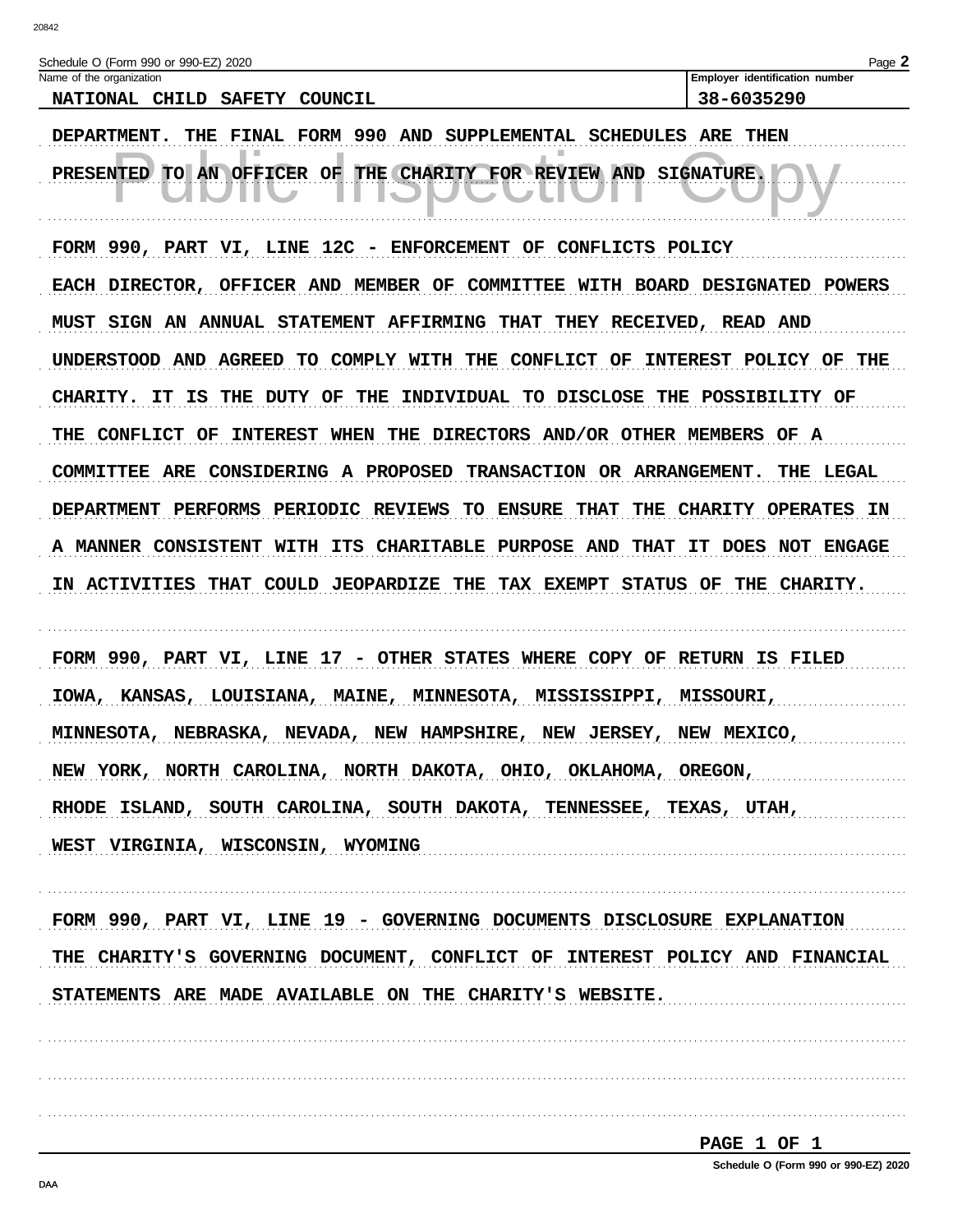Schedule O (Form 990 or 990-EZ) 2020

| Name of the organization | Employer identification number |
| --- | --- |
| NATIONAL CHILD SAFETY COUNCIL | 38-6035290 |

DEPARTMENT. THE FINAL FORM 990 AND SUPPLEMENTAL SCHEDULES ARE THEN PRESENTED TO AN OFFICER OF THE CHARITY FOR REVIEW AND SIGNATURE.

FORM 990, PART VI, LINE 12C - ENFORCEMENT OF CONFLICTS POLICY

EACH DIRECTOR, OFFICER AND MEMBER OF COMMITTEE WITH BOARD DESIGNATED POWERS MUST SIGN AN ANNUAL STATEMENT AFFIRMING THAT THEY RECEIVED, READ AND UNDERSTOOD AND AGREED TO COMPLY WITH THE CONFLICT OF INTEREST POLICY OF THE CHARITY. IT IS THE DUTY OF THE INDIVIDUAL TO DISCLOSE THE POSSIBILITY OF THE CONFLICT OF INTEREST WHEN THE DIRECTORS AND/OR OTHER MEMBERS OF A COMMITTEE ARE CONSIDERING A PROPOSED TRANSACTION OR ARRANGEMENT. THE LEGAL DEPARTMENT PERFORMS PERIODIC REVIEWS TO ENSURE THAT THE CHARITY OPERATES IN A MANNER CONSISTENT WITH ITS CHARITABLE PURPOSE AND THAT IT DOES NOT ENGAGE IN ACTIVITIES THAT COULD JEOPARDIZE THE TAX EXEMPT STATUS OF THE CHARITY.

FORM 990, PART VI, LINE 17 - OTHER STATES WHERE COPY OF RETURN IS FILED

IOWA, KANSAS, LOUISIANA, MAINE, MINNESOTA, MISSISSIPPI, MISSOURI, MINNESOTA, NEBRASKA, NEVADA, NEW HAMPSHIRE, NEW JERSEY, NEW MEXICO, NEW YORK, NORTH CAROLINA, NORTH DAKOTA, OHIO, OKLAHOMA, OREGON, RHODE ISLAND, SOUTH CAROLINA, SOUTH DAKOTA, TENNESSEE, TEXAS, UTAH, WEST VIRGINIA, WISCONSIN, WYOMING

FORM 990, PART VI, LINE 19 - GOVERNING DOCUMENTS DISCLOSURE EXPLANATION

THE CHARITY'S GOVERNING DOCUMENT, CONFLICT OF INTEREST POLICY AND FINANCIAL STATEMENTS ARE MADE AVAILABLE ON THE CHARITY'S WEBSITE.

Schedule O (Form 990 or 990-EZ) 2020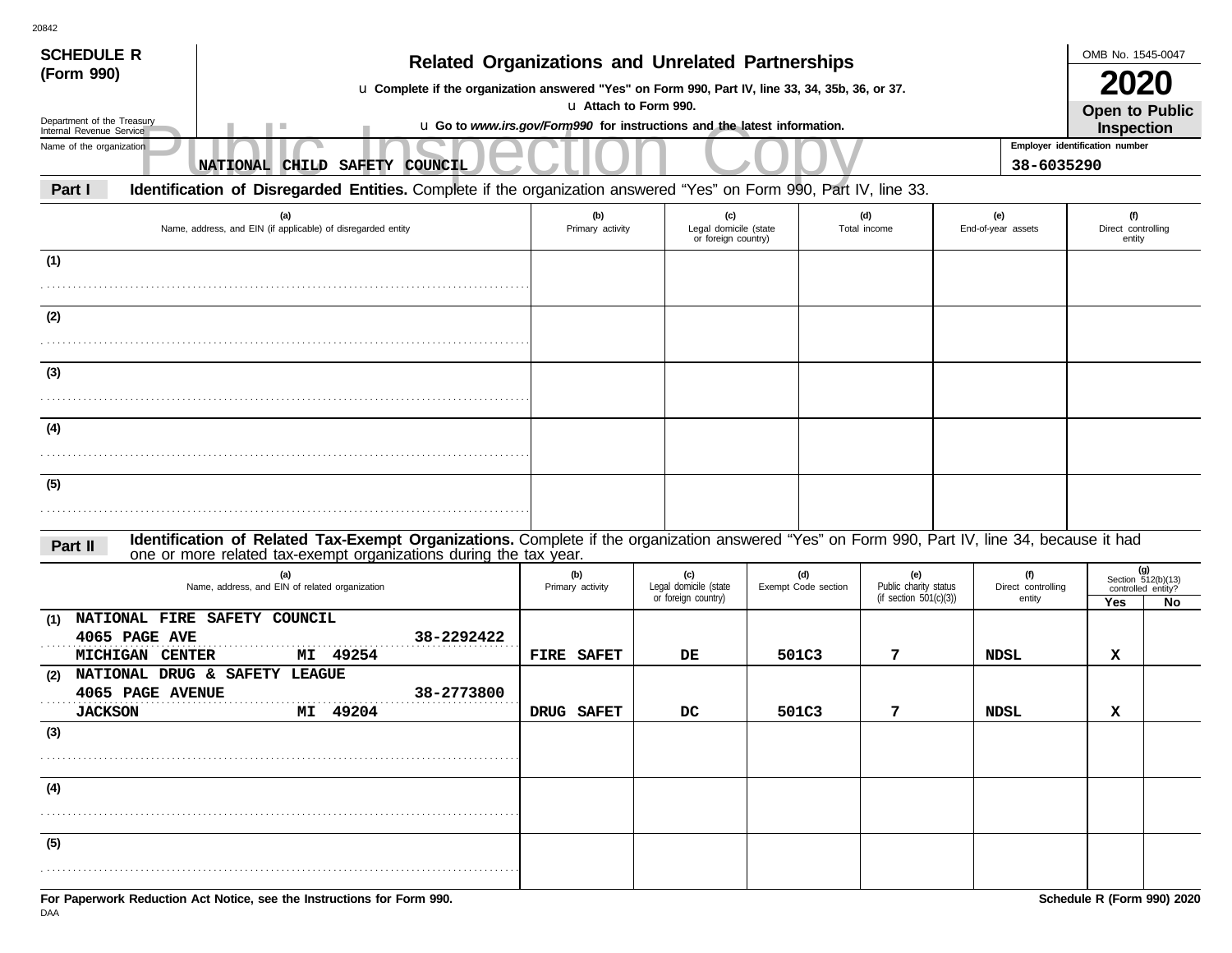**SCHEDULE R (Form 990)**

Department of the Treasury
Internal Revenue Service

# Related Organizations and Unrelated Partnerships

u Complete if the organization answered "Yes" on Form 990, Part IV, line 33, 34, 35b, 36, or 37.
u Attach to Form 990.
u Go to *www.irs.gov/Form990* for instructions and the latest information.

OMB No. 1545-0047

**2020**

**Open to Public Inspection**

Public Inspection Copy

Name of the organization: NATIONAL CHILD SAFETY COUNCIL

Employer identification number: 38-6035290

**Part I** **Identification of Disregarded Entities.** Complete if the organization answered "Yes" on Form 990, Part IV, line 33.

| (a) Name, address, and EIN (if applicable) of disregarded entity | (b) Primary activity | (c) Legal domicile (state or foreign country) | (d) Total income | (e) End-of-year assets | (f) Direct controlling entity |
|---|---|---|---|---|---|
| (1) | | | | | |
| (2) | | | | | |
| (3) | | | | | |
| (4) | | | | | |
| (5) | | | | | |

**Part II** **Identification of Related Tax-Exempt Organizations.** Complete if the organization answered "Yes" on Form 990, Part IV, line 34, because it had one or more related tax-exempt organizations during the tax year.

| (a) Name, address, and EIN of related organization | (b) Primary activity | (c) Legal domicile (state or foreign country) | (d) Exempt Code section | (e) Public charity status (if section 501(c)(3)) | (f) Direct controlling entity | (g) Section 512(b)(13) controlled entity? Yes | No |
|---|---|---|---|---|---|---|---|
| (1) NATIONAL FIRE SAFETY COUNCIL 4065 PAGE AVE 38-2292422 MICHIGAN CENTER MI 49254 | FIRE SAFET | DE | 501C3 | 7 | NDSL | X | |
| (2) NATIONAL DRUG & SAFETY LEAGUE 4065 PAGE AVENUE 38-2773800 JACKSON MI 49204 | DRUG SAFET | DC | 501C3 | 7 | NDSL | X | |
| (3) | | | | | | | |
| (4) | | | | | | | |
| (5) | | | | | | | |

**For Paperwork Reduction Act Notice, see the Instructions for Form 990.**

**Schedule R (Form 990) 2020**

DAA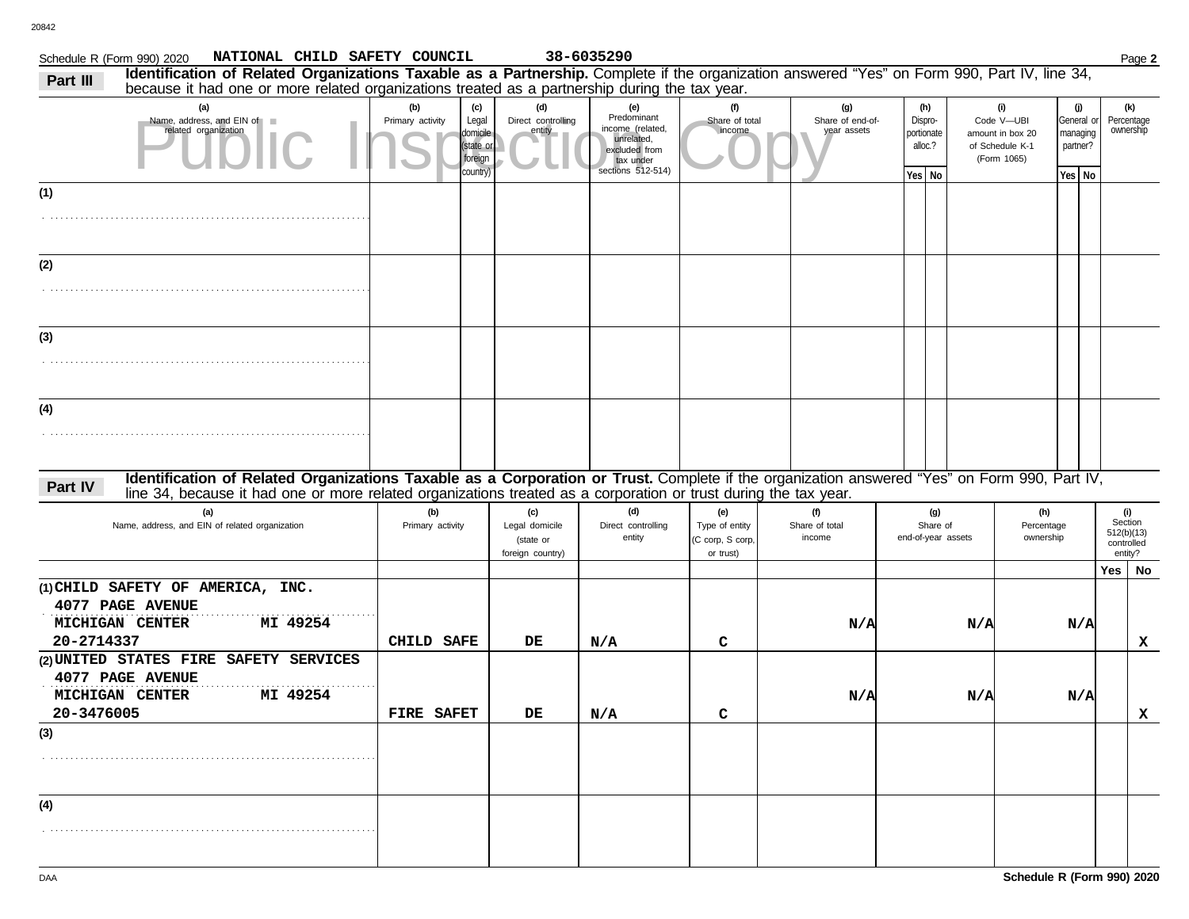Schedule R (Form 990) 2020 NATIONAL CHILD SAFETY COUNCIL 38-6035290

## Part III Identification of Related Organizations Taxable as a Partnership.

Complete if the organization answered "Yes" on Form 990, Part IV, line 34, because it had one or more related organizations treated as a partnership during the tax year.

| (a) Name, address, and EIN of related organization | (b) Primary activity | (c) Legal domicile (state or foreign country) | (d) Direct controlling entity | (e) Predominant income (related, unrelated, excluded from tax under sections 512-514) | (f) Share of total income | (g) Share of end-of-year assets | (h) Disproportionate alloc.? Yes | (h) No | (i) Code V—UBI amount in box 20 of Schedule K-1 (Form 1065) | (j) General or managing partner? Yes | (j) No | (k) Percentage ownership |
|---|---|---|---|---|---|---|---|---|---|---|---|---|
| (1) | | | | | | | | | | | | |
| (2) | | | | | | | | | | | | |
| (3) | | | | | | | | | | | | |
| (4) | | | | | | | | | | | | |

## Part IV Identification of Related Organizations Taxable as a Corporation or Trust.

Complete if the organization answered "Yes" on Form 990, Part IV, line 34, because it had one or more related organizations treated as a corporation or trust during the tax year.

| (a) Name, address, and EIN of related organization | (b) Primary activity | (c) Legal domicile (state or foreign country) | (d) Direct controlling entity | (e) Type of entity (C corp, S corp, or trust) | (f) Share of total income | (g) Share of end-of-year assets | (h) Percentage ownership | (i) Section 512(b)(13) controlled entity? Yes | (i) No |
|---|---|---|---|---|---|---|---|---|---|
| (1) CHILD SAFETY OF AMERICA, INC. 4077 PAGE AVENUE MICHIGAN CENTER MI 49254 20-2714337 | CHILD SAFE | DE | N/A | C | N/A | N/A | N/A | | X |
| (2) UNITED STATES FIRE SAFETY SERVICES 4077 PAGE AVENUE MICHIGAN CENTER MI 49254 20-3476005 | FIRE SAFET | DE | N/A | C | N/A | N/A | N/A | | X |
| (3) | | | | | | | | | |
| (4) | | | | | | | | | |

Schedule R (Form 990) 2020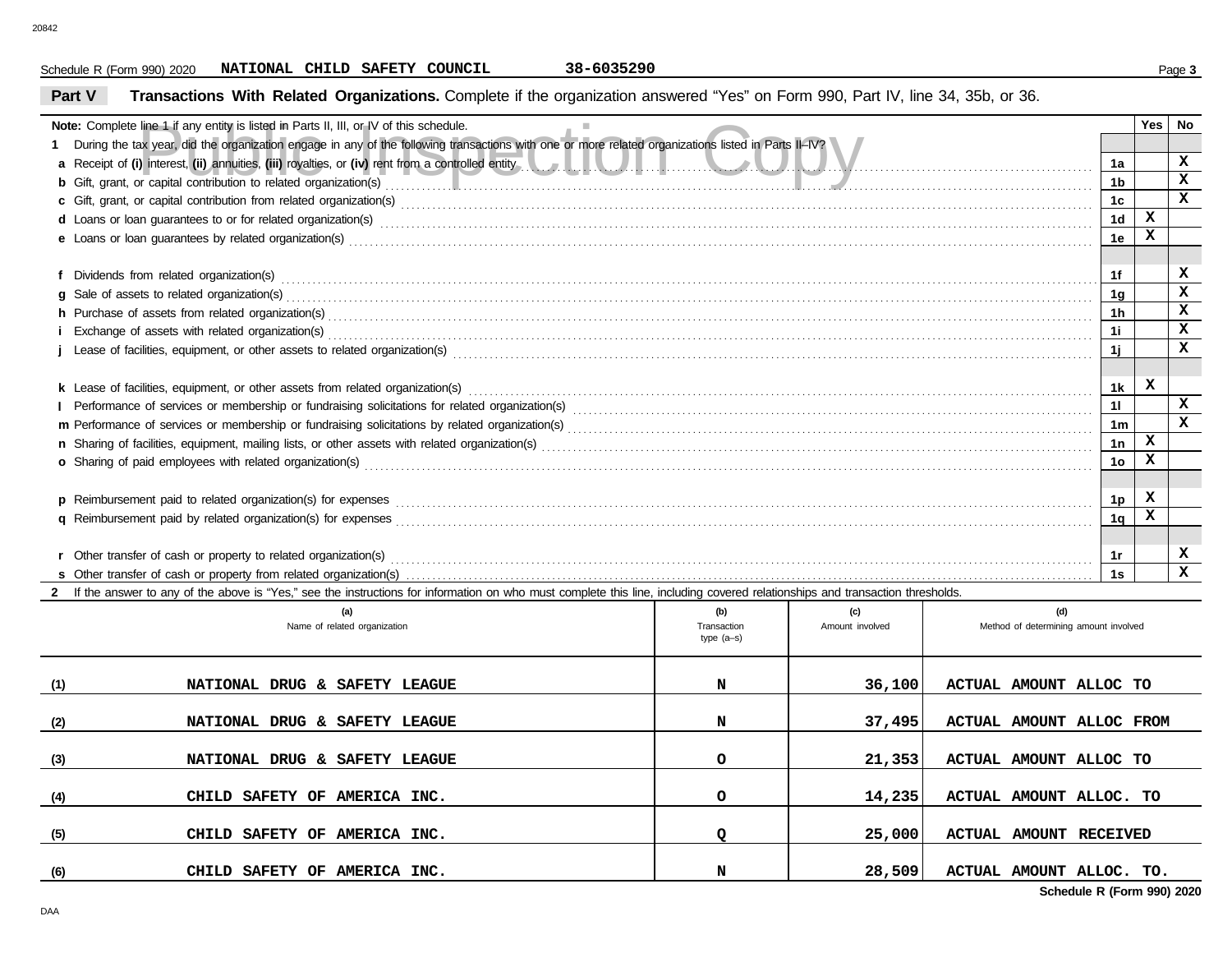Schedule R (Form 990) 2020 **NATIONAL CHILD SAFETY COUNCIL** **38-6035290**

## Part V Transactions With Related Organizations.

Complete if the organization answered "Yes" on Form 990, Part IV, line 34, 35b, or 36.

| **Note:** Complete line 1 if any entity is listed in Parts II, III, or IV of this schedule. | | Yes | No |
|---|---|---|---|
| **1** During the tax year, did the organization engage in any of the following transactions with one or more related organizations listed in Parts II–IV? | | | |
| **a** Receipt of **(i)** interest, **(ii)** annuities, **(iii)** royalties, or **(iv)** rent from a controlled entity | 1a | | X |
| **b** Gift, grant, or capital contribution to related organization(s) | 1b | | X |
| **c** Gift, grant, or capital contribution from related organization(s) | 1c | | X |
| **d** Loans or loan guarantees to or for related organization(s) | 1d | X | |
| **e** Loans or loan guarantees by related organization(s) | 1e | X | |
| **f** Dividends from related organization(s) | 1f | | X |
| **g** Sale of assets to related organization(s) | 1g | | X |
| **h** Purchase of assets from related organization(s) | 1h | | X |
| **i** Exchange of assets with related organization(s) | 1i | | X |
| **j** Lease of facilities, equipment, or other assets to related organization(s) | 1j | | X |
| **k** Lease of facilities, equipment, or other assets from related organization(s) | 1k | X | |
| **l** Performance of services or membership or fundraising solicitations for related organization(s) | 1l | | X |
| **m** Performance of services or membership or fundraising solicitations by related organization(s) | 1m | | X |
| **n** Sharing of facilities, equipment, mailing lists, or other assets with related organization(s) | 1n | X | |
| **o** Sharing of paid employees with related organization(s) | 1o | X | |
| **p** Reimbursement paid to related organization(s) for expenses | 1p | X | |
| **q** Reimbursement paid by related organization(s) for expenses | 1q | X | |
| **r** Other transfer of cash or property to related organization(s) | 1r | | X |
| **s** Other transfer of cash or property from related organization(s) | 1s | | X |

**2** If the answer to any of the above is "Yes," see the instructions for information on who must complete this line, including covered relationships and transaction thresholds.

| | (a) Name of related organization | (b) Transaction type (a–s) | (c) Amount involved | (d) Method of determining amount involved |
|---|---|---|---|---|
| (1) | NATIONAL DRUG & SAFETY LEAGUE | N | 36,100 | ACTUAL AMOUNT ALLOC TO |
| (2) | NATIONAL DRUG & SAFETY LEAGUE | N | 37,495 | ACTUAL AMOUNT ALLOC FROM |
| (3) | NATIONAL DRUG & SAFETY LEAGUE | O | 21,353 | ACTUAL AMOUNT ALLOC TO |
| (4) | CHILD SAFETY OF AMERICA INC. | O | 14,235 | ACTUAL AMOUNT ALLOC. TO |
| (5) | CHILD SAFETY OF AMERICA INC. | Q | 25,000 | ACTUAL AMOUNT RECEIVED |
| (6) | CHILD SAFETY OF AMERICA INC. | N | 28,509 | ACTUAL AMOUNT ALLOC. TO. |

**Schedule R (Form 990) 2020**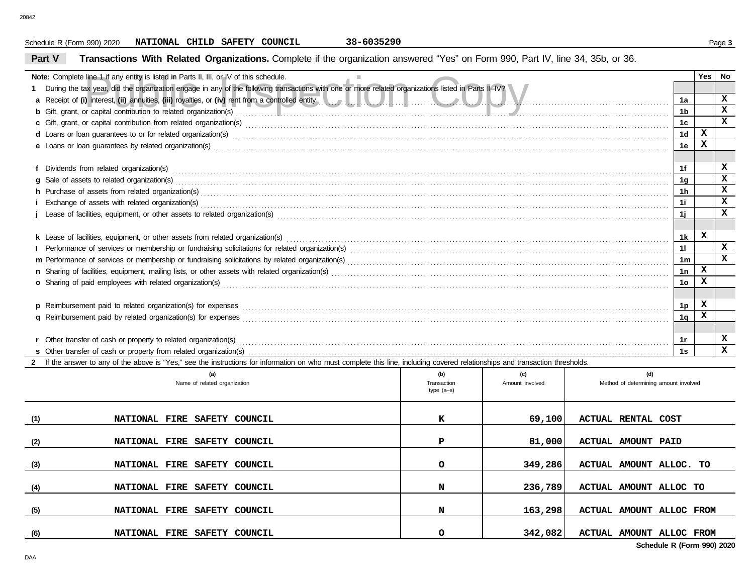Schedule R (Form 990) 2020 **NATIONAL CHILD SAFETY COUNCIL** **38-6035290**

## Part V Transactions With Related Organizations. Complete if the organization answered "Yes" on Form 990, Part IV, line 34, 35b, or 36.

| **Note:** Complete line 1 if any entity is listed in Parts II, III, or IV of this schedule. | | Yes | No |
|---|---|---|---|
| **1** During the tax year, did the organization engage in any of the following transactions with one or more related organizations listed in Parts II–IV? | | | |
| **a** Receipt of **(i)** interest, **(ii)** annuities, **(iii)** royalties, or **(iv)** rent from a controlled entity | 1a | | X |
| **b** Gift, grant, or capital contribution to related organization(s) | 1b | | X |
| **c** Gift, grant, or capital contribution from related organization(s) | 1c | | X |
| **d** Loans or loan guarantees to or for related organization(s) | 1d | X | |
| **e** Loans or loan guarantees by related organization(s) | 1e | X | |
| **f** Dividends from related organization(s) | 1f | | X |
| **g** Sale of assets to related organization(s) | 1g | | X |
| **h** Purchase of assets from related organization(s) | 1h | | X |
| **i** Exchange of assets with related organization(s) | 1i | | X |
| **j** Lease of facilities, equipment, or other assets to related organization(s) | 1j | | X |
| **k** Lease of facilities, equipment, or other assets from related organization(s) | 1k | X | |
| **l** Performance of services or membership or fundraising solicitations for related organization(s) | 1l | | X |
| **m** Performance of services or membership or fundraising solicitations by related organization(s) | 1m | | X |
| **n** Sharing of facilities, equipment, mailing lists, or other assets with related organization(s) | 1n | X | |
| **o** Sharing of paid employees with related organization(s) | 1o | X | |
| **p** Reimbursement paid to related organization(s) for expenses | 1p | X | |
| **q** Reimbursement paid by related organization(s) for expenses | 1q | X | |
| **r** Other transfer of cash or property to related organization(s) | 1r | | X |
| **s** Other transfer of cash or property from related organization(s) | 1s | | X |

**2** If the answer to any of the above is "Yes," see the instructions for information on who must complete this line, including covered relationships and transaction thresholds.

| | (a) Name of related organization | (b) Transaction type (a–s) | (c) Amount involved | (d) Method of determining amount involved |
|---|---|---|---|---|
| (1) | NATIONAL FIRE SAFETY COUNCIL | K | 69,100 | ACTUAL RENTAL COST |
| (2) | NATIONAL FIRE SAFETY COUNCIL | P | 81,000 | ACTUAL AMOUNT PAID |
| (3) | NATIONAL FIRE SAFETY COUNCIL | O | 349,286 | ACTUAL AMOUNT ALLOC. TO |
| (4) | NATIONAL FIRE SAFETY COUNCIL | N | 236,789 | ACTUAL AMOUNT ALLOC TO |
| (5) | NATIONAL FIRE SAFETY COUNCIL | N | 163,298 | ACTUAL AMOUNT ALLOC FROM |
| (6) | NATIONAL FIRE SAFETY COUNCIL | O | 342,082 | ACTUAL AMOUNT ALLOC FROM |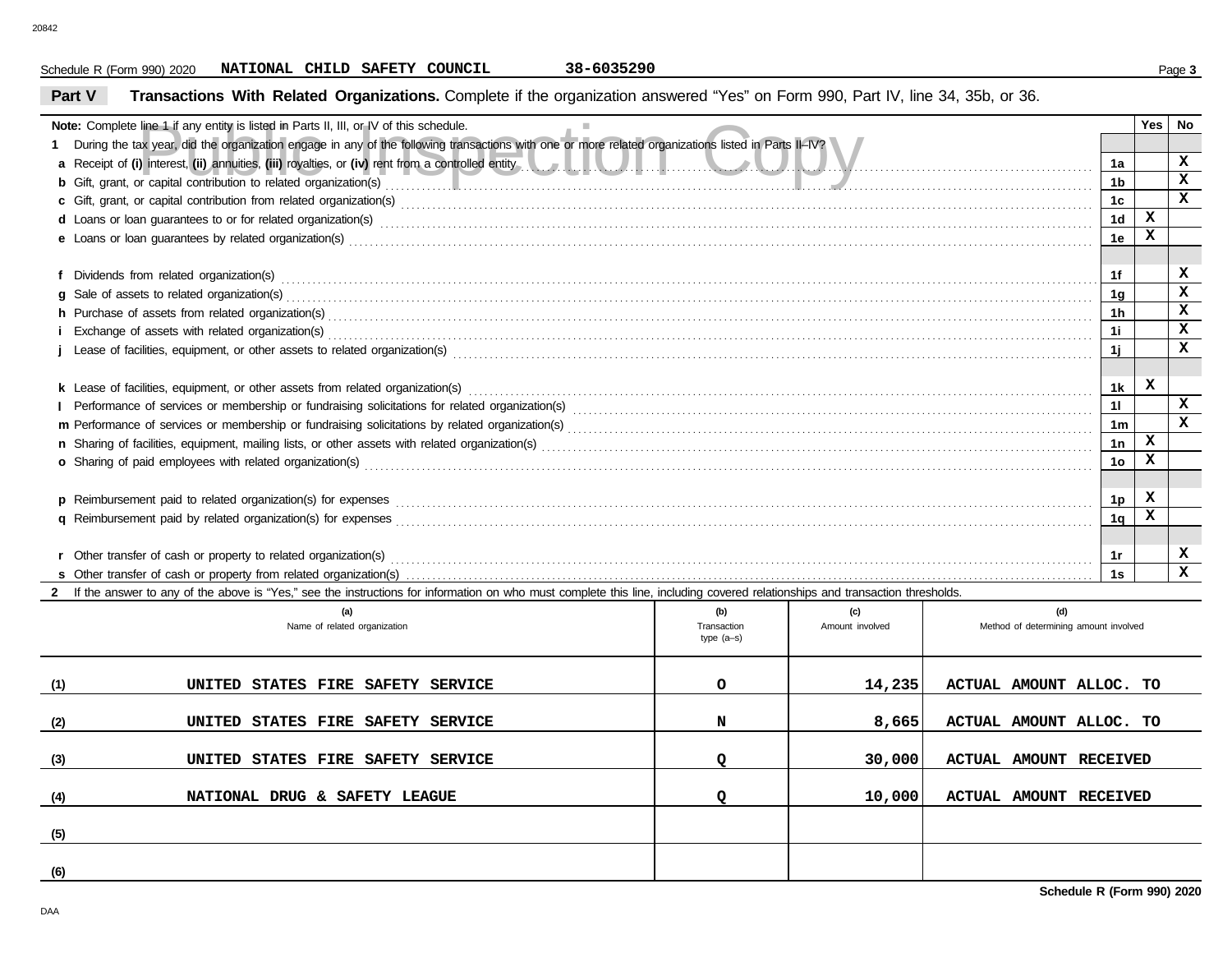Schedule R (Form 990) 2020 **NATIONAL CHILD SAFETY COUNCIL** **38-6035290**

## Part V Transactions With Related Organizations.

Complete if the organization answered "Yes" on Form 990, Part IV, line 34, 35b, or 36.

| **Note:** Complete line 1 if any entity is listed in Parts II, III, or IV of this schedule. | | Yes | No |
|---|---|---|---|
| **1** During the tax year, did the organization engage in any of the following transactions with one or more related organizations listed in Parts II–IV? | | | |
| **a** Receipt of **(i)** interest, **(ii)** annuities, **(iii)** royalties, or **(iv)** rent from a controlled entity | 1a | | X |
| **b** Gift, grant, or capital contribution to related organization(s) | 1b | | X |
| **c** Gift, grant, or capital contribution from related organization(s) | 1c | | X |
| **d** Loans or loan guarantees to or for related organization(s) | 1d | X | |
| **e** Loans or loan guarantees by related organization(s) | 1e | X | |
| **f** Dividends from related organization(s) | 1f | | X |
| **g** Sale of assets to related organization(s) | 1g | | X |
| **h** Purchase of assets from related organization(s) | 1h | | X |
| **i** Exchange of assets with related organization(s) | 1i | | X |
| **j** Lease of facilities, equipment, or other assets to related organization(s) | 1j | | X |
| **k** Lease of facilities, equipment, or other assets from related organization(s) | 1k | X | |
| **l** Performance of services or membership or fundraising solicitations for related organization(s) | 1l | | X |
| **m** Performance of services or membership or fundraising solicitations by related organization(s) | 1m | | X |
| **n** Sharing of facilities, equipment, mailing lists, or other assets with related organization(s) | 1n | X | |
| **o** Sharing of paid employees with related organization(s) | 1o | X | |
| **p** Reimbursement paid to related organization(s) for expenses | 1p | X | |
| **q** Reimbursement paid by related organization(s) for expenses | 1q | X | |
| **r** Other transfer of cash or property to related organization(s) | 1r | | X |
| **s** Other transfer of cash or property from related organization(s) | 1s | | X |

**2** If the answer to any of the above is "Yes," see the instructions for information on who must complete this line, including covered relationships and transaction thresholds.

| | (a) Name of related organization | (b) Transaction type (a–s) | (c) Amount involved | (d) Method of determining amount involved |
|---|---|---|---|---|
| (1) | UNITED STATES FIRE SAFETY SERVICE | O | 14,235 | ACTUAL AMOUNT ALLOC. TO |
| (2) | UNITED STATES FIRE SAFETY SERVICE | N | 8,665 | ACTUAL AMOUNT ALLOC. TO |
| (3) | UNITED STATES FIRE SAFETY SERVICE | Q | 30,000 | ACTUAL AMOUNT RECEIVED |
| (4) | NATIONAL DRUG & SAFETY LEAGUE | Q | 10,000 | ACTUAL AMOUNT RECEIVED |
| (5) | | | | |
| (6) | | | | |

**Schedule R (Form 990) 2020**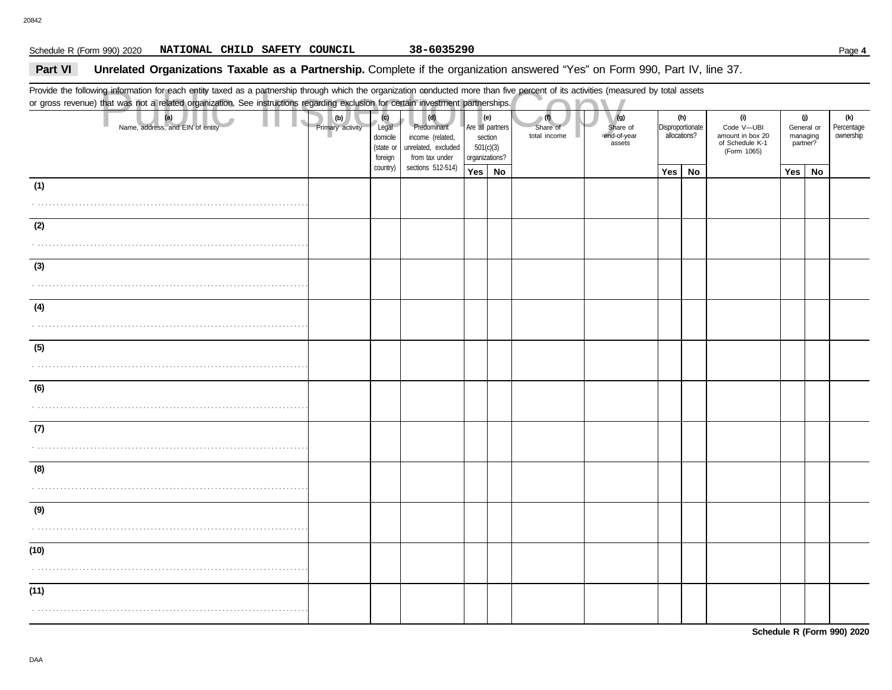Schedule R (Form 990) 2020 **NATIONAL CHILD SAFETY COUNCIL** **38-6035290**

## Part VI Unrelated Organizations Taxable as a Partnership. 

Complete if the organization answered "Yes" on Form 990, Part IV, line 37.

Provide the following information for each entity taxed as a partnership through which the organization conducted more than five percent of its activities (measured by total assets or gross revenue) that was not a related organization. See instructions regarding exclusion for certain investment partnerships.

Public Inspection Copy

| (a) Name, address, and EIN of entity | (b) Primary activity | (c) Legal domicile (state or foreign country) | (d) Predominant income (related, unrelated, excluded from tax under sections 512-514) | (e) Are all partners section 501(c)(3) organizations? | | (f) Share of total income | (g) Share of end-of-year assets | (h) Disproportionate allocations? | | (i) Code V—UBI amount in box 20 of Schedule K-1 (Form 1065) | (j) General or managing partner? | | (k) Percentage ownership |
|---|---|---|---|---|---|---|---|---|---|---|---|---|---|
| | | | | Yes | No | | | Yes | No | | Yes | No | |
| (1) | | | | | | | | | | | | | |
| (2) | | | | | | | | | | | | | |
| (3) | | | | | | | | | | | | | |
| (4) | | | | | | | | | | | | | |
| (5) | | | | | | | | | | | | | |
| (6) | | | | | | | | | | | | | |
| (7) | | | | | | | | | | | | | |
| (8) | | | | | | | | | | | | | |
| (9) | | | | | | | | | | | | | |
| (10) | | | | | | | | | | | | | |
| (11) | | | | | | | | | | | | | |

**Schedule R (Form 990) 2020**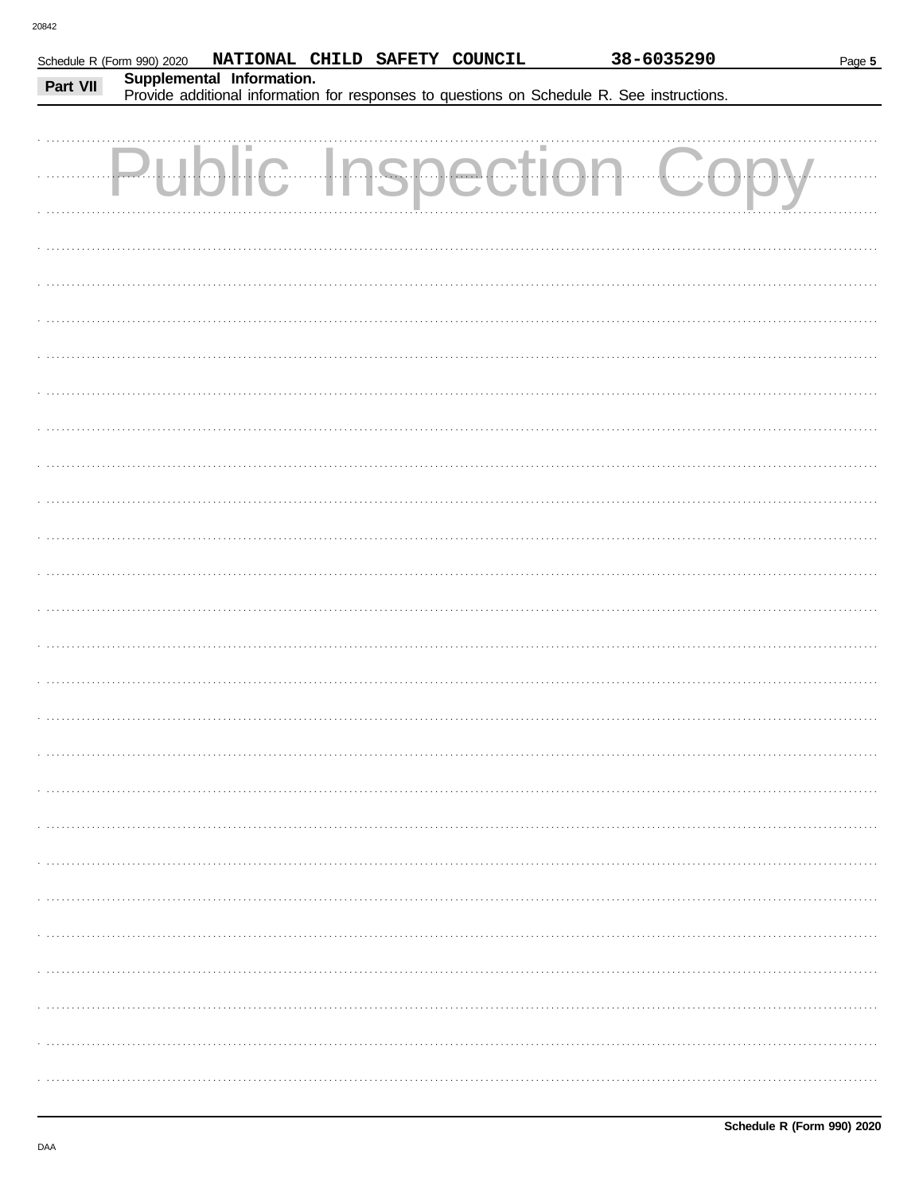Schedule R (Form 990) 2020 NATIONAL CHILD SAFETY COUNCIL 38-6035290

**Part VII** **Supplemental Information.**
Provide additional information for responses to questions on Schedule R. See instructions.

Public Inspection Copy

Schedule R (Form 990) 2020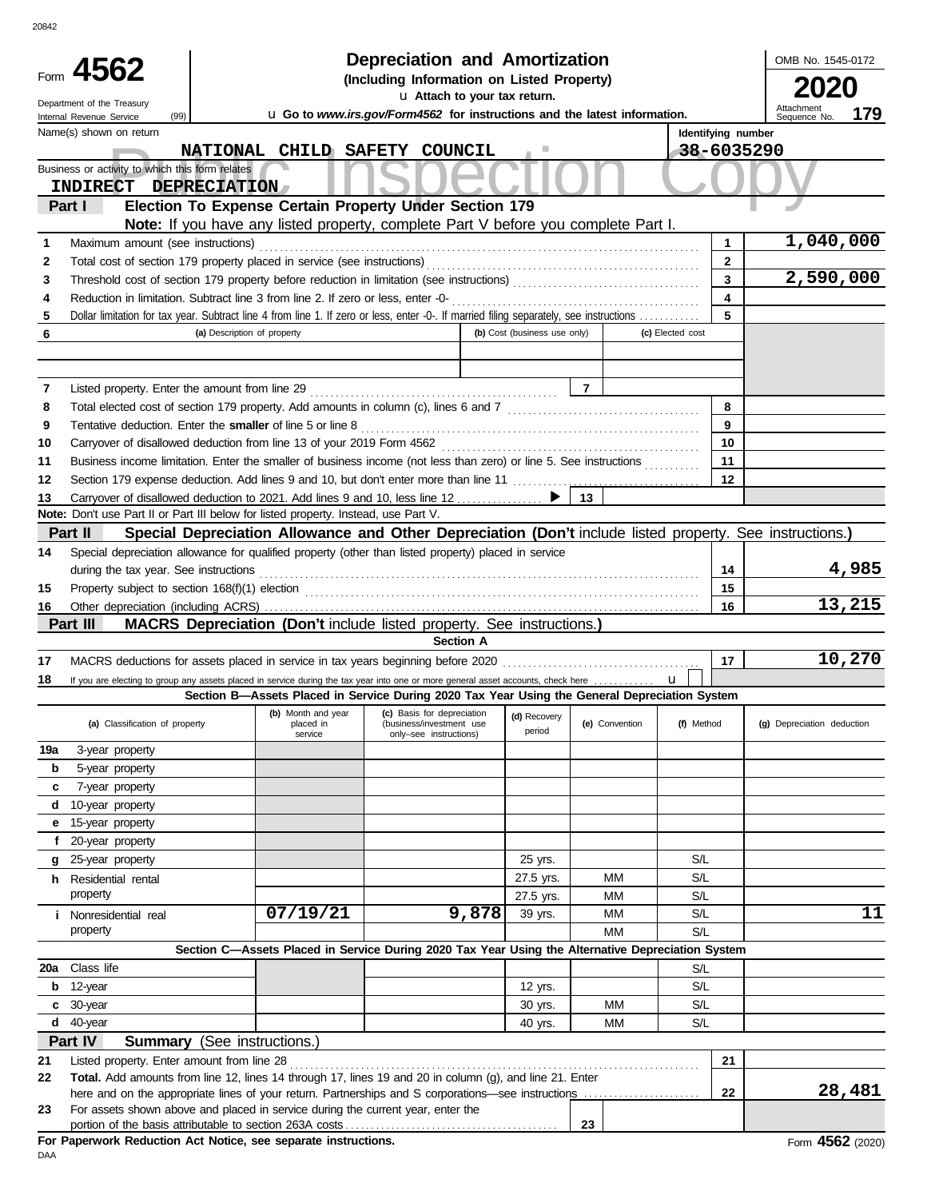Form **4562**

Department of the Treasury
Internal Revenue Service (99)

# Depreciation and Amortization

**(Including Information on Listed Property)**

**Attach to your tax return.**

**Go to *www.irs.gov/Form4562* for instructions and the latest information.**

OMB No. 1545-0172

**2020**

Attachment Sequence No. **179**

Public Inspection Copy

| Name(s) shown on return | Identifying number |
|---|---|
| NATIONAL CHILD SAFETY COUNCIL | 38-6035290 |

Business or activity to which this form relates
INDIRECT DEPRECIATION

## Part I — Election To Expense Certain Property Under Section 179

**Note:** If you have any listed property, complete Part V before you complete Part I.

| Line | Description | | Amount |
|---|---|---|---|
| 1 | Maximum amount (see instructions) | 1 | 1,040,000 |
| 2 | Total cost of section 179 property placed in service (see instructions) | 2 | |
| 3 | Threshold cost of section 179 property before reduction in limitation (see instructions) | 3 | 2,590,000 |
| 4 | Reduction in limitation. Subtract line 3 from line 2. If zero or less, enter -0- | 4 | |
| 5 | Dollar limitation for tax year. Subtract line 4 from line 1. If zero or less, enter -0-. If married filing separately, see instructions | 5 | |

| 6 | (a) Description of property | (b) Cost (business use only) | (c) Elected cost |
|---|---|---|---|
| | | | |
| | | | |

| Line | Description | | Amount |
|---|---|---|---|
| 7 | Listed property. Enter the amount from line 29 | 7 | |
| 8 | Total elected cost of section 179 property. Add amounts in column (c), lines 6 and 7 | 8 | |
| 9 | Tentative deduction. Enter the **smaller** of line 5 or line 8 | 9 | |
| 10 | Carryover of disallowed deduction from line 13 of your 2019 Form 4562 | 10 | |
| 11 | Business income limitation. Enter the smaller of business income (not less than zero) or line 5. See instructions | 11 | |
| 12 | Section 179 expense deduction. Add lines 9 and 10, but don't enter more than line 11 | 12 | |
| 13 | Carryover of disallowed deduction to 2021. Add lines 9 and 10, less line 12 | 13 | |

**Note:** Don't use Part II or Part III below for listed property. Instead, use Part V.

## Part II — Special Depreciation Allowance and Other Depreciation (Don't include listed property. See instructions.)

| Line | Description | | Amount |
|---|---|---|---|
| 14 | Special depreciation allowance for qualified property (other than listed property) placed in service during the tax year. See instructions | 14 | 4,985 |
| 15 | Property subject to section 168(f)(1) election | 15 | |
| 16 | Other depreciation (including ACRS) | 16 | 13,215 |

## Part III — MACRS Depreciation (Don't include listed property. See instructions.)

### Section A

| Line | Description | | Amount |
|---|---|---|---|
| 17 | MACRS deductions for assets placed in service in tax years beginning before 2020 | 17 | 10,270 |
| 18 | If you are electing to group any assets placed in service during the tax year into one or more general asset accounts, check here | | |

### Section B—Assets Placed in Service During 2020 Tax Year Using the General Depreciation System

| (a) Classification of property | (b) Month and year placed in service | (c) Basis for depreciation (business/investment use only–see instructions) | (d) Recovery period | (e) Convention | (f) Method | (g) Depreciation deduction |
|---|---|---|---|---|---|---|
| 19a 3-year property | | | | | | |
| b 5-year property | | | | | | |
| c 7-year property | | | | | | |
| d 10-year property | | | | | | |
| e 15-year property | | | | | | |
| f 20-year property | | | | | | |
| g 25-year property | | | 25 yrs. | | S/L | |
| h Residential rental property | | | 27.5 yrs. | MM | S/L | |
| | | | 27.5 yrs. | MM | S/L | |
| i Nonresidential real property | 07/19/21 | 9,878 | 39 yrs. | MM | S/L | 11 |
| | | | | MM | S/L | |

### Section C—Assets Placed in Service During 2020 Tax Year Using the Alternative Depreciation System

| (a) Classification of property | (b) Month and year placed in service | (c) Basis for depreciation | (d) Recovery period | (e) Convention | (f) Method | (g) Depreciation deduction |
|---|---|---|---|---|---|---|
| 20a Class life | | | | | S/L | |
| b 12-year | | | 12 yrs. | | S/L | |
| c 30-year | | | 30 yrs. | MM | S/L | |
| d 40-year | | | 40 yrs. | MM | S/L | |

## Part IV — Summary (See instructions.)

| Line | Description | | Amount |
|---|---|---|---|
| 21 | Listed property. Enter amount from line 28 | 21 | |
| 22 | **Total.** Add amounts from line 12, lines 14 through 17, lines 19 and 20 in column (g), and line 21. Enter here and on the appropriate lines of your return. Partnerships and S corporations—see instructions | 22 | 28,481 |
| 23 | For assets shown above and placed in service during the current year, enter the portion of the basis attributable to section 263A costs | 23 | |

**For Paperwork Reduction Act Notice, see separate instructions.**

Form **4562** (2020)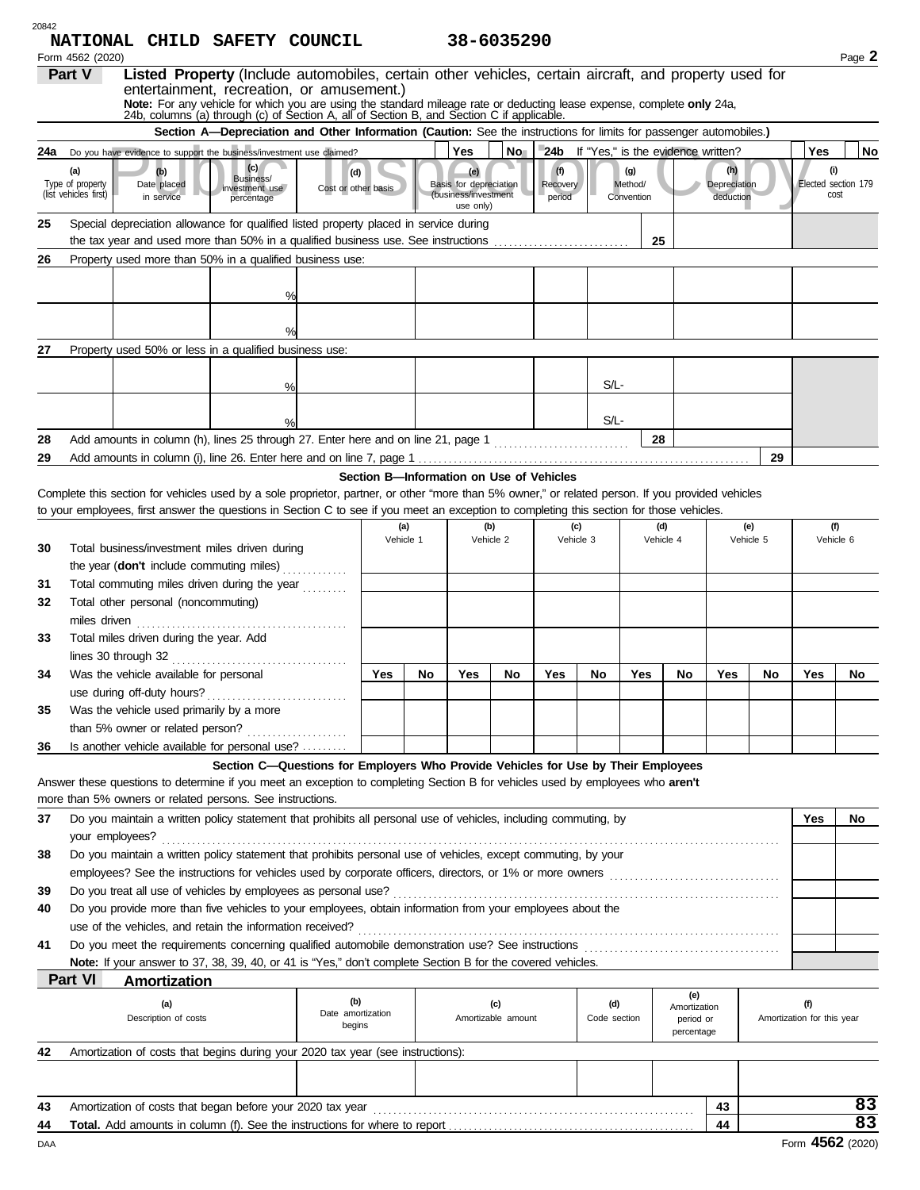20842
**NATIONAL CHILD SAFETY COUNCIL 38-6035290**

Form 4562 (2020)

## Part V Listed Property (Include automobiles, certain other vehicles, certain aircraft, and property used for entertainment, recreation, or amusement.)

**Note:** For any vehicle for which you are using the standard mileage rate or deducting lease expense, complete **only** 24a, 24b, columns (a) through (c) of Section A, all of Section B, and Section C if applicable.

### Section A—Depreciation and Other Information (Caution: See the instructions for limits for passenger automobiles.)

**24a** Do you have evidence to support the business/investment use claimed? Yes / No **24b** If "Yes," is the evidence written? Yes / No

Public Inspection Copy

| (a) Type of property (list vehicles first) | (b) Date placed in service | (c) Business/ investment use percentage | (d) Cost or other basis | (e) Basis for depreciation (business/investment use only) | (f) Recovery period | (g) Method/ Convention | (h) Depreciation deduction | (i) Elected section 179 cost |
|---|---|---|---|---|---|---|---|---|
| **25** Special depreciation allowance for qualified listed property placed in service during the tax year and used more than 50% in a qualified business use. See instructions | | | | | | 25 | | |
| **26** Property used more than 50% in a qualified business use: | | | | | | | | |
| | | % | | | | | | |
| | | % | | | | | | |
| **27** Property used 50% or less in a qualified business use: | | | | | | | | |
| | | % | | | | S/L- | | |
| | | % | | | | S/L- | | |
| **28** Add amounts in column (h), lines 25 through 27. Enter here and on line 21, page 1 | | | | | | 28 | | |
| **29** Add amounts in column (i), line 26. Enter here and on line 7, page 1 | | | | | | | 29 | |

### Section B—Information on Use of Vehicles

Complete this section for vehicles used by a sole proprietor, partner, or other "more than 5% owner," or related person. If you provided vehicles to your employees, first answer the questions in Section C to see if you meet an exception to completing this section for those vehicles.

| | (a) Vehicle 1 | | (b) Vehicle 2 | | (c) Vehicle 3 | | (d) Vehicle 4 | | (e) Vehicle 5 | | (f) Vehicle 6 | |
|---|---|---|---|---|---|---|---|---|---|---|---|---|
| **30** Total business/investment miles driven during the year (**don't** include commuting miles) | | | | | | | | | | | | |
| **31** Total commuting miles driven during the year | | | | | | | | | | | | |
| **32** Total other personal (noncommuting) miles driven | | | | | | | | | | | | |
| **33** Total miles driven during the year. Add lines 30 through 32 | | | | | | | | | | | | |
| | Yes | No | Yes | No | Yes | No | Yes | No | Yes | No | Yes | No |
| **34** Was the vehicle available for personal use during off-duty hours? | | | | | | | | | | | | |
| **35** Was the vehicle used primarily by a more than 5% owner or related person? | | | | | | | | | | | | |
| **36** Is another vehicle available for personal use? | | | | | | | | | | | | |

### Section C—Questions for Employers Who Provide Vehicles for Use by Their Employees

Answer these questions to determine if you meet an exception to completing Section B for vehicles used by employees who **aren't** more than 5% owners or related persons. See instructions.

| | Yes | No |
|---|---|---|
| **37** Do you maintain a written policy statement that prohibits all personal use of vehicles, including commuting, by your employees? | | |
| **38** Do you maintain a written policy statement that prohibits personal use of vehicles, except commuting, by your employees? See the instructions for vehicles used by corporate officers, directors, or 1% or more owners | | |
| **39** Do you treat all use of vehicles by employees as personal use? | | |
| **40** Do you provide more than five vehicles to your employees, obtain information from your employees about the use of the vehicles, and retain the information received? | | |
| **41** Do you meet the requirements concerning qualified automobile demonstration use? See instructions | | |

**Note:** If your answer to 37, 38, 39, 40, or 41 is "Yes," don't complete Section B for the covered vehicles.

## Part VI Amortization

| (a) Description of costs | (b) Date amortization begins | (c) Amortizable amount | (d) Code section | (e) Amortization period or percentage | (f) Amortization for this year |
|---|---|---|---|---|---|
| **42** Amortization of costs that begins during your 2020 tax year (see instructions): | | | | | |
| | | | | | |
| **43** Amortization of costs that began before your 2020 tax year | | | | 43 | 83 |
| **44** **Total.** Add amounts in column (f). See the instructions for where to report | | | | 44 | 83 |

DAA Form **4562** (2020)